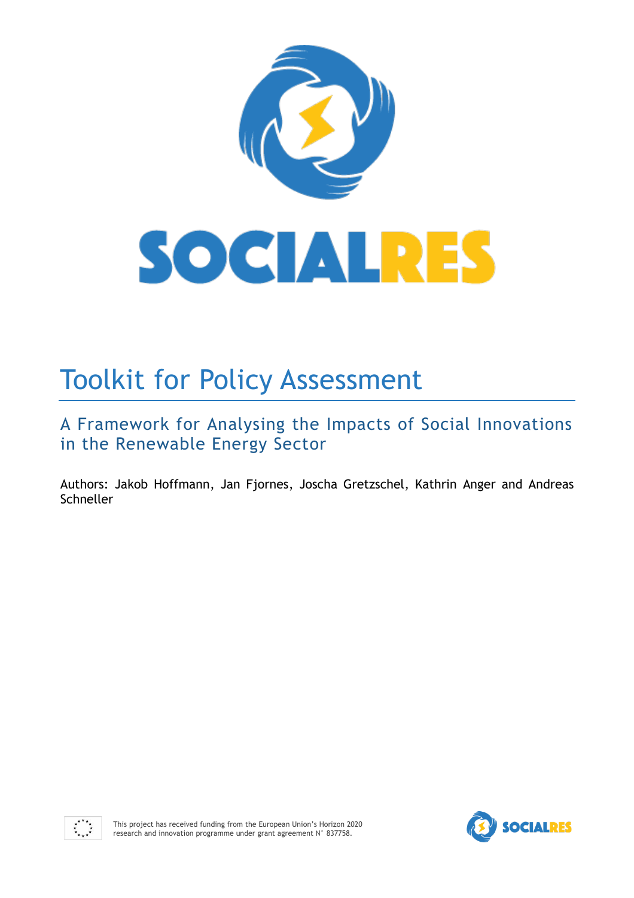# SOCIALRES

# Toolkit for Policy Assessment

## A Framework for Analysing the Impacts of Social Innovations in the Renewable Energy Sector

Authors: Jakob Hoffmann, Jan Fjornes, Joscha Gretzschel, Kathrin Anger and Andreas Schneller

This project has received funding from the European Union's Horizon 2020 research and innovation programme under grant agreement N° 837758.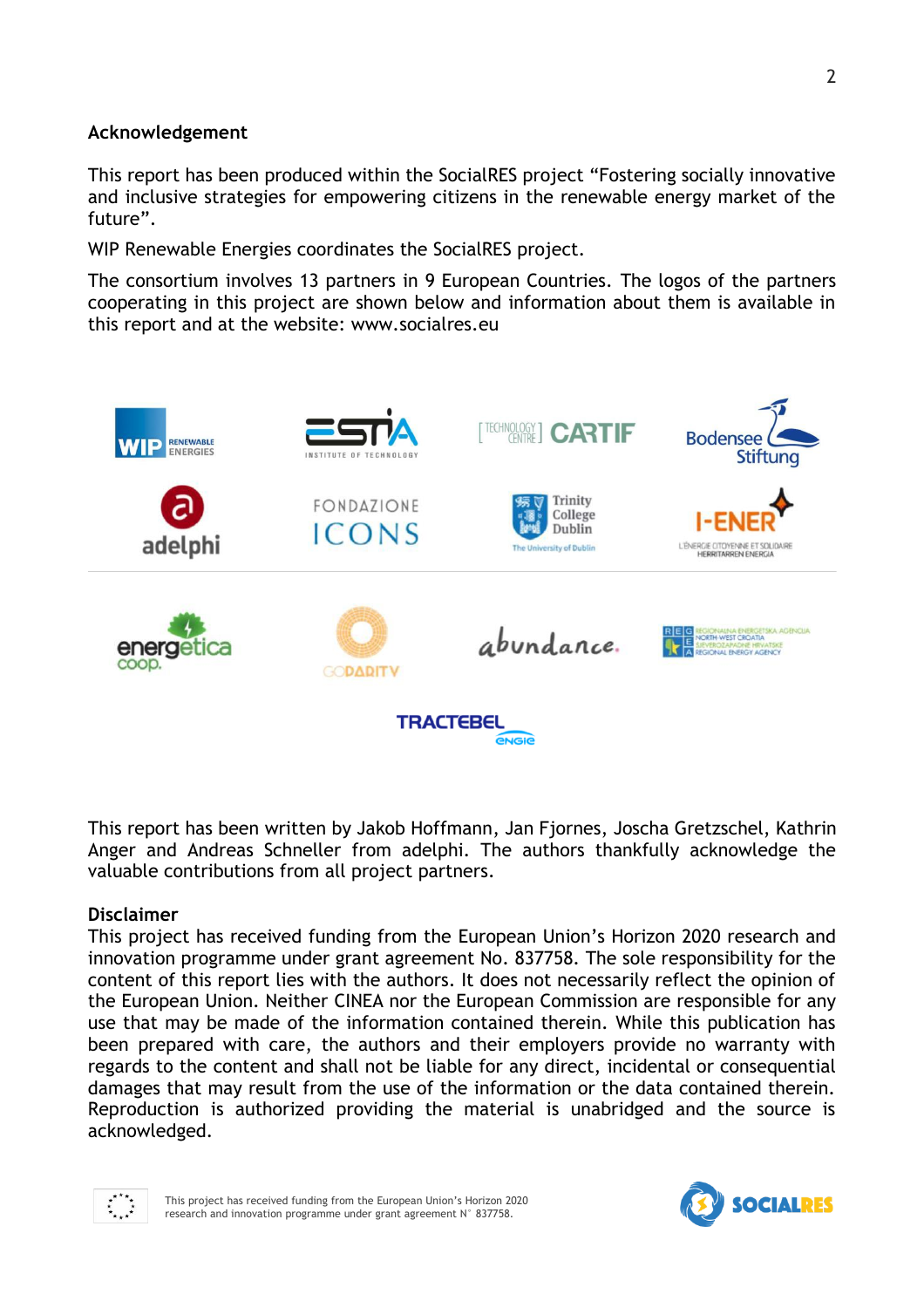## Acknowledgement

This report has been produced within the SocialRES project "Fostering socially innovative and inclusive strategies for empowering citizens in the renewable energy market of the future".

WIP Renewable Energies coordinates the SocialRES project.

The consortium involves 13 partners in 9 European Countries. The logos of the partners cooperating in this project are shown below and information about them is available in this report and at the website: www.socialres.eu

This report has been written by Jakob Hoffmann, Jan Fjornes, Joscha Gretzschel, Kathrin Anger and Andreas Schneller from adelphi. The authors thankfully acknowledge the valuable contributions from all project partners.

## Disclaimer

This project has received funding from the European Union's Horizon 2020 research and innovation programme under grant agreement No. 837758. The sole responsibility for the content of this report lies with the authors. It does not necessarily reflect the opinion of the European Union. Neither CINEA nor the European Commission are responsible for any use that may be made of the information contained therein. While this publication has been prepared with care, the authors and their employers provide no warranty with regards to the content and shall not be liable for any direct, incidental or consequential damages that may result from the use of the information or the data contained therein. Reproduction is authorized providing the material is unabridged and the source is acknowledged.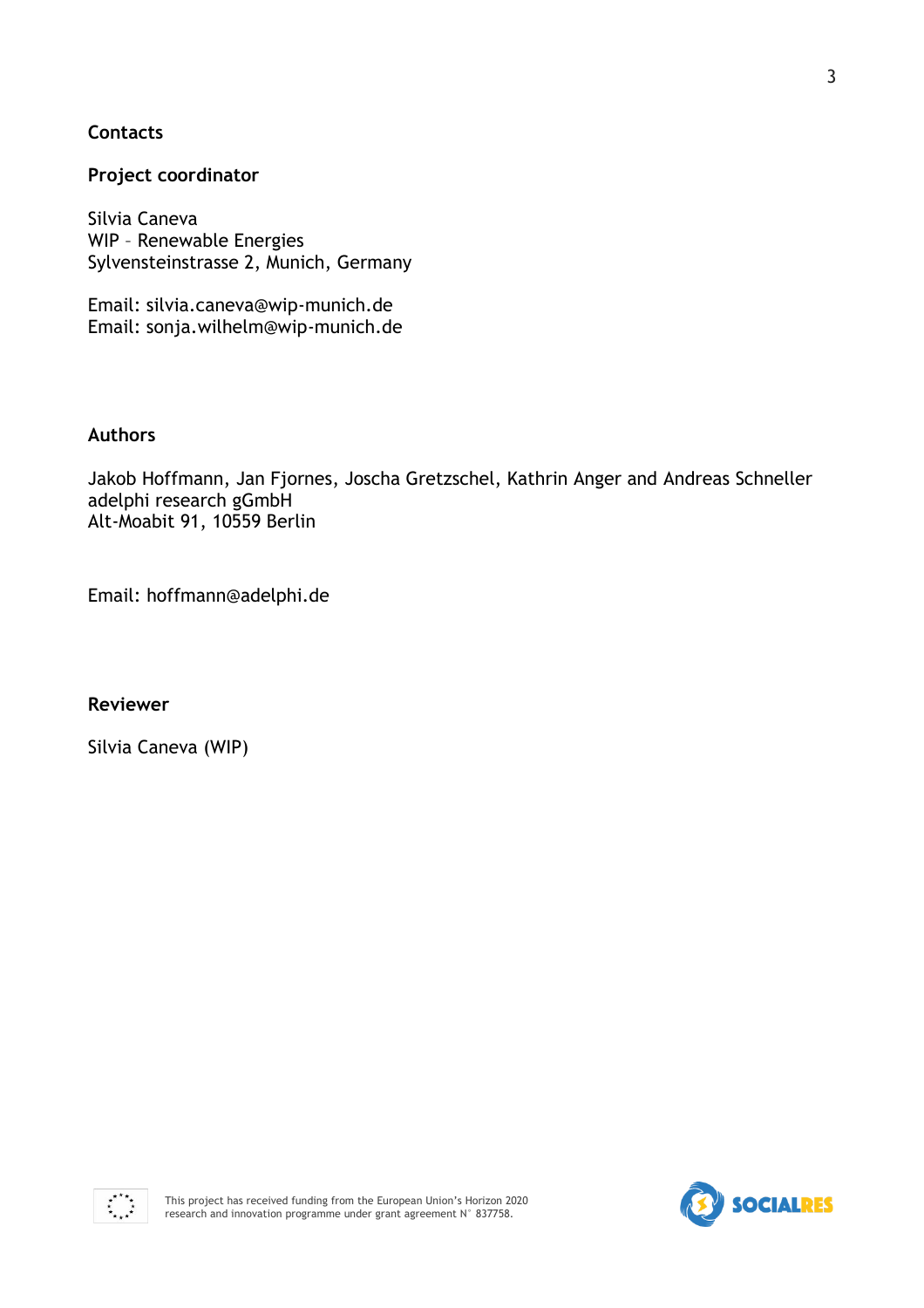## Contacts

### Project coordinator

Silvia Caneva
WIP – Renewable Energies
Sylvensteinstrasse 2, Munich, Germany

Email: silvia.caneva@wip-munich.de
Email: sonja.wilhelm@wip-munich.de

### Authors

Jakob Hoffmann, Jan Fjornes, Joscha Gretzschel, Kathrin Anger and Andreas Schneller
adelphi research gGmbH
Alt-Moabit 91, 10559 Berlin

Email: hoffmann@adelphi.de

### Reviewer

Silvia Caneva (WIP)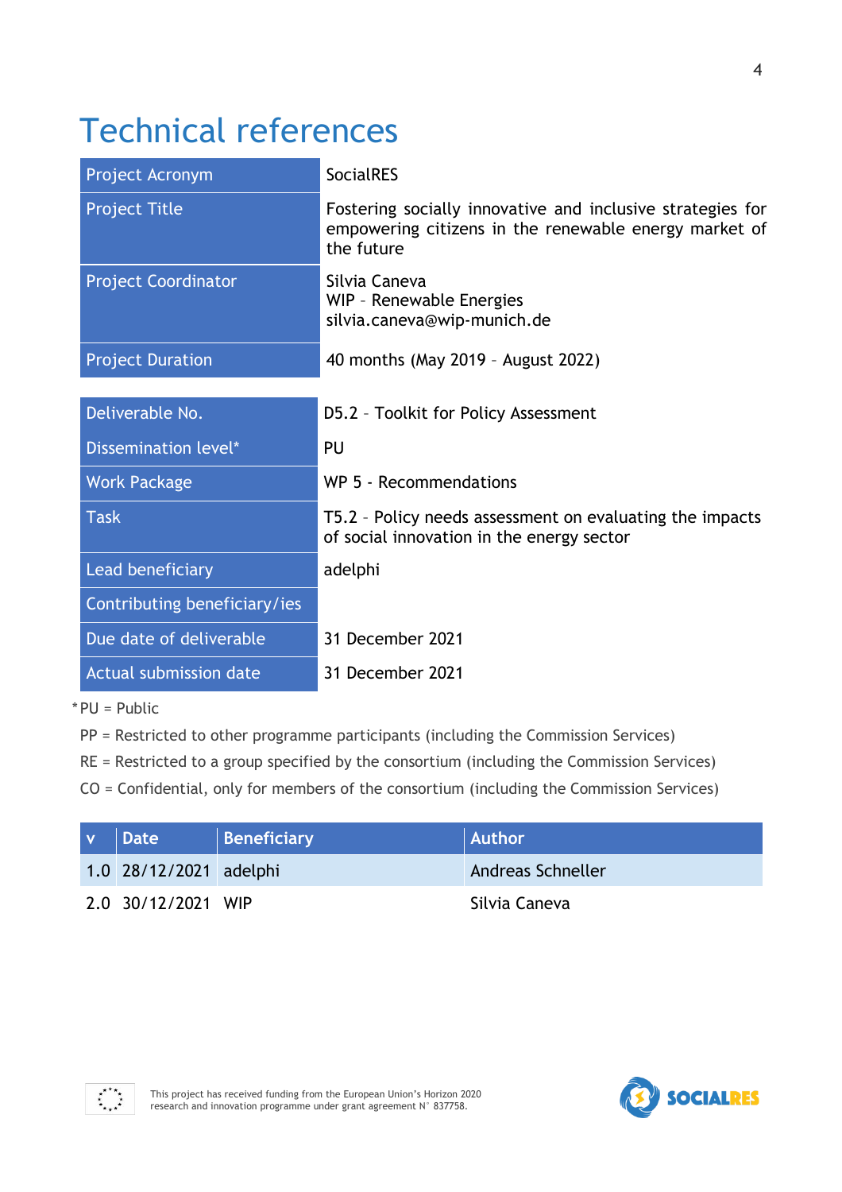# Technical references

| Project Acronym | SocialRES |
|---|---|
| Project Title | Fostering socially innovative and inclusive strategies for empowering citizens in the renewable energy market of the future |
| Project Coordinator | Silvia Caneva<br>WIP – Renewable Energies<br>silvia.caneva@wip-munich.de |
| Project Duration | 40 months (May 2019 – August 2022) |

| Deliverable No. | D5.2 – Toolkit for Policy Assessment |
|---|---|
| Dissemination level* | PU |
| Work Package | WP 5 - Recommendations |
| Task | T5.2 – Policy needs assessment on evaluating the impacts of social innovation in the energy sector |
| Lead beneficiary | adelphi |
| Contributing beneficiary/ies | |
| Due date of deliverable | 31 December 2021 |
| Actual submission date | 31 December 2021 |

*PU = Public

PP = Restricted to other programme participants (including the Commission Services)

RE = Restricted to a group specified by the consortium (including the Commission Services)

CO = Confidential, only for members of the consortium (including the Commission Services)

| v | Date | Beneficiary | Author |
|---|---|---|---|
| 1.0 | 28/12/2021 | adelphi | Andreas Schneller |
| 2.0 | 30/12/2021 | WIP | Silvia Caneva |

This project has received funding from the European Union's Horizon 2020 research and innovation programme under grant agreement N° 837758.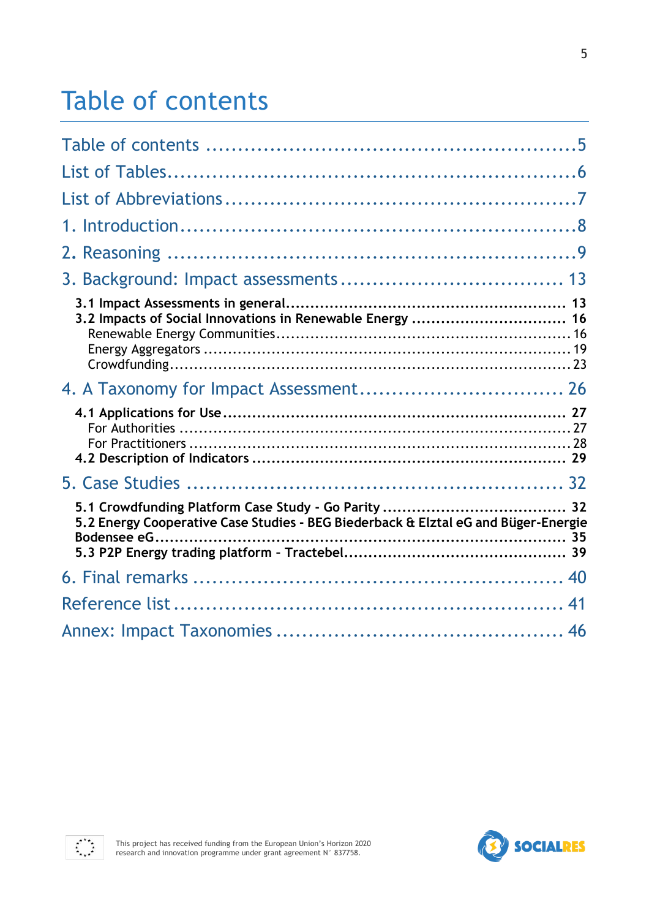# Table of contents

Table of contents ........................................................5

List of Tables...............................................................6

List of Abbreviations ....................................................7

1. Introduction.............................................................8

2. Reasoning ...............................................................9

3. Background: Impact assessments .................................. 13

- **3.1 Impact Assessments in general** ........................................................ 13
- **3.2 Impacts of Social Innovations in Renewable Energy** ................................ 16
  - Renewable Energy Communities ........................................................... 16
  - Energy Aggregators ........................................................................... 19
  - Crowdfunding .................................................................................. 23

4. A Taxonomy for Impact Assessment ................................ 26

- **4.1 Applications for Use** ....................................................................... 27
  - For Authorities ................................................................................. 27
  - For Practitioners ............................................................................... 28
- **4.2 Description of Indicators** ................................................................. 29

5. Case Studies ......................................................... 32

- **5.1 Crowdfunding Platform Case Study - Go Parity** ...................................... 32
- **5.2 Energy Cooperative Case Studies - BEG Biederback & Elztal eG and Büger-Energie Bodensee eG** ........................................................................... 35
- **5.3 P2P Energy trading platform - Tractebel** ............................................. 39

6. Final remarks ........................................................ 40

Reference list ........................................................... 41

Annex: Impact Taxonomies ............................................ 46

This project has received funding from the European Union's Horizon 2020 research and innovation programme under grant agreement N° 837758.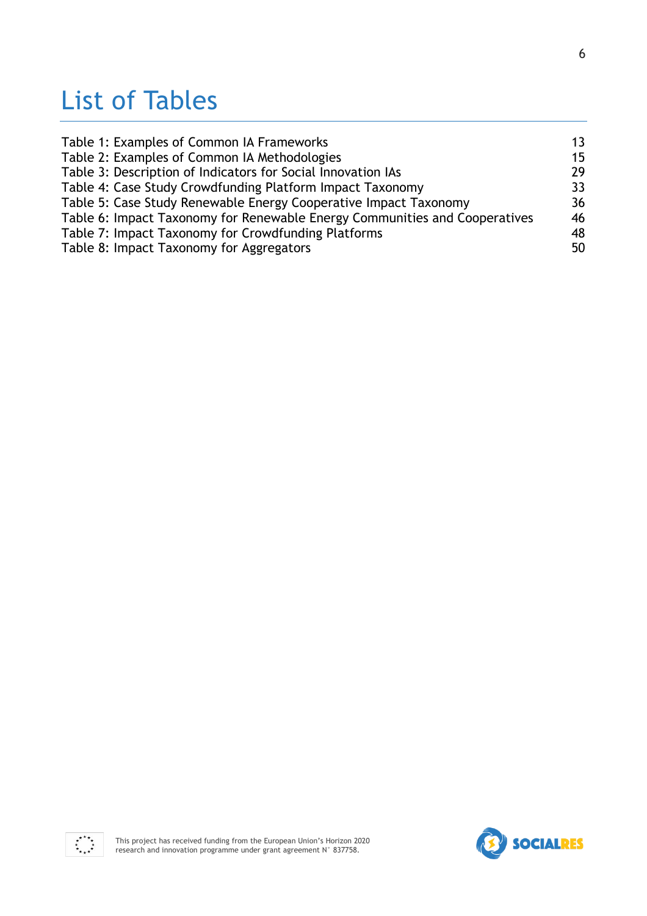# List of Tables

Table 1: Examples of Common IA Frameworks 13
Table 2: Examples of Common IA Methodologies 15
Table 3: Description of Indicators for Social Innovation IAs 29
Table 4: Case Study Crowdfunding Platform Impact Taxonomy 33
Table 5: Case Study Renewable Energy Cooperative Impact Taxonomy 36
Table 6: Impact Taxonomy for Renewable Energy Communities and Cooperatives 46
Table 7: Impact Taxonomy for Crowdfunding Platforms 48
Table 8: Impact Taxonomy for Aggregators 50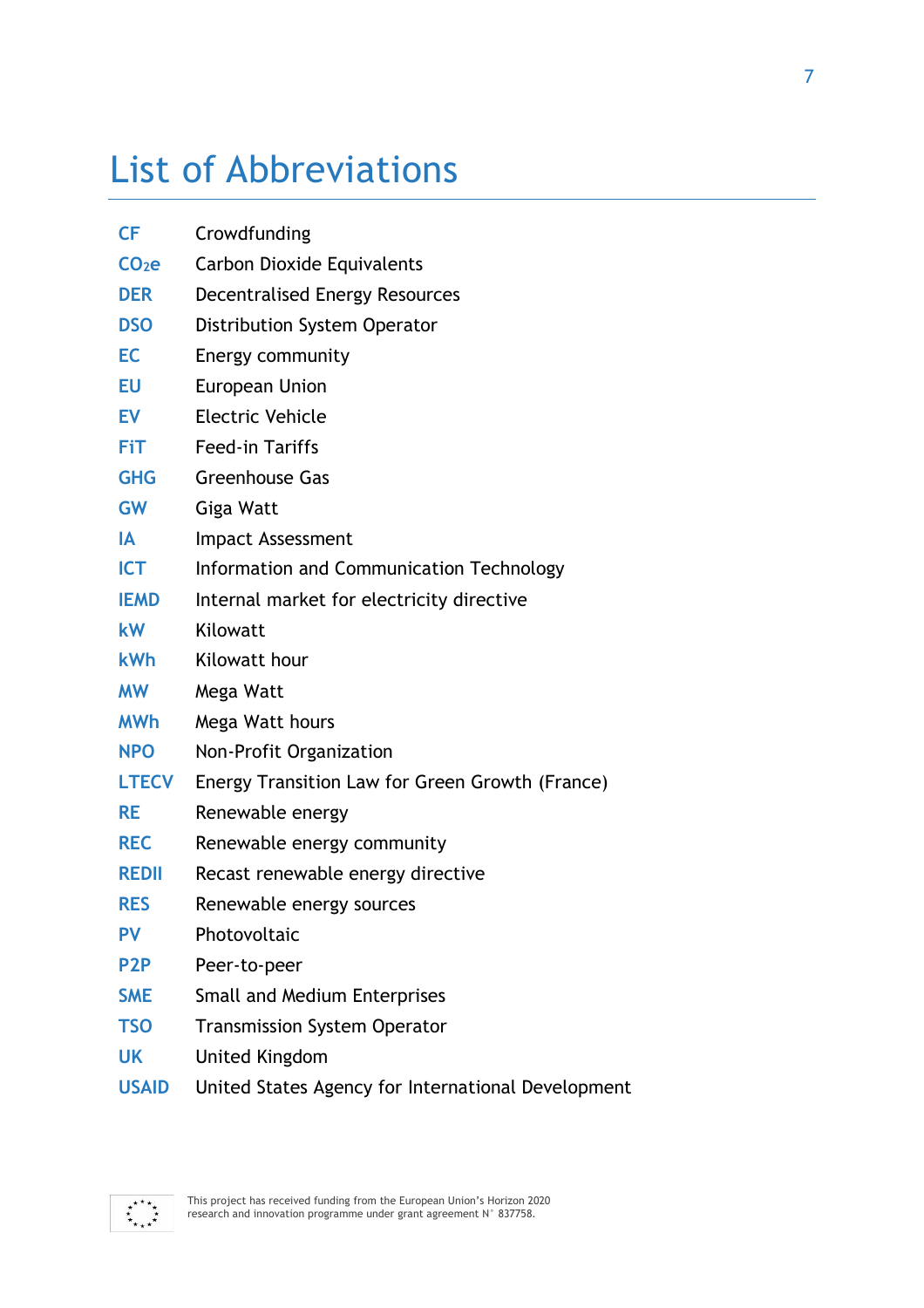# List of Abbreviations

| | |
|---|---|
| **CF** | Crowdfunding |
| **$CO_2e$** | Carbon Dioxide Equivalents |
| **DER** | Decentralised Energy Resources |
| **DSO** | Distribution System Operator |
| **EC** | Energy community |
| **EU** | European Union |
| **EV** | Electric Vehicle |
| **FiT** | Feed-in Tariffs |
| **GHG** | Greenhouse Gas |
| **GW** | Giga Watt |
| **IA** | Impact Assessment |
| **ICT** | Information and Communication Technology |
| **IEMD** | Internal market for electricity directive |
| **kW** | Kilowatt |
| **kWh** | Kilowatt hour |
| **MW** | Mega Watt |
| **MWh** | Mega Watt hours |
| **NPO** | Non-Profit Organization |
| **LTECV** | Energy Transition Law for Green Growth (France) |
| **RE** | Renewable energy |
| **REC** | Renewable energy community |
| **REDII** | Recast renewable energy directive |
| **RES** | Renewable energy sources |
| **PV** | Photovoltaic |
| **P2P** | Peer-to-peer |
| **SME** | Small and Medium Enterprises |
| **TSO** | Transmission System Operator |
| **UK** | United Kingdom |
| **USAID** | United States Agency for International Development |

This project has received funding from the European Union's Horizon 2020 research and innovation programme under grant agreement N° 837758.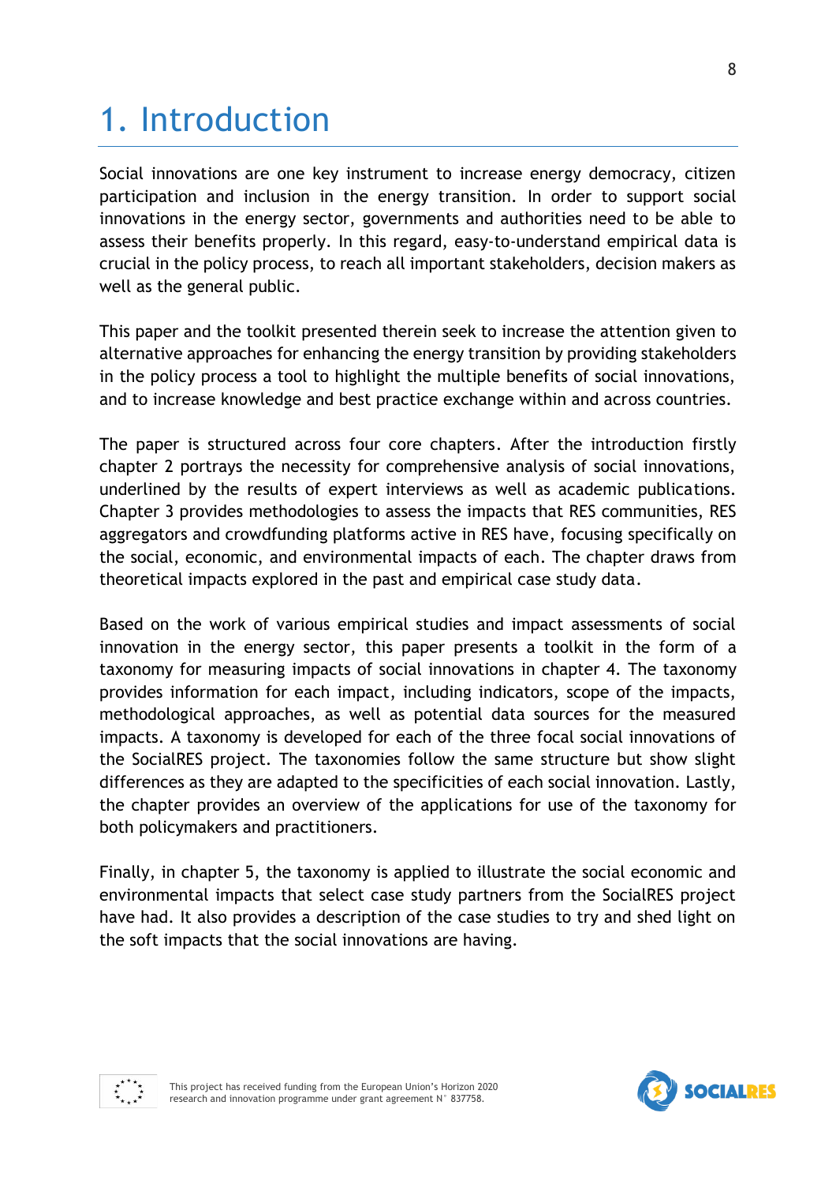# 1. Introduction

Social innovations are one key instrument to increase energy democracy, citizen participation and inclusion in the energy transition. In order to support social innovations in the energy sector, governments and authorities need to be able to assess their benefits properly. In this regard, easy-to-understand empirical data is crucial in the policy process, to reach all important stakeholders, decision makers as well as the general public.

This paper and the toolkit presented therein seek to increase the attention given to alternative approaches for enhancing the energy transition by providing stakeholders in the policy process a tool to highlight the multiple benefits of social innovations, and to increase knowledge and best practice exchange within and across countries.

The paper is structured across four core chapters. After the introduction firstly chapter 2 portrays the necessity for comprehensive analysis of social innovations, underlined by the results of expert interviews as well as academic publications. Chapter 3 provides methodologies to assess the impacts that RES communities, RES aggregators and crowdfunding platforms active in RES have, focusing specifically on the social, economic, and environmental impacts of each. The chapter draws from theoretical impacts explored in the past and empirical case study data.

Based on the work of various empirical studies and impact assessments of social innovation in the energy sector, this paper presents a toolkit in the form of a taxonomy for measuring impacts of social innovations in chapter 4. The taxonomy provides information for each impact, including indicators, scope of the impacts, methodological approaches, as well as potential data sources for the measured impacts. A taxonomy is developed for each of the three focal social innovations of the SocialRES project. The taxonomies follow the same structure but show slight differences as they are adapted to the specificities of each social innovation. Lastly, the chapter provides an overview of the applications for use of the taxonomy for both policymakers and practitioners.

Finally, in chapter 5, the taxonomy is applied to illustrate the social economic and environmental impacts that select case study partners from the SocialRES project have had. It also provides a description of the case studies to try and shed light on the soft impacts that the social innovations are having.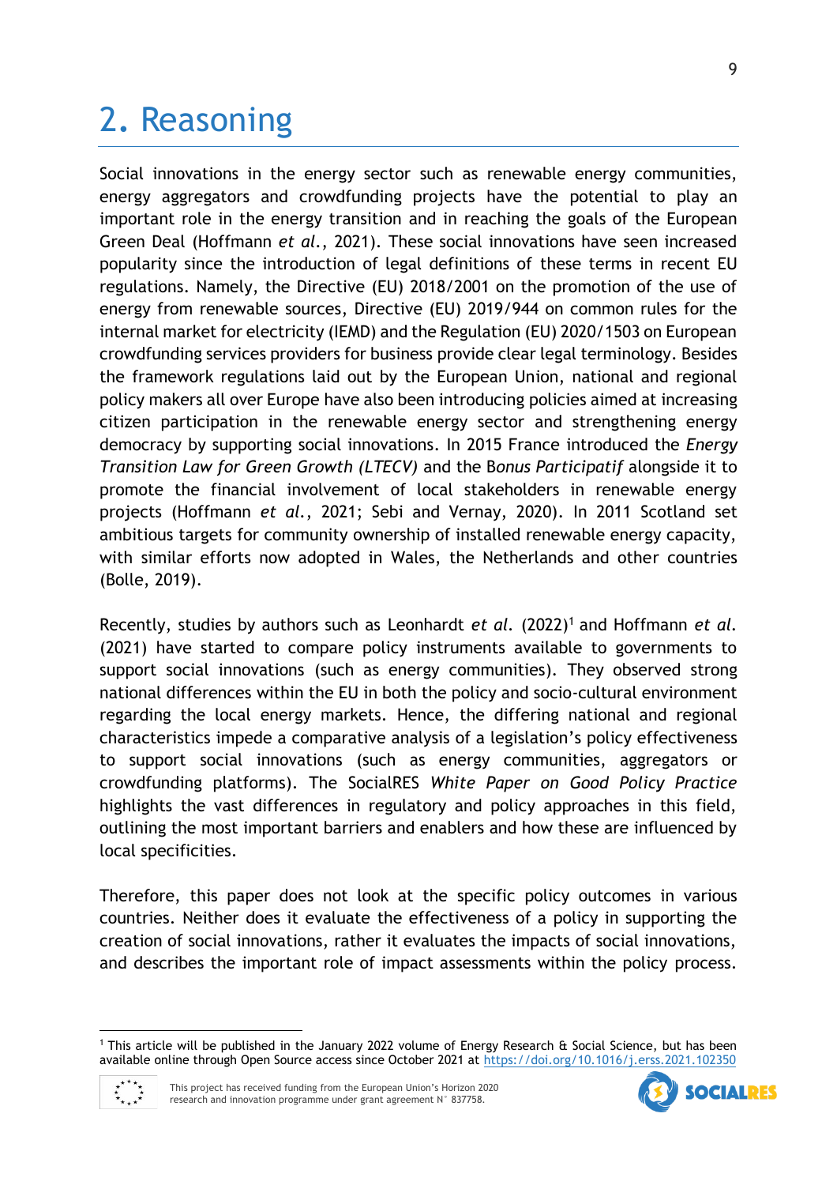# 2. Reasoning

Social innovations in the energy sector such as renewable energy communities, energy aggregators and crowdfunding projects have the potential to play an important role in the energy transition and in reaching the goals of the European Green Deal (Hoffmann *et al.*, 2021). These social innovations have seen increased popularity since the introduction of legal definitions of these terms in recent EU regulations. Namely, the Directive (EU) 2018/2001 on the promotion of the use of energy from renewable sources, Directive (EU) 2019/944 on common rules for the internal market for electricity (IEMD) and the Regulation (EU) 2020/1503 on European crowdfunding services providers for business provide clear legal terminology. Besides the framework regulations laid out by the European Union, national and regional policy makers all over Europe have also been introducing policies aimed at increasing citizen participation in the renewable energy sector and strengthening energy democracy by supporting social innovations. In 2015 France introduced the *Energy Transition Law for Green Growth (LTECV)* and the B*onus Participatif* alongside it to promote the financial involvement of local stakeholders in renewable energy projects (Hoffmann *et al.,* 2021; Sebi and Vernay, 2020). In 2011 Scotland set ambitious targets for community ownership of installed renewable energy capacity, with similar efforts now adopted in Wales, the Netherlands and other countries (Bolle, 2019).

Recently, studies by authors such as Leonhardt *et al.* (2022)[1] and Hoffmann *et al.* (2021) have started to compare policy instruments available to governments to support social innovations (such as energy communities). They observed strong national differences within the EU in both the policy and socio-cultural environment regarding the local energy markets. Hence, the differing national and regional characteristics impede a comparative analysis of a legislation's policy effectiveness to support social innovations (such as energy communities, aggregators or crowdfunding platforms). The SocialRES *White Paper on Good Policy Practice* highlights the vast differences in regulatory and policy approaches in this field, outlining the most important barriers and enablers and how these are influenced by local specificities.

Therefore, this paper does not look at the specific policy outcomes in various countries. Neither does it evaluate the effectiveness of a policy in supporting the creation of social innovations, rather it evaluates the impacts of social innovations, and describes the important role of impact assessments within the policy process.

[1] This article will be published in the January 2022 volume of Energy Research & Social Science, but has been available online through Open Source access since October 2021 at https://doi.org/10.1016/j.erss.2021.102350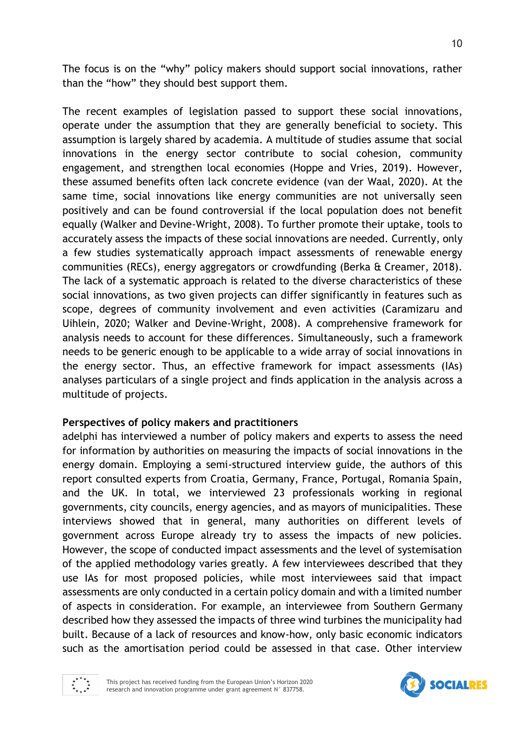The focus is on the "why" policy makers should support social innovations, rather than the "how" they should best support them.

The recent examples of legislation passed to support these social innovations, operate under the assumption that they are generally beneficial to society. This assumption is largely shared by academia. A multitude of studies assume that social innovations in the energy sector contribute to social cohesion, community engagement, and strengthen local economies (Hoppe and Vries, 2019). However, these assumed benefits often lack concrete evidence (van der Waal, 2020). At the same time, social innovations like energy communities are not universally seen positively and can be found controversial if the local population does not benefit equally (Walker and Devine-Wright, 2008). To further promote their uptake, tools to accurately assess the impacts of these social innovations are needed. Currently, only a few studies systematically approach impact assessments of renewable energy communities (RECs), energy aggregators or crowdfunding (Berka & Creamer, 2018). The lack of a systematic approach is related to the diverse characteristics of these social innovations, as two given projects can differ significantly in features such as scope, degrees of community involvement and even activities (Caramizaru and Uihlein, 2020; Walker and Devine-Wright, 2008). A comprehensive framework for analysis needs to account for these differences. Simultaneously, such a framework needs to be generic enough to be applicable to a wide array of social innovations in the energy sector. Thus, an effective framework for impact assessments (IAs) analyses particulars of a single project and finds application in the analysis across a multitude of projects.

**Perspectives of policy makers and practitioners**

adelphi has interviewed a number of policy makers and experts to assess the need for information by authorities on measuring the impacts of social innovations in the energy domain. Employing a semi-structured interview guide, the authors of this report consulted experts from Croatia, Germany, France, Portugal, Romania Spain, and the UK. In total, we interviewed 23 professionals working in regional governments, city councils, energy agencies, and as mayors of municipalities. These interviews showed that in general, many authorities on different levels of government across Europe already try to assess the impacts of new policies. However, the scope of conducted impact assessments and the level of systemisation of the applied methodology varies greatly. A few interviewees described that they use IAs for most proposed policies, while most interviewees said that impact assessments are only conducted in a certain policy domain and with a limited number of aspects in consideration. For example, an interviewee from Southern Germany described how they assessed the impacts of three wind turbines the municipality had built. Because of a lack of resources and know-how, only basic economic indicators such as the amortisation period could be assessed in that case. Other interview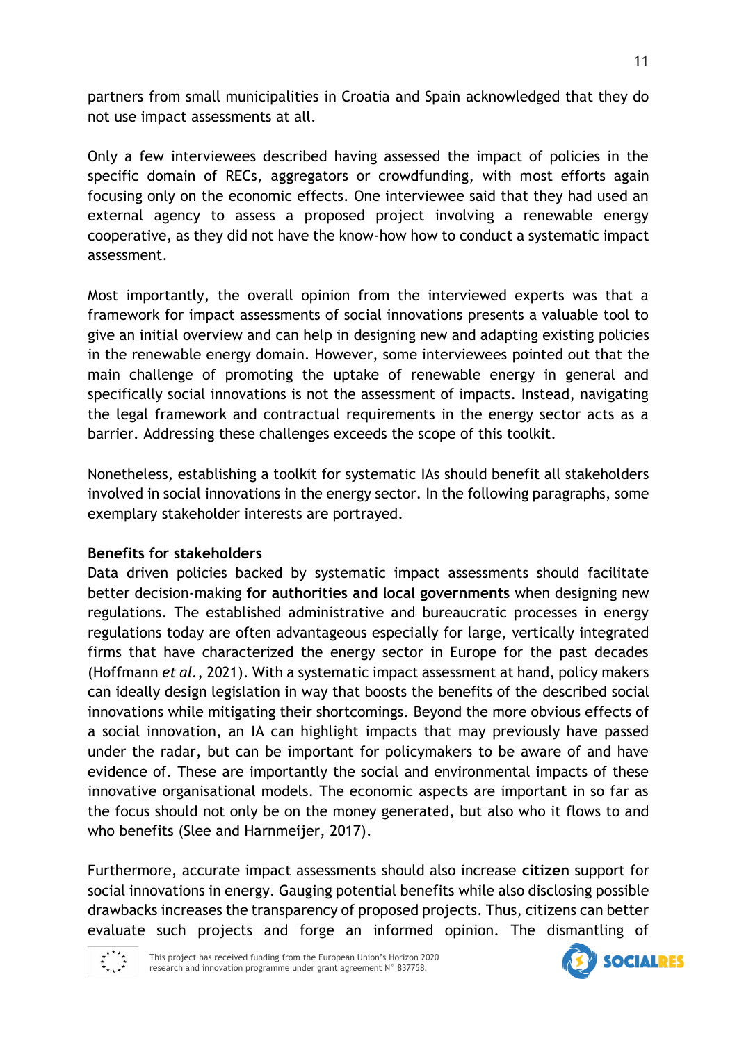partners from small municipalities in Croatia and Spain acknowledged that they do not use impact assessments at all.

Only a few interviewees described having assessed the impact of policies in the specific domain of RECs, aggregators or crowdfunding, with most efforts again focusing only on the economic effects. One interviewee said that they had used an external agency to assess a proposed project involving a renewable energy cooperative, as they did not have the know-how how to conduct a systematic impact assessment.

Most importantly, the overall opinion from the interviewed experts was that a framework for impact assessments of social innovations presents a valuable tool to give an initial overview and can help in designing new and adapting existing policies in the renewable energy domain. However, some interviewees pointed out that the main challenge of promoting the uptake of renewable energy in general and specifically social innovations is not the assessment of impacts. Instead, navigating the legal framework and contractual requirements in the energy sector acts as a barrier. Addressing these challenges exceeds the scope of this toolkit.

Nonetheless, establishing a toolkit for systematic IAs should benefit all stakeholders involved in social innovations in the energy sector. In the following paragraphs, some exemplary stakeholder interests are portrayed.

**Benefits for stakeholders**

Data driven policies backed by systematic impact assessments should facilitate better decision-making **for authorities and local governments** when designing new regulations. The established administrative and bureaucratic processes in energy regulations today are often advantageous especially for large, vertically integrated firms that have characterized the energy sector in Europe for the past decades (Hoffmann *et al.*, 2021). With a systematic impact assessment at hand, policy makers can ideally design legislation in way that boosts the benefits of the described social innovations while mitigating their shortcomings. Beyond the more obvious effects of a social innovation, an IA can highlight impacts that may previously have passed under the radar, but can be important for policymakers to be aware of and have evidence of. These are importantly the social and environmental impacts of these innovative organisational models. The economic aspects are important in so far as the focus should not only be on the money generated, but also who it flows to and who benefits (Slee and Harnmeijer, 2017).

Furthermore, accurate impact assessments should also increase **citizen** support for social innovations in energy. Gauging potential benefits while also disclosing possible drawbacks increases the transparency of proposed projects. Thus, citizens can better evaluate such projects and forge an informed opinion. The dismantling of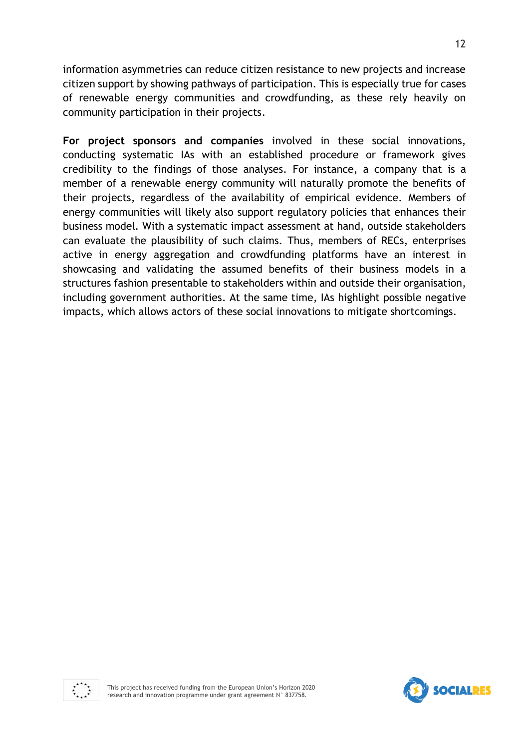information asymmetries can reduce citizen resistance to new projects and increase citizen support by showing pathways of participation. This is especially true for cases of renewable energy communities and crowdfunding, as these rely heavily on community participation in their projects.

**For project sponsors and companies** involved in these social innovations, conducting systematic IAs with an established procedure or framework gives credibility to the findings of those analyses. For instance, a company that is a member of a renewable energy community will naturally promote the benefits of their projects, regardless of the availability of empirical evidence. Members of energy communities will likely also support regulatory policies that enhances their business model. With a systematic impact assessment at hand, outside stakeholders can evaluate the plausibility of such claims. Thus, members of RECs, enterprises active in energy aggregation and crowdfunding platforms have an interest in showcasing and validating the assumed benefits of their business models in a structures fashion presentable to stakeholders within and outside their organisation, including government authorities. At the same time, IAs highlight possible negative impacts, which allows actors of these social innovations to mitigate shortcomings.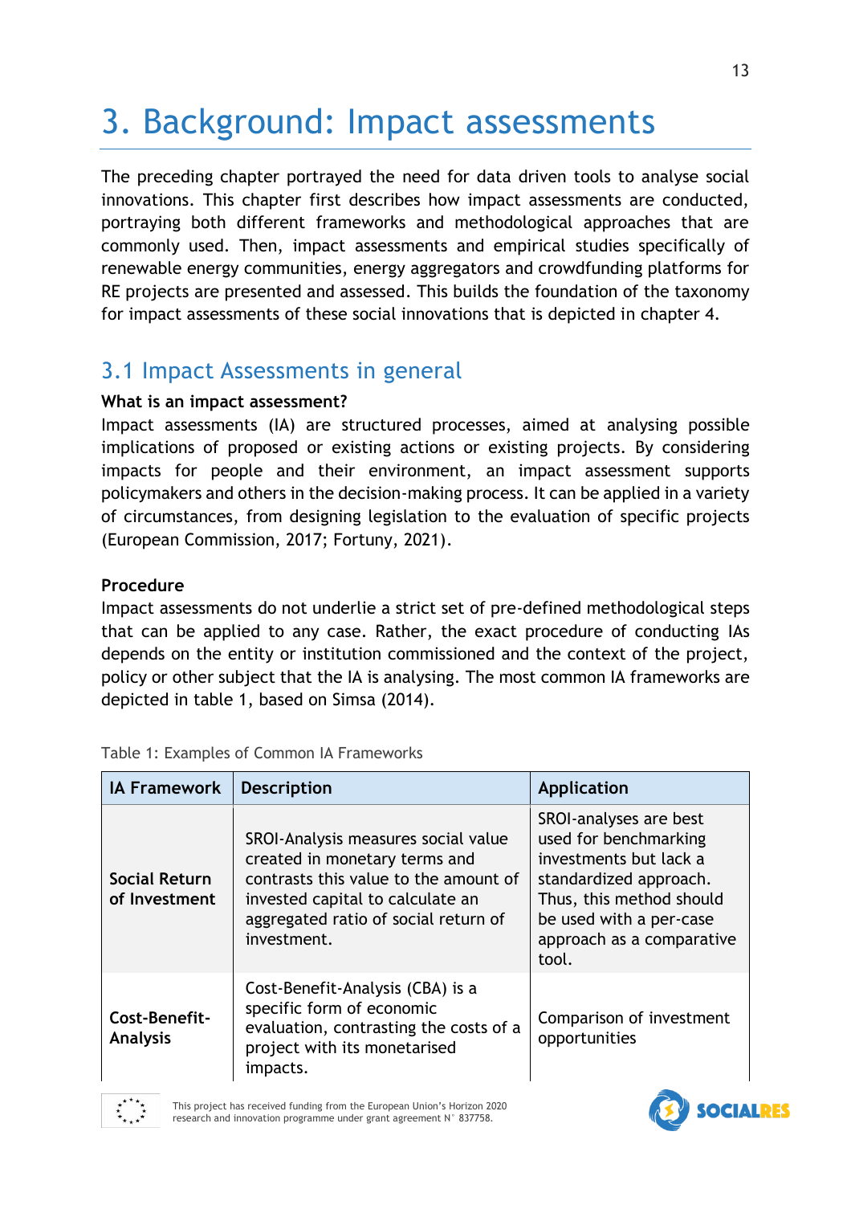# 3. Background: Impact assessments

The preceding chapter portrayed the need for data driven tools to analyse social innovations. This chapter first describes how impact assessments are conducted, portraying both different frameworks and methodological approaches that are commonly used. Then, impact assessments and empirical studies specifically of renewable energy communities, energy aggregators and crowdfunding platforms for RE projects are presented and assessed. This builds the foundation of the taxonomy for impact assessments of these social innovations that is depicted in chapter 4.

## 3.1 Impact Assessments in general

**What is an impact assessment?**

Impact assessments (IA) are structured processes, aimed at analysing possible implications of proposed or existing actions or existing projects. By considering impacts for people and their environment, an impact assessment supports policymakers and others in the decision-making process. It can be applied in a variety of circumstances, from designing legislation to the evaluation of specific projects (European Commission, 2017; Fortuny, 2021).

**Procedure**

Impact assessments do not underlie a strict set of pre-defined methodological steps that can be applied to any case. Rather, the exact procedure of conducting IAs depends on the entity or institution commissioned and the context of the project, policy or other subject that the IA is analysing. The most common IA frameworks are depicted in table 1, based on Simsa (2014).

Table 1: Examples of Common IA Frameworks

| IA Framework | Description | Application |
|---|---|---|
| **Social Return of Investment** | SROI-Analysis measures social value created in monetary terms and contrasts this value to the amount of invested capital to calculate an aggregated ratio of social return of investment. | SROI-analyses are best used for benchmarking investments but lack a standardized approach. Thus, this method should be used with a per-case approach as a comparative tool. |
| **Cost-Benefit-Analysis** | Cost-Benefit-Analysis (CBA) is a specific form of economic evaluation, contrasting the costs of a project with its monetarised impacts. | Comparison of investment opportunities |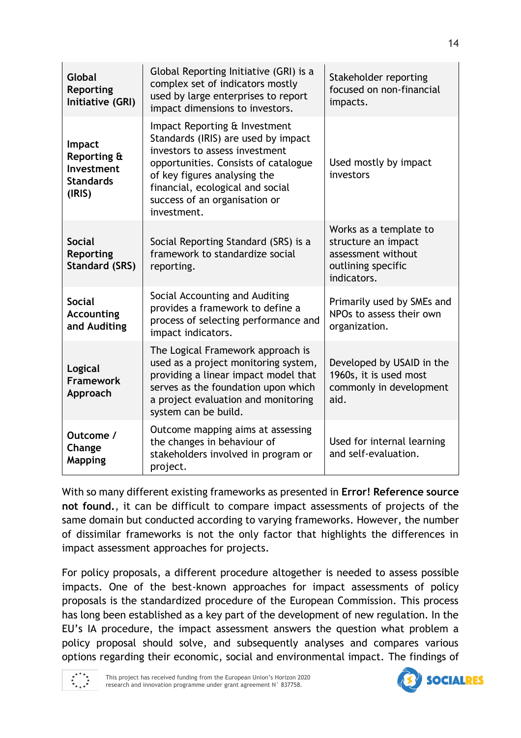| Global Reporting Initiative (GRI) | Global Reporting Initiative (GRI) is a complex set of indicators mostly used by large enterprises to report impact dimensions to investors. | Stakeholder reporting focused on non-financial impacts. |
|---|---|---|
| Impact Reporting & Investment Standards (IRIS) | Impact Reporting & Investment Standards (IRIS) are used by impact investors to assess investment opportunities. Consists of catalogue of key figures analysing the financial, ecological and social success of an organisation or investment. | Used mostly by impact investors |
| Social Reporting Standard (SRS) | Social Reporting Standard (SRS) is a framework to standardize social reporting. | Works as a template to structure an impact assessment without outlining specific indicators. |
| Social Accounting and Auditing | Social Accounting and Auditing provides a framework to define a process of selecting performance and impact indicators. | Primarily used by SMEs and NPOs to assess their own organization. |
| Logical Framework Approach | The Logical Framework approach is used as a project monitoring system, providing a linear impact model that serves as the foundation upon which a project evaluation and monitoring system can be build. | Developed by USAID in the 1960s, it is used most commonly in development aid. |
| Outcome / Change Mapping | Outcome mapping aims at assessing the changes in behaviour of stakeholders involved in program or project. | Used for internal learning and self-evaluation. |

With so many different existing frameworks as presented in **Error! Reference source not found.**, it can be difficult to compare impact assessments of projects of the same domain but conducted according to varying frameworks. However, the number of dissimilar frameworks is not the only factor that highlights the differences in impact assessment approaches for projects.

For policy proposals, a different procedure altogether is needed to assess possible impacts. One of the best-known approaches for impact assessments of policy proposals is the standardized procedure of the European Commission. This process has long been established as a key part of the development of new regulation. In the EU's IA procedure, the impact assessment answers the question what problem a policy proposal should solve, and subsequently analyses and compares various options regarding their economic, social and environmental impact. The findings of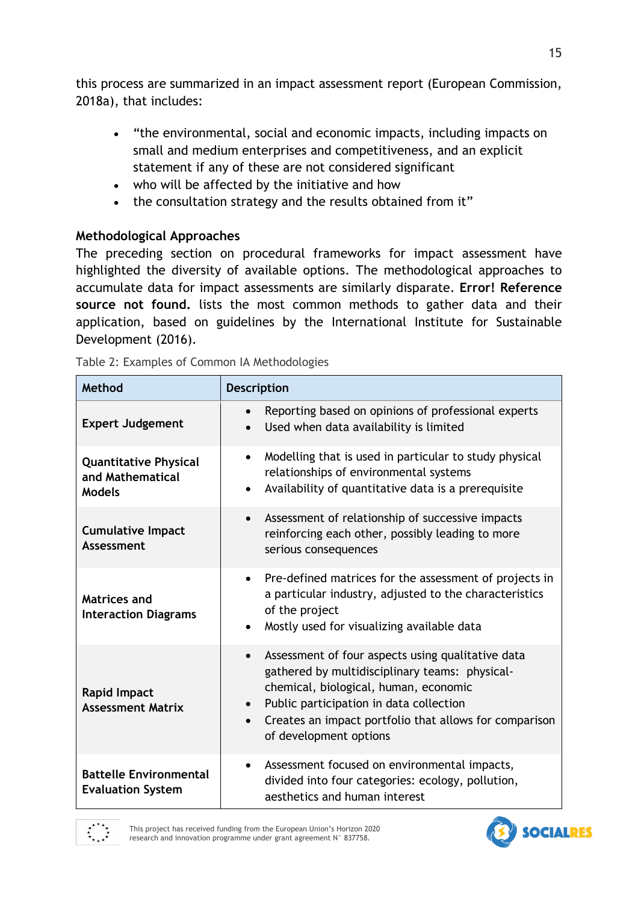this process are summarized in an impact assessment report (European Commission, 2018a), that includes:

- "the environmental, social and economic impacts, including impacts on small and medium enterprises and competitiveness, and an explicit statement if any of these are not considered significant
- who will be affected by the initiative and how
- the consultation strategy and the results obtained from it"

**Methodological Approaches**

The preceding section on procedural frameworks for impact assessment have highlighted the diversity of available options. The methodological approaches to accumulate data for impact assessments are similarly disparate. **Error! Reference source not found.** lists the most common methods to gather data and their application, based on guidelines by the International Institute for Sustainable Development (2016).

Table 2: Examples of Common IA Methodologies

| Method | Description |
|---|---|
| **Expert Judgement** | • Reporting based on opinions of professional experts<br>• Used when data availability is limited |
| **Quantitative Physical and Mathematical Models** | • Modelling that is used in particular to study physical relationships of environmental systems<br>• Availability of quantitative data is a prerequisite |
| **Cumulative Impact Assessment** | • Assessment of relationship of successive impacts reinforcing each other, possibly leading to more serious consequences |
| **Matrices and Interaction Diagrams** | • Pre-defined matrices for the assessment of projects in a particular industry, adjusted to the characteristics of the project<br>• Mostly used for visualizing available data |
| **Rapid Impact Assessment Matrix** | • Assessment of four aspects using qualitative data gathered by multidisciplinary teams: physical-chemical, biological, human, economic<br>• Public participation in data collection<br>• Creates an impact portfolio that allows for comparison of development options |
| **Battelle Environmental Evaluation System** | • Assessment focused on environmental impacts, divided into four categories: ecology, pollution, aesthetics and human interest |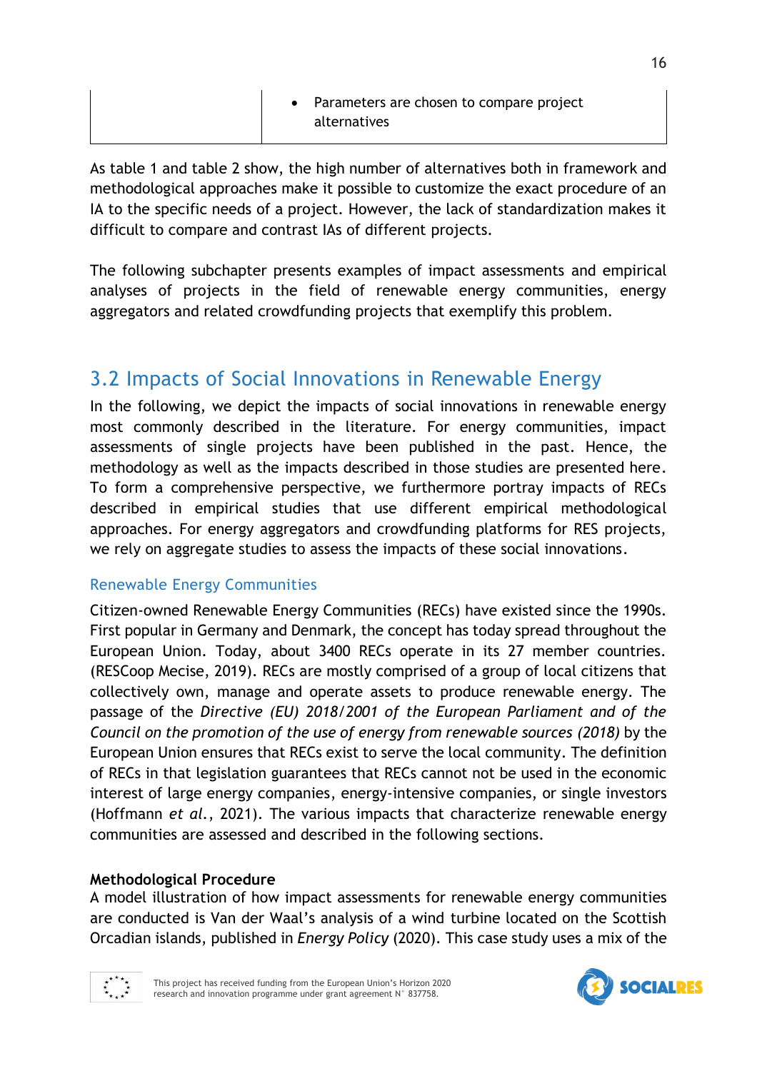| | |
|---|---|
| | • Parameters are chosen to compare project alternatives |

As table 1 and table 2 show, the high number of alternatives both in framework and methodological approaches make it possible to customize the exact procedure of an IA to the specific needs of a project. However, the lack of standardization makes it difficult to compare and contrast IAs of different projects.

The following subchapter presents examples of impact assessments and empirical analyses of projects in the field of renewable energy communities, energy aggregators and related crowdfunding projects that exemplify this problem.

## 3.2 Impacts of Social Innovations in Renewable Energy

In the following, we depict the impacts of social innovations in renewable energy most commonly described in the literature. For energy communities, impact assessments of single projects have been published in the past. Hence, the methodology as well as the impacts described in those studies are presented here. To form a comprehensive perspective, we furthermore portray impacts of RECs described in empirical studies that use different empirical methodological approaches. For energy aggregators and crowdfunding platforms for RES projects, we rely on aggregate studies to assess the impacts of these social innovations.

### Renewable Energy Communities

Citizen-owned Renewable Energy Communities (RECs) have existed since the 1990s. First popular in Germany and Denmark, the concept has today spread throughout the European Union. Today, about 3400 RECs operate in its 27 member countries. (RESCoop Mecise, 2019). RECs are mostly comprised of a group of local citizens that collectively own, manage and operate assets to produce renewable energy. The passage of the *Directive (EU) 2018/2001 of the European Parliament and of the Council on the promotion of the use of energy from renewable sources (2018)* by the European Union ensures that RECs exist to serve the local community. The definition of RECs in that legislation guarantees that RECs cannot not be used in the economic interest of large energy companies, energy-intensive companies, or single investors (Hoffmann *et al.*, 2021). The various impacts that characterize renewable energy communities are assessed and described in the following sections.

**Methodological Procedure**

A model illustration of how impact assessments for renewable energy communities are conducted is Van der Waal's analysis of a wind turbine located on the Scottish Orcadian islands, published in *Energy Policy* (2020). This case study uses a mix of the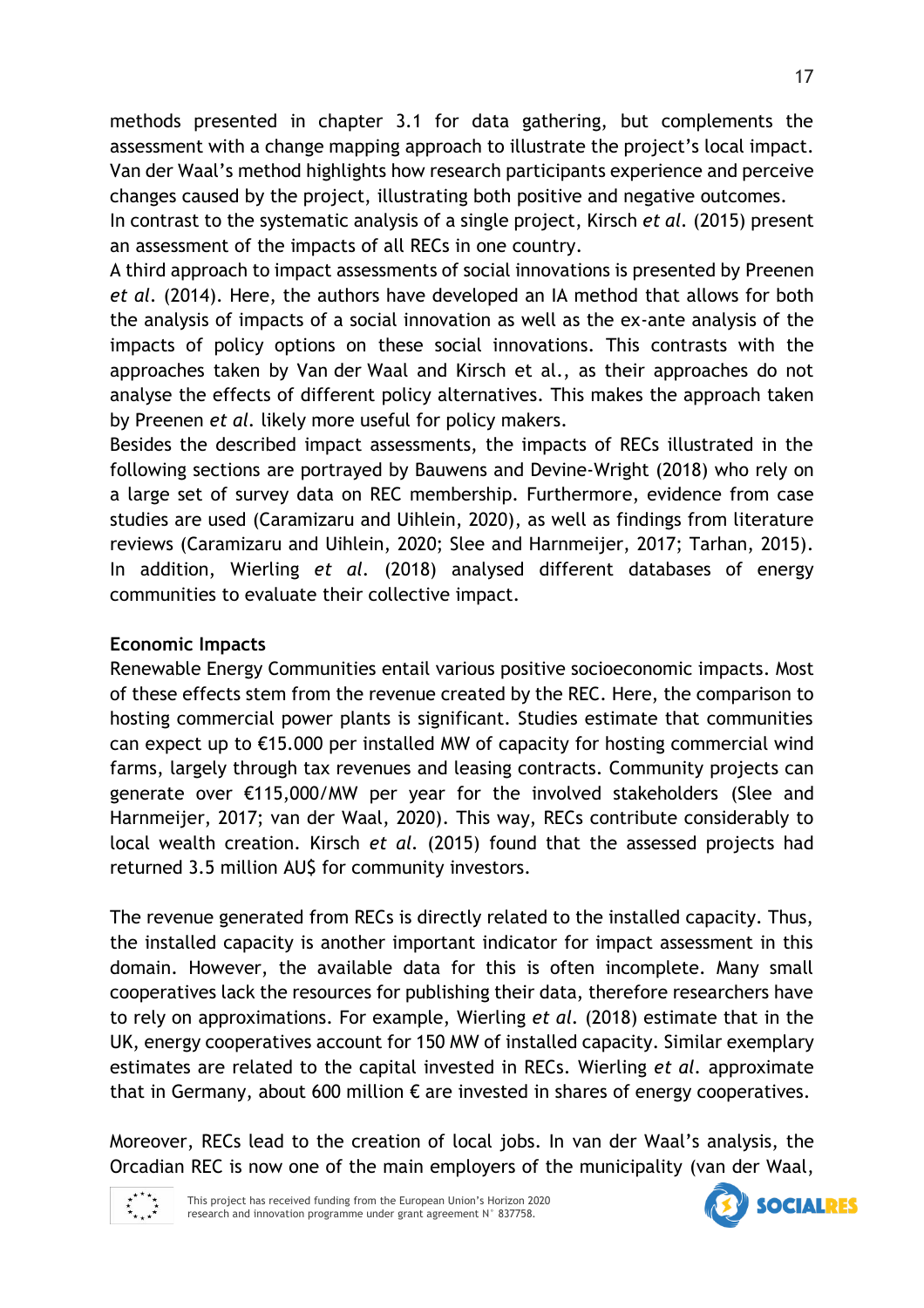methods presented in chapter 3.1 for data gathering, but complements the assessment with a change mapping approach to illustrate the project's local impact. Van der Waal's method highlights how research participants experience and perceive changes caused by the project, illustrating both positive and negative outcomes.
In contrast to the systematic analysis of a single project, Kirsch *et al.* (2015) present an assessment of the impacts of all RECs in one country.
A third approach to impact assessments of social innovations is presented by Preenen *et al.* (2014). Here, the authors have developed an IA method that allows for both the analysis of impacts of a social innovation as well as the ex-ante analysis of the impacts of policy options on these social innovations. This contrasts with the approaches taken by Van der Waal and Kirsch et al., as their approaches do not analyse the effects of different policy alternatives. This makes the approach taken by Preenen *et al.* likely more useful for policy makers.
Besides the described impact assessments, the impacts of RECs illustrated in the following sections are portrayed by Bauwens and Devine-Wright (2018) who rely on a large set of survey data on REC membership. Furthermore, evidence from case studies are used (Caramizaru and Uihlein, 2020), as well as findings from literature reviews (Caramizaru and Uihlein, 2020; Slee and Harnmeijer, 2017; Tarhan, 2015). In addition, Wierling *et al.* (2018) analysed different databases of energy communities to evaluate their collective impact.

**Economic Impacts**

Renewable Energy Communities entail various positive socioeconomic impacts. Most of these effects stem from the revenue created by the REC. Here, the comparison to hosting commercial power plants is significant. Studies estimate that communities can expect up to €15.000 per installed MW of capacity for hosting commercial wind farms, largely through tax revenues and leasing contracts. Community projects can generate over €115,000/MW per year for the involved stakeholders (Slee and Harnmeijer, 2017; van der Waal, 2020). This way, RECs contribute considerably to local wealth creation. Kirsch *et al.* (2015) found that the assessed projects had returned 3.5 million AU$ for community investors.

The revenue generated from RECs is directly related to the installed capacity. Thus, the installed capacity is another important indicator for impact assessment in this domain. However, the available data for this is often incomplete. Many small cooperatives lack the resources for publishing their data, therefore researchers have to rely on approximations. For example, Wierling *et al.* (2018) estimate that in the UK, energy cooperatives account for 150 MW of installed capacity. Similar exemplary estimates are related to the capital invested in RECs. Wierling *et al.* approximate that in Germany, about 600 million € are invested in shares of energy cooperatives.

Moreover, RECs lead to the creation of local jobs. In van der Waal's analysis, the Orcadian REC is now one of the main employers of the municipality (van der Waal,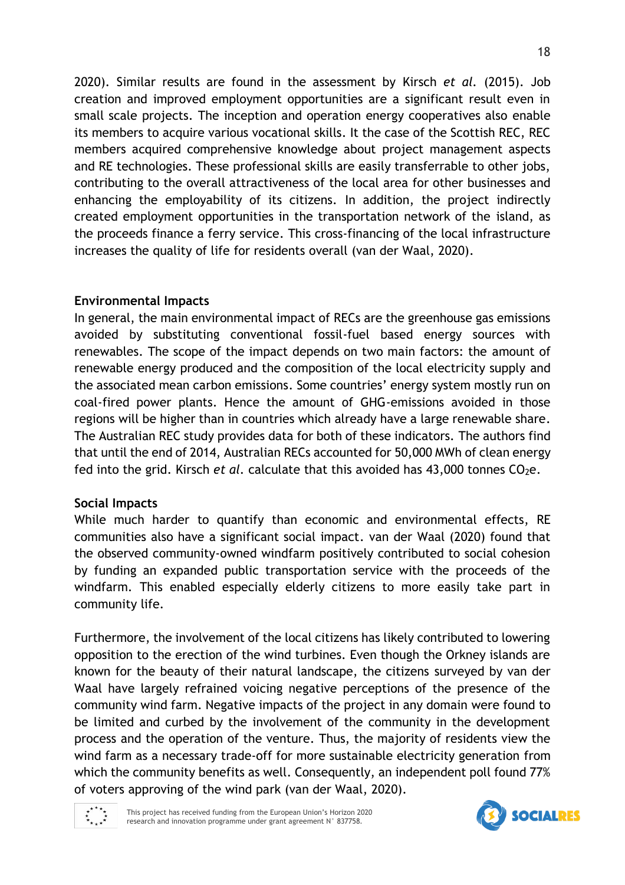2020). Similar results are found in the assessment by Kirsch *et al.* (2015). Job creation and improved employment opportunities are a significant result even in small scale projects. The inception and operation energy cooperatives also enable its members to acquire various vocational skills. It the case of the Scottish REC, REC members acquired comprehensive knowledge about project management aspects and RE technologies. These professional skills are easily transferrable to other jobs, contributing to the overall attractiveness of the local area for other businesses and enhancing the employability of its citizens. In addition, the project indirectly created employment opportunities in the transportation network of the island, as the proceeds finance a ferry service. This cross-financing of the local infrastructure increases the quality of life for residents overall (van der Waal, 2020).

**Environmental Impacts**

In general, the main environmental impact of RECs are the greenhouse gas emissions avoided by substituting conventional fossil-fuel based energy sources with renewables. The scope of the impact depends on two main factors: the amount of renewable energy produced and the composition of the local electricity supply and the associated mean carbon emissions. Some countries' energy system mostly run on coal-fired power plants. Hence the amount of GHG-emissions avoided in those regions will be higher than in countries which already have a large renewable share. The Australian REC study provides data for both of these indicators. The authors find that until the end of 2014, Australian RECs accounted for 50,000 MWh of clean energy fed into the grid. Kirsch *et al.* calculate that this avoided has 43,000 tonnes $CO_2e$.

**Social Impacts**

While much harder to quantify than economic and environmental effects, RE communities also have a significant social impact. van der Waal (2020) found that the observed community-owned windfarm positively contributed to social cohesion by funding an expanded public transportation service with the proceeds of the windfarm. This enabled especially elderly citizens to more easily take part in community life.

Furthermore, the involvement of the local citizens has likely contributed to lowering opposition to the erection of the wind turbines. Even though the Orkney islands are known for the beauty of their natural landscape, the citizens surveyed by van der Waal have largely refrained voicing negative perceptions of the presence of the community wind farm. Negative impacts of the project in any domain were found to be limited and curbed by the involvement of the community in the development process and the operation of the venture. Thus, the majority of residents view the wind farm as a necessary trade-off for more sustainable electricity generation from which the community benefits as well. Consequently, an independent poll found 77% of voters approving of the wind park (van der Waal, 2020).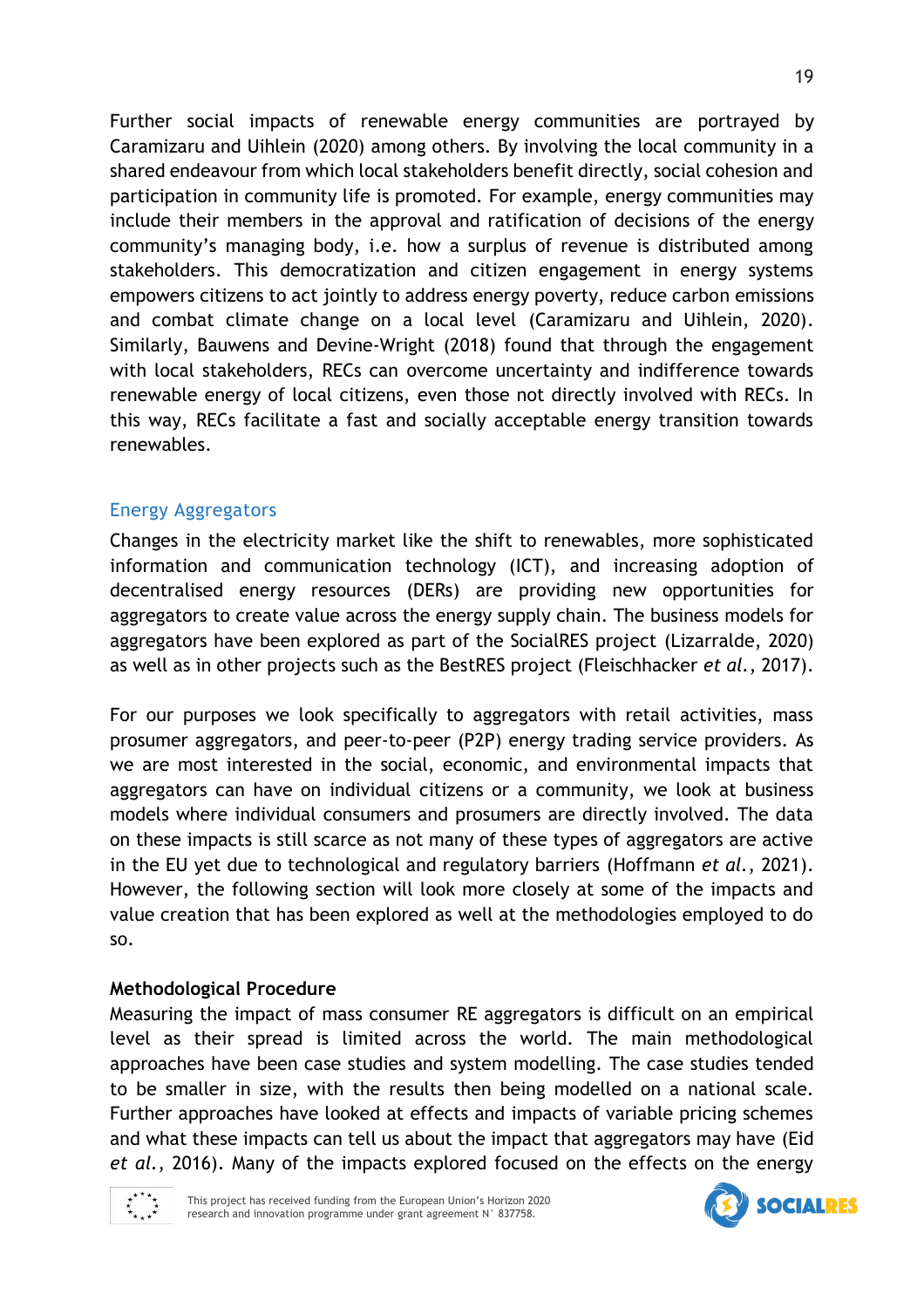Further social impacts of renewable energy communities are portrayed by Caramizaru and Uihlein (2020) among others. By involving the local community in a shared endeavour from which local stakeholders benefit directly, social cohesion and participation in community life is promoted. For example, energy communities may include their members in the approval and ratification of decisions of the energy community's managing body, i.e. how a surplus of revenue is distributed among stakeholders. This democratization and citizen engagement in energy systems empowers citizens to act jointly to address energy poverty, reduce carbon emissions and combat climate change on a local level (Caramizaru and Uihlein, 2020). Similarly, Bauwens and Devine-Wright (2018) found that through the engagement with local stakeholders, RECs can overcome uncertainty and indifference towards renewable energy of local citizens, even those not directly involved with RECs. In this way, RECs facilitate a fast and socially acceptable energy transition towards renewables.

## Energy Aggregators

Changes in the electricity market like the shift to renewables, more sophisticated information and communication technology (ICT), and increasing adoption of decentralised energy resources (DERs) are providing new opportunities for aggregators to create value across the energy supply chain. The business models for aggregators have been explored as part of the SocialRES project (Lizarralde, 2020) as well as in other projects such as the BestRES project (Fleischhacker *et al.*, 2017).

For our purposes we look specifically to aggregators with retail activities, mass prosumer aggregators, and peer-to-peer (P2P) energy trading service providers. As we are most interested in the social, economic, and environmental impacts that aggregators can have on individual citizens or a community, we look at business models where individual consumers and prosumers are directly involved. The data on these impacts is still scarce as not many of these types of aggregators are active in the EU yet due to technological and regulatory barriers (Hoffmann *et al.*, 2021). However, the following section will look more closely at some of the impacts and value creation that has been explored as well at the methodologies employed to do so.

### Methodological Procedure

Measuring the impact of mass consumer RE aggregators is difficult on an empirical level as their spread is limited across the world. The main methodological approaches have been case studies and system modelling. The case studies tended to be smaller in size, with the results then being modelled on a national scale. Further approaches have looked at effects and impacts of variable pricing schemes and what these impacts can tell us about the impact that aggregators may have (Eid *et al.*, 2016). Many of the impacts explored focused on the effects on the energy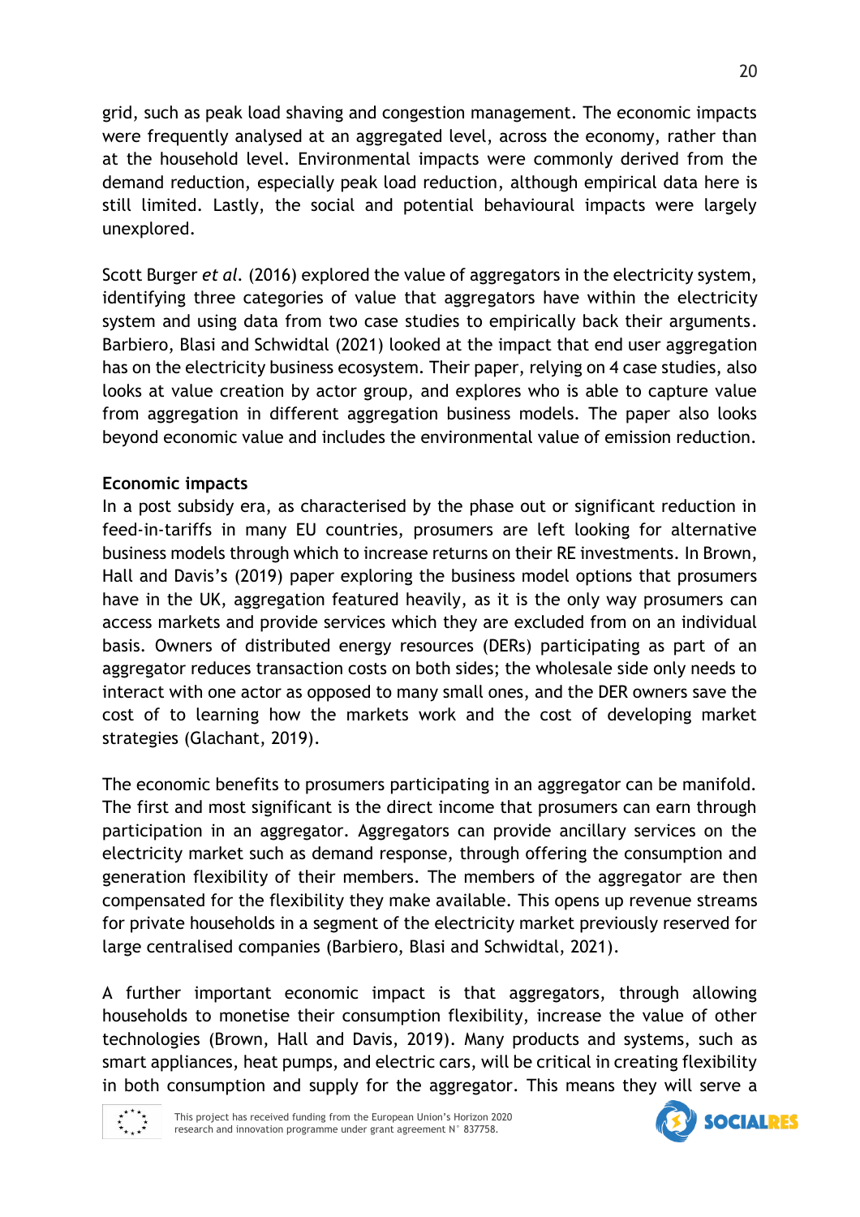grid, such as peak load shaving and congestion management. The economic impacts were frequently analysed at an aggregated level, across the economy, rather than at the household level. Environmental impacts were commonly derived from the demand reduction, especially peak load reduction, although empirical data here is still limited. Lastly, the social and potential behavioural impacts were largely unexplored.

Scott Burger *et al.* (2016) explored the value of aggregators in the electricity system, identifying three categories of value that aggregators have within the electricity system and using data from two case studies to empirically back their arguments. Barbiero, Blasi and Schwidtal (2021) looked at the impact that end user aggregation has on the electricity business ecosystem. Their paper, relying on 4 case studies, also looks at value creation by actor group, and explores who is able to capture value from aggregation in different aggregation business models. The paper also looks beyond economic value and includes the environmental value of emission reduction.

**Economic impacts**

In a post subsidy era, as characterised by the phase out or significant reduction in feed-in-tariffs in many EU countries, prosumers are left looking for alternative business models through which to increase returns on their RE investments. In Brown, Hall and Davis's (2019) paper exploring the business model options that prosumers have in the UK, aggregation featured heavily, as it is the only way prosumers can access markets and provide services which they are excluded from on an individual basis. Owners of distributed energy resources (DERs) participating as part of an aggregator reduces transaction costs on both sides; the wholesale side only needs to interact with one actor as opposed to many small ones, and the DER owners save the cost of to learning how the markets work and the cost of developing market strategies (Glachant, 2019).

The economic benefits to prosumers participating in an aggregator can be manifold. The first and most significant is the direct income that prosumers can earn through participation in an aggregator. Aggregators can provide ancillary services on the electricity market such as demand response, through offering the consumption and generation flexibility of their members. The members of the aggregator are then compensated for the flexibility they make available. This opens up revenue streams for private households in a segment of the electricity market previously reserved for large centralised companies (Barbiero, Blasi and Schwidtal, 2021).

A further important economic impact is that aggregators, through allowing households to monetise their consumption flexibility, increase the value of other technologies (Brown, Hall and Davis, 2019). Many products and systems, such as smart appliances, heat pumps, and electric cars, will be critical in creating flexibility in both consumption and supply for the aggregator. This means they will serve a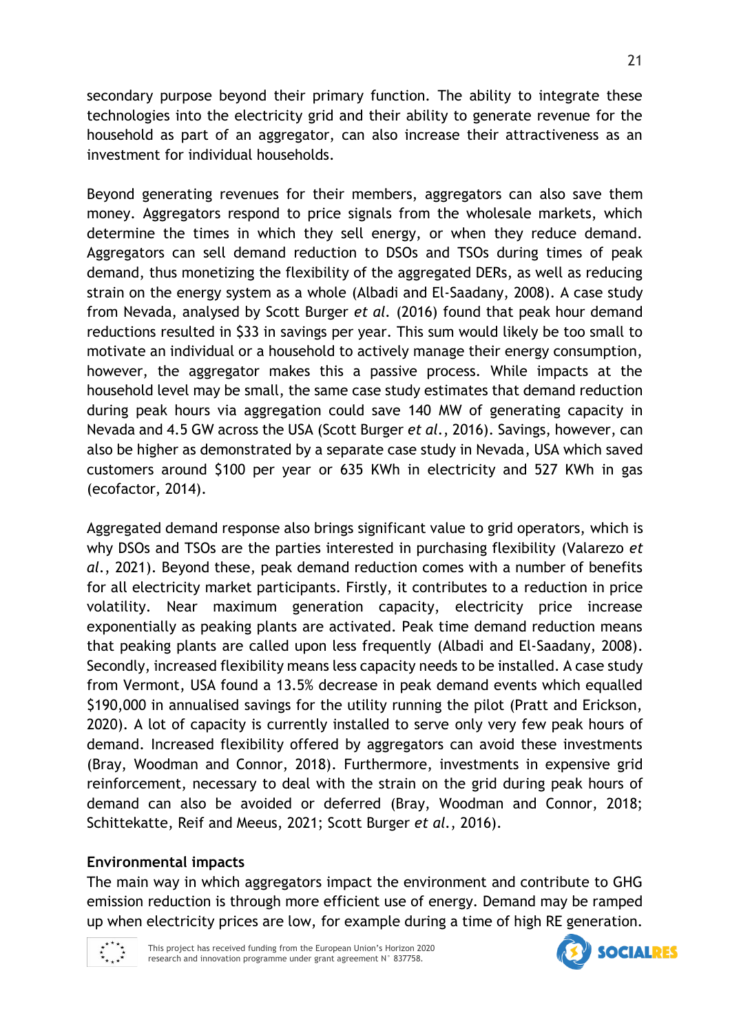secondary purpose beyond their primary function. The ability to integrate these technologies into the electricity grid and their ability to generate revenue for the household as part of an aggregator, can also increase their attractiveness as an investment for individual households.

Beyond generating revenues for their members, aggregators can also save them money. Aggregators respond to price signals from the wholesale markets, which determine the times in which they sell energy, or when they reduce demand. Aggregators can sell demand reduction to DSOs and TSOs during times of peak demand, thus monetizing the flexibility of the aggregated DERs, as well as reducing strain on the energy system as a whole (Albadi and El-Saadany, 2008). A case study from Nevada, analysed by Scott Burger *et al.* (2016) found that peak hour demand reductions resulted in $33 in savings per year. This sum would likely be too small to motivate an individual or a household to actively manage their energy consumption, however, the aggregator makes this a passive process. While impacts at the household level may be small, the same case study estimates that demand reduction during peak hours via aggregation could save 140 MW of generating capacity in Nevada and 4.5 GW across the USA (Scott Burger *et al.*, 2016). Savings, however, can also be higher as demonstrated by a separate case study in Nevada, USA which saved customers around $100 per year or 635 KWh in electricity and 527 KWh in gas (ecofactor, 2014).

Aggregated demand response also brings significant value to grid operators, which is why DSOs and TSOs are the parties interested in purchasing flexibility (Valarezo *et al.*, 2021). Beyond these, peak demand reduction comes with a number of benefits for all electricity market participants. Firstly, it contributes to a reduction in price volatility. Near maximum generation capacity, electricity price increase exponentially as peaking plants are activated. Peak time demand reduction means that peaking plants are called upon less frequently (Albadi and El-Saadany, 2008). Secondly, increased flexibility means less capacity needs to be installed. A case study from Vermont, USA found a 13.5% decrease in peak demand events which equalled $190,000 in annualised savings for the utility running the pilot (Pratt and Erickson, 2020). A lot of capacity is currently installed to serve only very few peak hours of demand. Increased flexibility offered by aggregators can avoid these investments (Bray, Woodman and Connor, 2018). Furthermore, investments in expensive grid reinforcement, necessary to deal with the strain on the grid during peak hours of demand can also be avoided or deferred (Bray, Woodman and Connor, 2018; Schittekatte, Reif and Meeus, 2021; Scott Burger *et al.*, 2016).

**Environmental impacts**

The main way in which aggregators impact the environment and contribute to GHG emission reduction is through more efficient use of energy. Demand may be ramped up when electricity prices are low, for example during a time of high RE generation.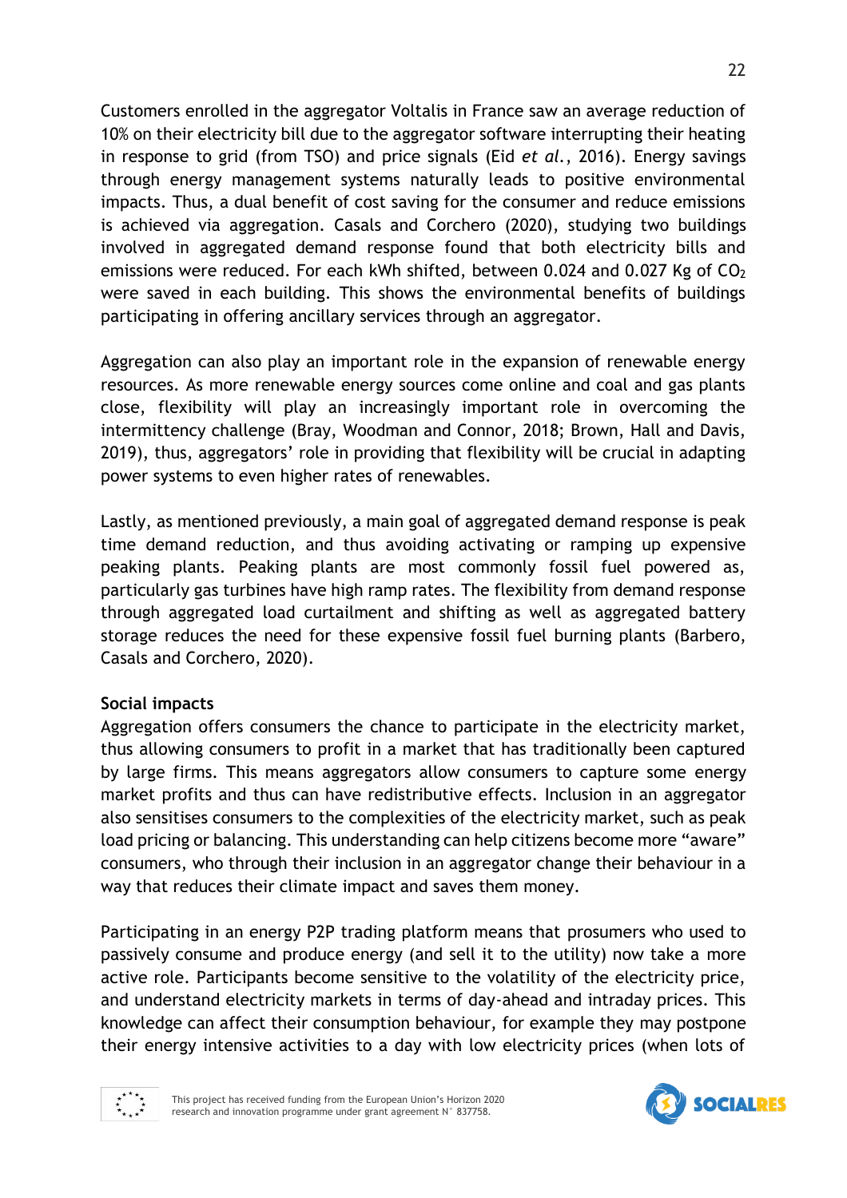Customers enrolled in the aggregator Voltalis in France saw an average reduction of 10% on their electricity bill due to the aggregator software interrupting their heating in response to grid (from TSO) and price signals (Eid *et al.*, 2016). Energy savings through energy management systems naturally leads to positive environmental impacts. Thus, a dual benefit of cost saving for the consumer and reduce emissions is achieved via aggregation. Casals and Corchero (2020), studying two buildings involved in aggregated demand response found that both electricity bills and emissions were reduced. For each kWh shifted, between 0.024 and 0.027 Kg of $CO_2$ were saved in each building. This shows the environmental benefits of buildings participating in offering ancillary services through an aggregator.

Aggregation can also play an important role in the expansion of renewable energy resources. As more renewable energy sources come online and coal and gas plants close, flexibility will play an increasingly important role in overcoming the intermittency challenge (Bray, Woodman and Connor, 2018; Brown, Hall and Davis, 2019), thus, aggregators' role in providing that flexibility will be crucial in adapting power systems to even higher rates of renewables.

Lastly, as mentioned previously, a main goal of aggregated demand response is peak time demand reduction, and thus avoiding activating or ramping up expensive peaking plants. Peaking plants are most commonly fossil fuel powered as, particularly gas turbines have high ramp rates. The flexibility from demand response through aggregated load curtailment and shifting as well as aggregated battery storage reduces the need for these expensive fossil fuel burning plants (Barbero, Casals and Corchero, 2020).

**Social impacts**

Aggregation offers consumers the chance to participate in the electricity market, thus allowing consumers to profit in a market that has traditionally been captured by large firms. This means aggregators allow consumers to capture some energy market profits and thus can have redistributive effects. Inclusion in an aggregator also sensitises consumers to the complexities of the electricity market, such as peak load pricing or balancing. This understanding can help citizens become more "aware" consumers, who through their inclusion in an aggregator change their behaviour in a way that reduces their climate impact and saves them money.

Participating in an energy P2P trading platform means that prosumers who used to passively consume and produce energy (and sell it to the utility) now take a more active role. Participants become sensitive to the volatility of the electricity price, and understand electricity markets in terms of day-ahead and intraday prices. This knowledge can affect their consumption behaviour, for example they may postpone their energy intensive activities to a day with low electricity prices (when lots of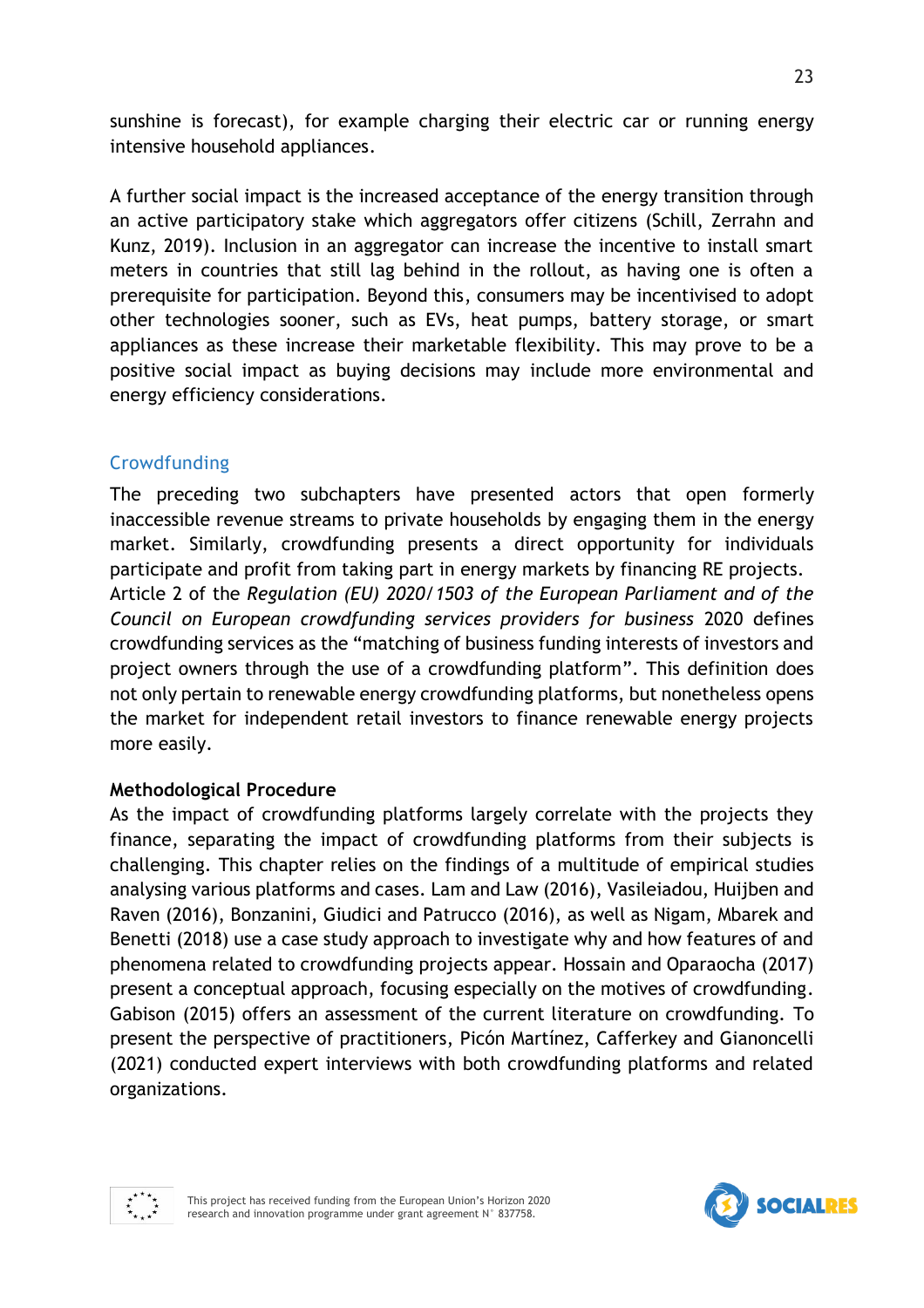sunshine is forecast), for example charging their electric car or running energy intensive household appliances.

A further social impact is the increased acceptance of the energy transition through an active participatory stake which aggregators offer citizens (Schill, Zerrahn and Kunz, 2019). Inclusion in an aggregator can increase the incentive to install smart meters in countries that still lag behind in the rollout, as having one is often a prerequisite for participation. Beyond this, consumers may be incentivised to adopt other technologies sooner, such as EVs, heat pumps, battery storage, or smart appliances as these increase their marketable flexibility. This may prove to be a positive social impact as buying decisions may include more environmental and energy efficiency considerations.

## Crowdfunding

The preceding two subchapters have presented actors that open formerly inaccessible revenue streams to private households by engaging them in the energy market. Similarly, crowdfunding presents a direct opportunity for individuals participate and profit from taking part in energy markets by financing RE projects. Article 2 of the *Regulation (EU) 2020/1503 of the European Parliament and of the Council on European crowdfunding services providers for business* 2020 defines crowdfunding services as the "matching of business funding interests of investors and project owners through the use of a crowdfunding platform". This definition does not only pertain to renewable energy crowdfunding platforms, but nonetheless opens the market for independent retail investors to finance renewable energy projects more easily.

### Methodological Procedure

As the impact of crowdfunding platforms largely correlate with the projects they finance, separating the impact of crowdfunding platforms from their subjects is challenging. This chapter relies on the findings of a multitude of empirical studies analysing various platforms and cases. Lam and Law (2016), Vasileiadou, Huijben and Raven (2016), Bonzanini, Giudici and Patrucco (2016), as well as Nigam, Mbarek and Benetti (2018) use a case study approach to investigate why and how features of and phenomena related to crowdfunding projects appear. Hossain and Oparaocha (2017) present a conceptual approach, focusing especially on the motives of crowdfunding. Gabison (2015) offers an assessment of the current literature on crowdfunding. To present the perspective of practitioners, Picón Martínez, Cafferkey and Gianoncelli (2021) conducted expert interviews with both crowdfunding platforms and related organizations.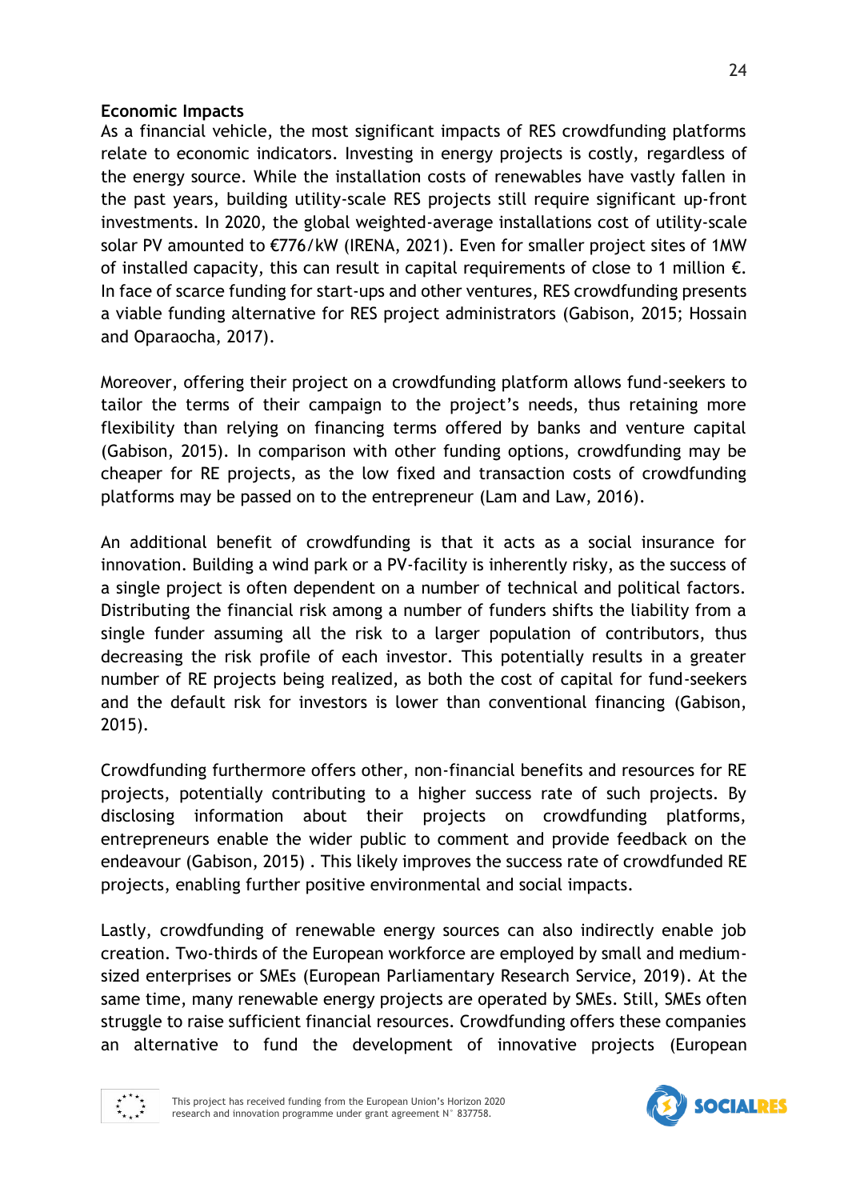**Economic Impacts**

As a financial vehicle, the most significant impacts of RES crowdfunding platforms relate to economic indicators. Investing in energy projects is costly, regardless of the energy source. While the installation costs of renewables have vastly fallen in the past years, building utility-scale RES projects still require significant up-front investments. In 2020, the global weighted-average installations cost of utility-scale solar PV amounted to €776/kW (IRENA, 2021). Even for smaller project sites of 1MW of installed capacity, this can result in capital requirements of close to 1 million €. In face of scarce funding for start-ups and other ventures, RES crowdfunding presents a viable funding alternative for RES project administrators (Gabison, 2015; Hossain and Oparaocha, 2017).

Moreover, offering their project on a crowdfunding platform allows fund-seekers to tailor the terms of their campaign to the project's needs, thus retaining more flexibility than relying on financing terms offered by banks and venture capital (Gabison, 2015). In comparison with other funding options, crowdfunding may be cheaper for RE projects, as the low fixed and transaction costs of crowdfunding platforms may be passed on to the entrepreneur (Lam and Law, 2016).

An additional benefit of crowdfunding is that it acts as a social insurance for innovation. Building a wind park or a PV-facility is inherently risky, as the success of a single project is often dependent on a number of technical and political factors. Distributing the financial risk among a number of funders shifts the liability from a single funder assuming all the risk to a larger population of contributors, thus decreasing the risk profile of each investor. This potentially results in a greater number of RE projects being realized, as both the cost of capital for fund-seekers and the default risk for investors is lower than conventional financing (Gabison, 2015).

Crowdfunding furthermore offers other, non-financial benefits and resources for RE projects, potentially contributing to a higher success rate of such projects. By disclosing information about their projects on crowdfunding platforms, entrepreneurs enable the wider public to comment and provide feedback on the endeavour (Gabison, 2015) . This likely improves the success rate of crowdfunded RE projects, enabling further positive environmental and social impacts.

Lastly, crowdfunding of renewable energy sources can also indirectly enable job creation. Two-thirds of the European workforce are employed by small and medium-sized enterprises or SMEs (European Parliamentary Research Service, 2019). At the same time, many renewable energy projects are operated by SMEs. Still, SMEs often struggle to raise sufficient financial resources. Crowdfunding offers these companies an alternative to fund the development of innovative projects (European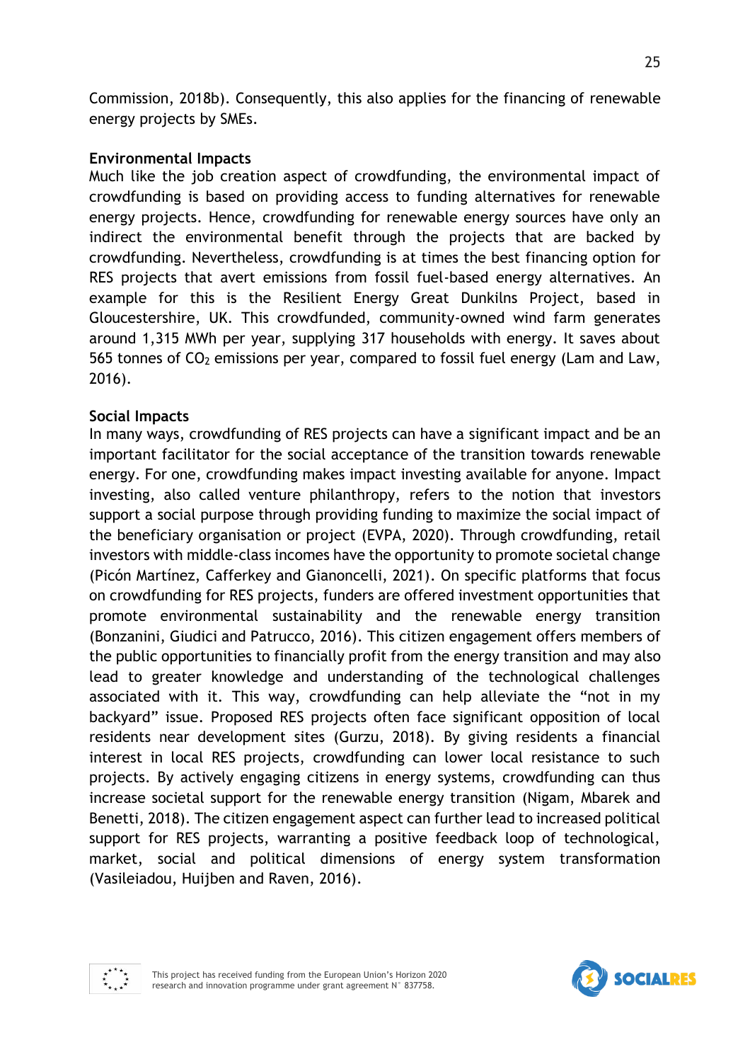Commission, 2018b). Consequently, this also applies for the financing of renewable energy projects by SMEs.

**Environmental Impacts**

Much like the job creation aspect of crowdfunding, the environmental impact of crowdfunding is based on providing access to funding alternatives for renewable energy projects. Hence, crowdfunding for renewable energy sources have only an indirect the environmental benefit through the projects that are backed by crowdfunding. Nevertheless, crowdfunding is at times the best financing option for RES projects that avert emissions from fossil fuel-based energy alternatives. An example for this is the Resilient Energy Great Dunkilns Project, based in Gloucestershire, UK. This crowdfunded, community-owned wind farm generates around 1,315 MWh per year, supplying 317 households with energy. It saves about 565 tonnes of $CO_2$ emissions per year, compared to fossil fuel energy (Lam and Law, 2016).

**Social Impacts**

In many ways, crowdfunding of RES projects can have a significant impact and be an important facilitator for the social acceptance of the transition towards renewable energy. For one, crowdfunding makes impact investing available for anyone. Impact investing, also called venture philanthropy, refers to the notion that investors support a social purpose through providing funding to maximize the social impact of the beneficiary organisation or project (EVPA, 2020). Through crowdfunding, retail investors with middle-class incomes have the opportunity to promote societal change (Picón Martínez, Cafferkey and Gianoncelli, 2021). On specific platforms that focus on crowdfunding for RES projects, funders are offered investment opportunities that promote environmental sustainability and the renewable energy transition (Bonzanini, Giudici and Patrucco, 2016). This citizen engagement offers members of the public opportunities to financially profit from the energy transition and may also lead to greater knowledge and understanding of the technological challenges associated with it. This way, crowdfunding can help alleviate the “not in my backyard” issue. Proposed RES projects often face significant opposition of local residents near development sites (Gurzu, 2018). By giving residents a financial interest in local RES projects, crowdfunding can lower local resistance to such projects. By actively engaging citizens in energy systems, crowdfunding can thus increase societal support for the renewable energy transition (Nigam, Mbarek and Benetti, 2018). The citizen engagement aspect can further lead to increased political support for RES projects, warranting a positive feedback loop of technological, market, social and political dimensions of energy system transformation (Vasileiadou, Huijben and Raven, 2016).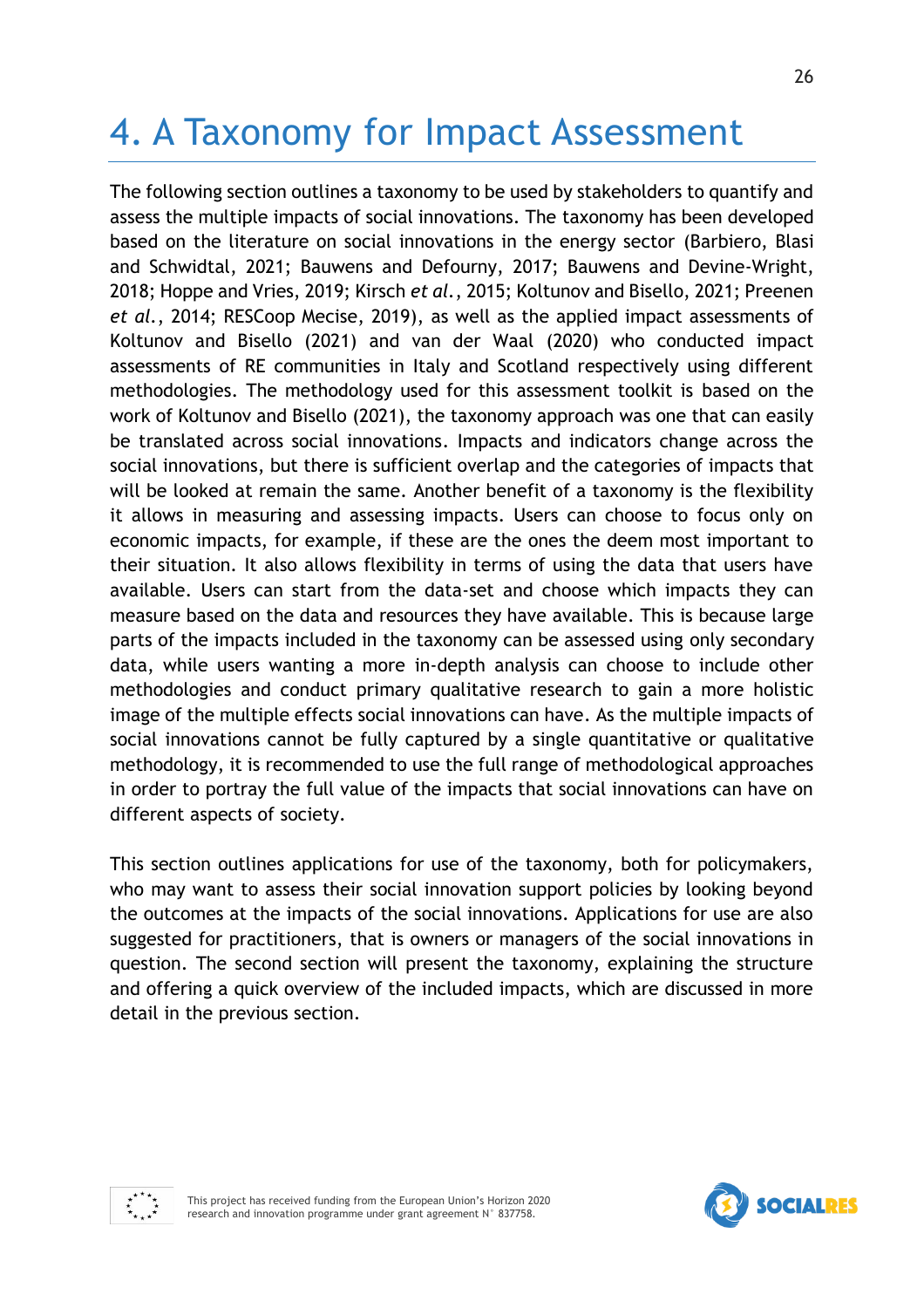# 4. A Taxonomy for Impact Assessment

The following section outlines a taxonomy to be used by stakeholders to quantify and assess the multiple impacts of social innovations. The taxonomy has been developed based on the literature on social innovations in the energy sector (Barbiero, Blasi and Schwidtal, 2021; Bauwens and Defourny, 2017; Bauwens and Devine-Wright, 2018; Hoppe and Vries, 2019; Kirsch *et al.*, 2015; Koltunov and Bisello, 2021; Preenen *et al.*, 2014; RESCoop Mecise, 2019), as well as the applied impact assessments of Koltunov and Bisello (2021) and van der Waal (2020) who conducted impact assessments of RE communities in Italy and Scotland respectively using different methodologies. The methodology used for this assessment toolkit is based on the work of Koltunov and Bisello (2021), the taxonomy approach was one that can easily be translated across social innovations. Impacts and indicators change across the social innovations, but there is sufficient overlap and the categories of impacts that will be looked at remain the same. Another benefit of a taxonomy is the flexibility it allows in measuring and assessing impacts. Users can choose to focus only on economic impacts, for example, if these are the ones the deem most important to their situation. It also allows flexibility in terms of using the data that users have available. Users can start from the data-set and choose which impacts they can measure based on the data and resources they have available. This is because large parts of the impacts included in the taxonomy can be assessed using only secondary data, while users wanting a more in-depth analysis can choose to include other methodologies and conduct primary qualitative research to gain a more holistic image of the multiple effects social innovations can have. As the multiple impacts of social innovations cannot be fully captured by a single quantitative or qualitative methodology, it is recommended to use the full range of methodological approaches in order to portray the full value of the impacts that social innovations can have on different aspects of society.

This section outlines applications for use of the taxonomy, both for policymakers, who may want to assess their social innovation support policies by looking beyond the outcomes at the impacts of the social innovations. Applications for use are also suggested for practitioners, that is owners or managers of the social innovations in question. The second section will present the taxonomy, explaining the structure and offering a quick overview of the included impacts, which are discussed in more detail in the previous section.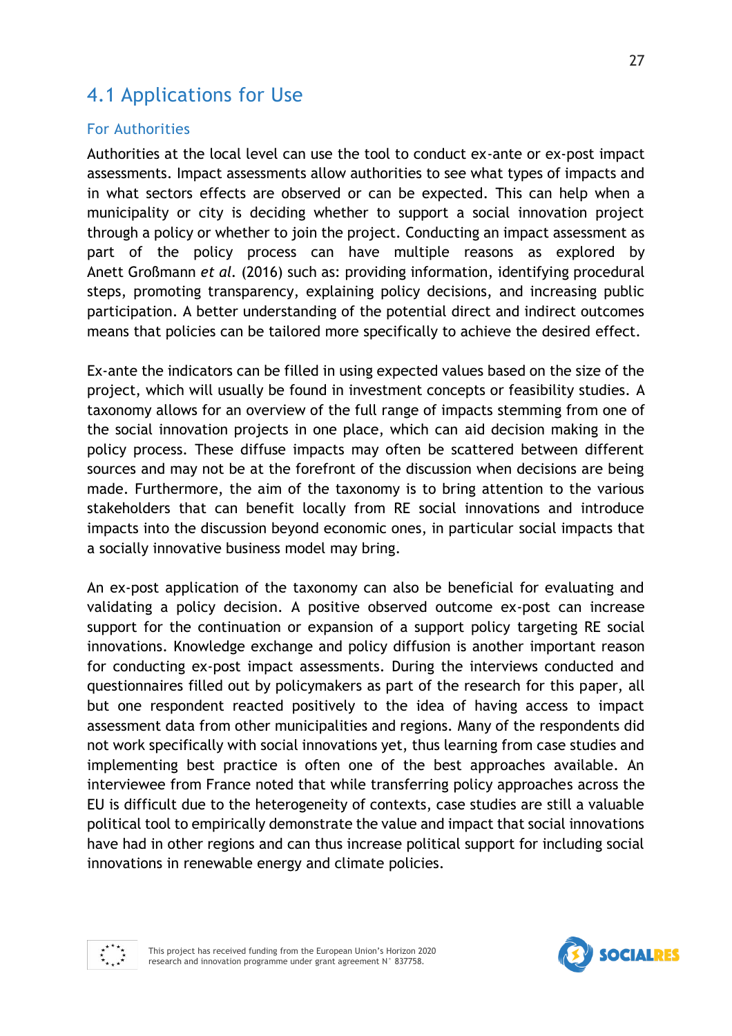## 4.1 Applications for Use

### For Authorities

Authorities at the local level can use the tool to conduct ex-ante or ex-post impact assessments. Impact assessments allow authorities to see what types of impacts and in what sectors effects are observed or can be expected. This can help when a municipality or city is deciding whether to support a social innovation project through a policy or whether to join the project. Conducting an impact assessment as part of the policy process can have multiple reasons as explored by Anett Großmann *et al.* (2016) such as: providing information, identifying procedural steps, promoting transparency, explaining policy decisions, and increasing public participation. A better understanding of the potential direct and indirect outcomes means that policies can be tailored more specifically to achieve the desired effect.

Ex-ante the indicators can be filled in using expected values based on the size of the project, which will usually be found in investment concepts or feasibility studies. A taxonomy allows for an overview of the full range of impacts stemming from one of the social innovation projects in one place, which can aid decision making in the policy process. These diffuse impacts may often be scattered between different sources and may not be at the forefront of the discussion when decisions are being made. Furthermore, the aim of the taxonomy is to bring attention to the various stakeholders that can benefit locally from RE social innovations and introduce impacts into the discussion beyond economic ones, in particular social impacts that a socially innovative business model may bring.

An ex-post application of the taxonomy can also be beneficial for evaluating and validating a policy decision. A positive observed outcome ex-post can increase support for the continuation or expansion of a support policy targeting RE social innovations. Knowledge exchange and policy diffusion is another important reason for conducting ex-post impact assessments. During the interviews conducted and questionnaires filled out by policymakers as part of the research for this paper, all but one respondent reacted positively to the idea of having access to impact assessment data from other municipalities and regions. Many of the respondents did not work specifically with social innovations yet, thus learning from case studies and implementing best practice is often one of the best approaches available. An interviewee from France noted that while transferring policy approaches across the EU is difficult due to the heterogeneity of contexts, case studies are still a valuable political tool to empirically demonstrate the value and impact that social innovations have had in other regions and can thus increase political support for including social innovations in renewable energy and climate policies.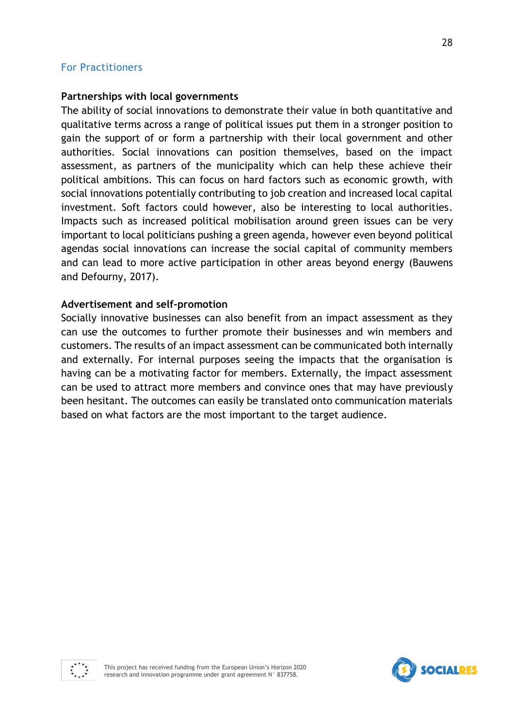## For Practitioners

**Partnerships with local governments**

The ability of social innovations to demonstrate their value in both quantitative and qualitative terms across a range of political issues put them in a stronger position to gain the support of or form a partnership with their local government and other authorities. Social innovations can position themselves, based on the impact assessment, as partners of the municipality which can help these achieve their political ambitions. This can focus on hard factors such as economic growth, with social innovations potentially contributing to job creation and increased local capital investment. Soft factors could however, also be interesting to local authorities. Impacts such as increased political mobilisation around green issues can be very important to local politicians pushing a green agenda, however even beyond political agendas social innovations can increase the social capital of community members and can lead to more active participation in other areas beyond energy (Bauwens and Defourny, 2017).

**Advertisement and self-promotion**

Socially innovative businesses can also benefit from an impact assessment as they can use the outcomes to further promote their businesses and win members and customers. The results of an impact assessment can be communicated both internally and externally. For internal purposes seeing the impacts that the organisation is having can be a motivating factor for members. Externally, the impact assessment can be used to attract more members and convince ones that may have previously been hesitant. The outcomes can easily be translated onto communication materials based on what factors are the most important to the target audience.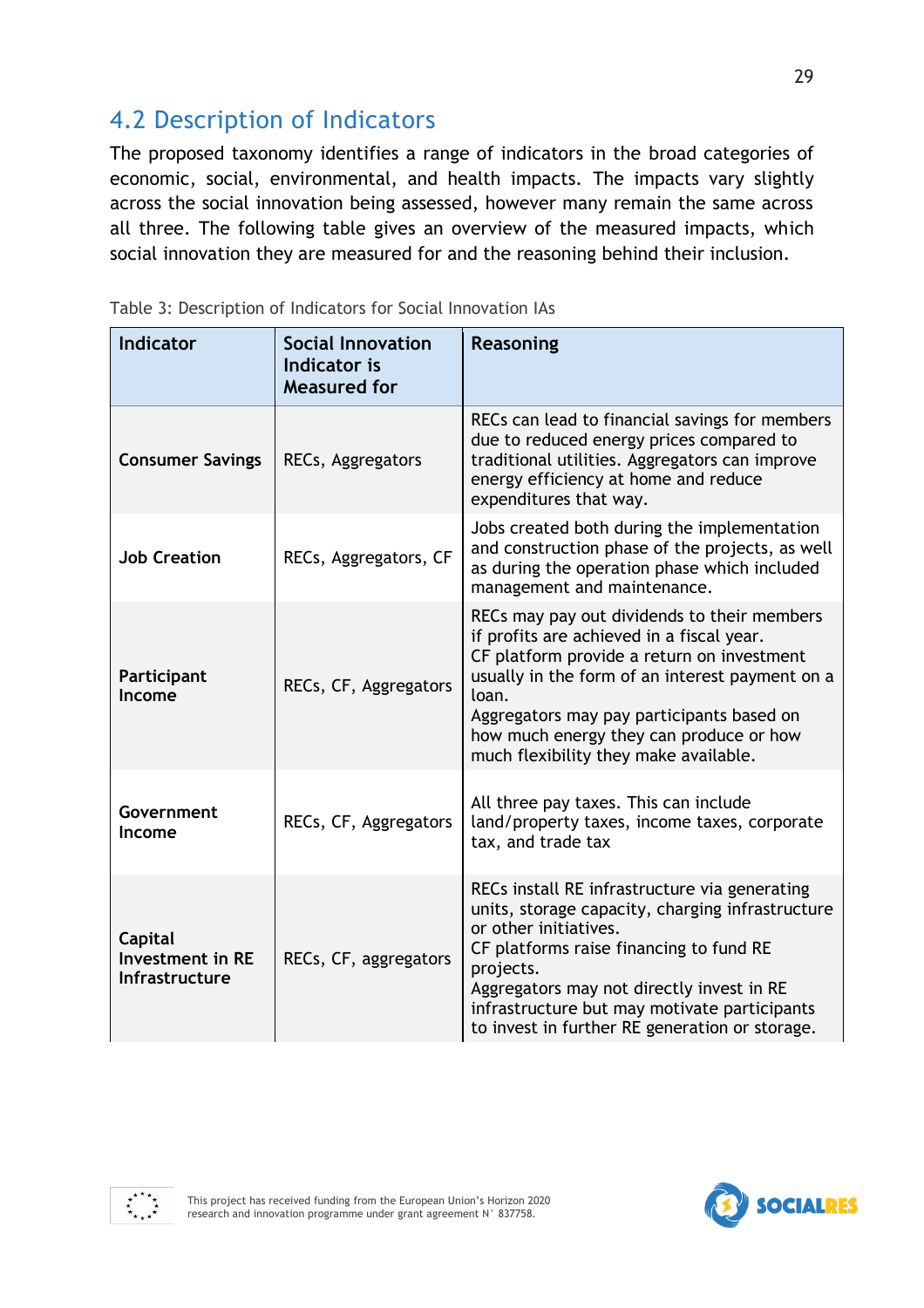## 4.2 Description of Indicators

The proposed taxonomy identifies a range of indicators in the broad categories of economic, social, environmental, and health impacts. The impacts vary slightly across the social innovation being assessed, however many remain the same across all three. The following table gives an overview of the measured impacts, which social innovation they are measured for and the reasoning behind their inclusion.

Table 3: Description of Indicators for Social Innovation IAs

| Indicator | Social Innovation Indicator is Measured for | Reasoning |
|---|---|---|
| **Consumer Savings** | RECs, Aggregators | RECs can lead to financial savings for members due to reduced energy prices compared to traditional utilities. Aggregators can improve energy efficiency at home and reduce expenditures that way. |
| **Job Creation** | RECs, Aggregators, CF | Jobs created both during the implementation and construction phase of the projects, as well as during the operation phase which included management and maintenance. |
| **Participant Income** | RECs, CF, Aggregators | RECs may pay out dividends to their members if profits are achieved in a fiscal year.<br>CF platform provide a return on investment usually in the form of an interest payment on a loan.<br>Aggregators may pay participants based on how much energy they can produce or how much flexibility they make available. |
| **Government Income** | RECs, CF, Aggregators | All three pay taxes. This can include land/property taxes, income taxes, corporate tax, and trade tax |
| **Capital Investment in RE Infrastructure** | RECs, CF, aggregators | RECs install RE infrastructure via generating units, storage capacity, charging infrastructure or other initiatives.<br>CF platforms raise financing to fund RE projects.<br>Aggregators may not directly invest in RE infrastructure but may motivate participants to invest in further RE generation or storage. |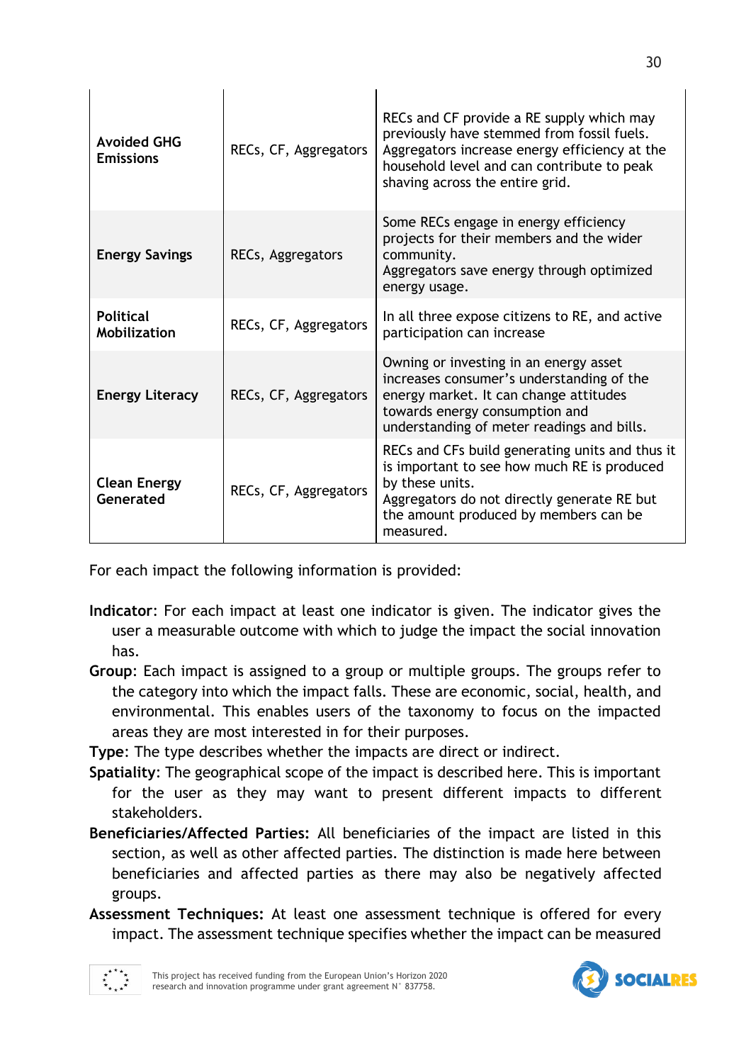| | | |
|---|---|---|
| **Avoided GHG Emissions** | RECs, CF, Aggregators | RECs and CF provide a RE supply which may previously have stemmed from fossil fuels. Aggregators increase energy efficiency at the household level and can contribute to peak shaving across the entire grid. |
| **Energy Savings** | RECs, Aggregators | Some RECs engage in energy efficiency projects for their members and the wider community. Aggregators save energy through optimized energy usage. |
| **Political Mobilization** | RECs, CF, Aggregators | In all three expose citizens to RE, and active participation can increase |
| **Energy Literacy** | RECs, CF, Aggregators | Owning or investing in an energy asset increases consumer's understanding of the energy market. It can change attitudes towards energy consumption and understanding of meter readings and bills. |
| **Clean Energy Generated** | RECs, CF, Aggregators | RECs and CFs build generating units and thus it is important to see how much RE is produced by these units. Aggregators do not directly generate RE but the amount produced by members can be measured. |

For each impact the following information is provided:

**Indicator**: For each impact at least one indicator is given. The indicator gives the user a measurable outcome with which to judge the impact the social innovation has.

**Group**: Each impact is assigned to a group or multiple groups. The groups refer to the category into which the impact falls. These are economic, social, health, and environmental. This enables users of the taxonomy to focus on the impacted areas they are most interested in for their purposes.

**Type**: The type describes whether the impacts are direct or indirect.

**Spatiality**: The geographical scope of the impact is described here. This is important for the user as they may want to present different impacts to different stakeholders.

**Beneficiaries/Affected Parties:** All beneficiaries of the impact are listed in this section, as well as other affected parties. The distinction is made here between beneficiaries and affected parties as there may also be negatively affected groups.

**Assessment Techniques:** At least one assessment technique is offered for every impact. The assessment technique specifies whether the impact can be measured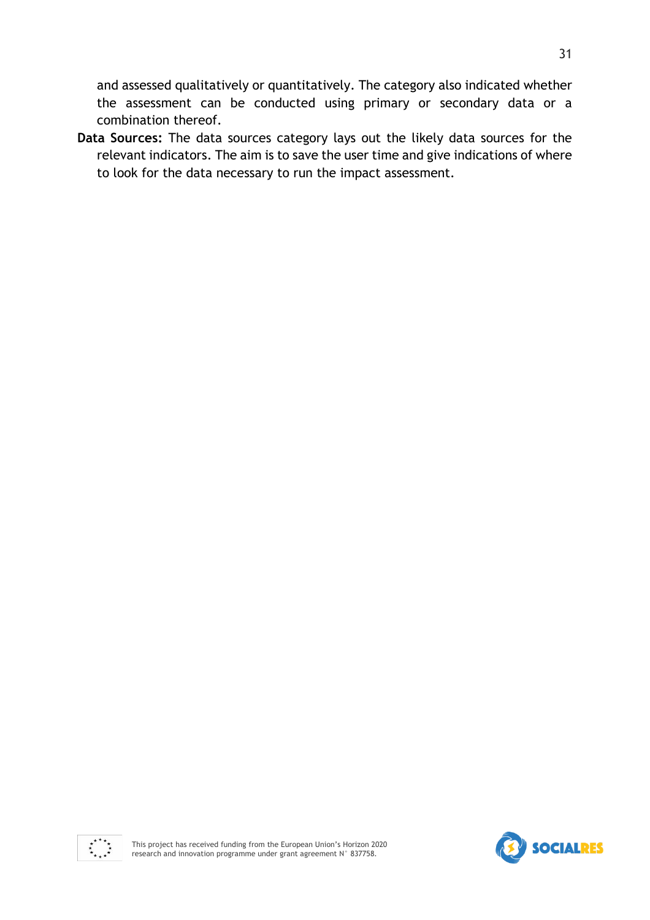and assessed qualitatively or quantitatively. The category also indicated whether the assessment can be conducted using primary or secondary data or a combination thereof.

**Data Sources:** The data sources category lays out the likely data sources for the relevant indicators. The aim is to save the user time and give indications of where to look for the data necessary to run the impact assessment.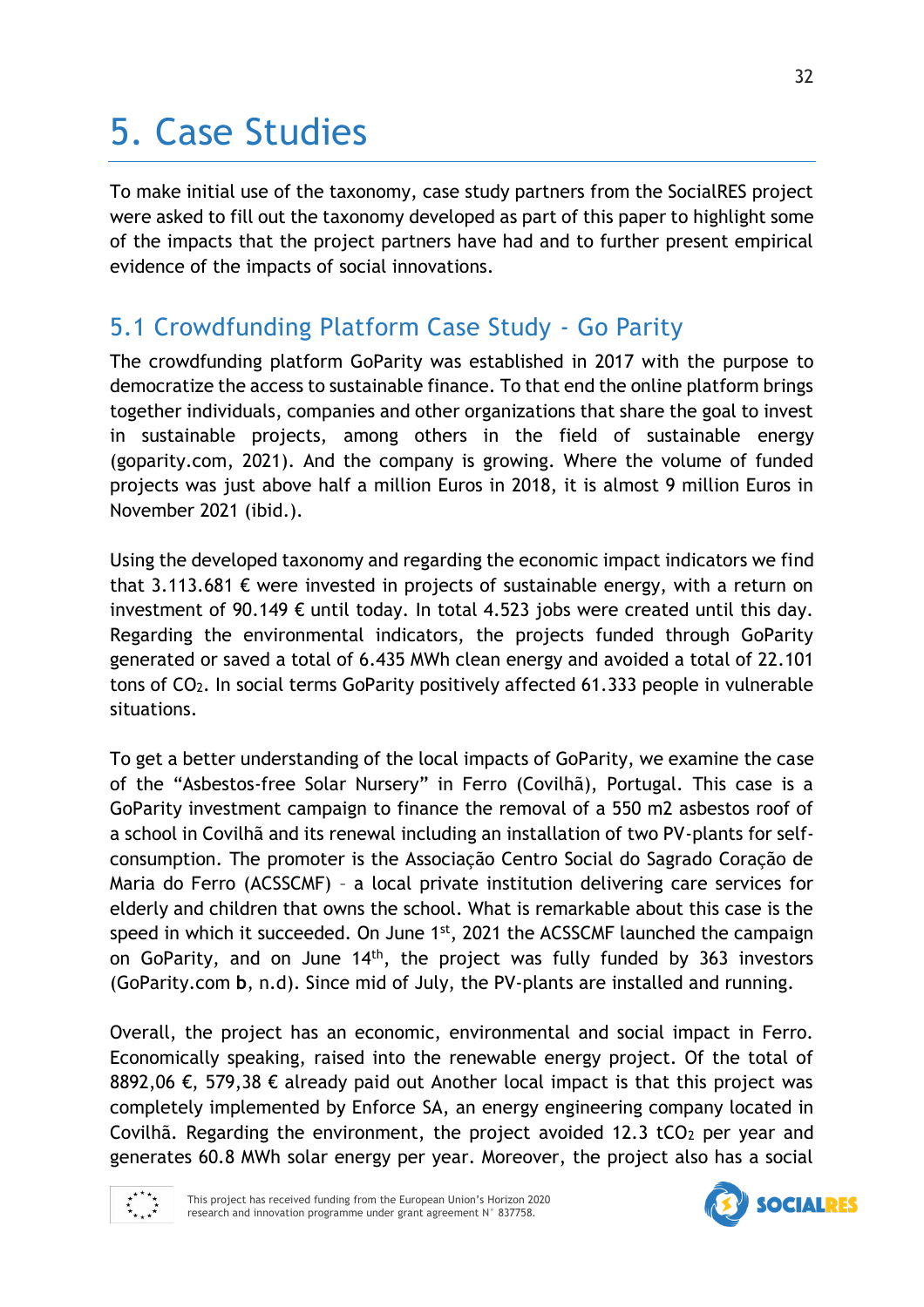# 5. Case Studies

To make initial use of the taxonomy, case study partners from the SocialRES project were asked to fill out the taxonomy developed as part of this paper to highlight some of the impacts that the project partners have had and to further present empirical evidence of the impacts of social innovations.

## 5.1 Crowdfunding Platform Case Study - Go Parity

The crowdfunding platform GoParity was established in 2017 with the purpose to democratize the access to sustainable finance. To that end the online platform brings together individuals, companies and other organizations that share the goal to invest in sustainable projects, among others in the field of sustainable energy (goparity.com, 2021). And the company is growing. Where the volume of funded projects was just above half a million Euros in 2018, it is almost 9 million Euros in November 2021 (ibid.).

Using the developed taxonomy and regarding the economic impact indicators we find that 3.113.681 € were invested in projects of sustainable energy, with a return on investment of 90.149 € until today. In total 4.523 jobs were created until this day. Regarding the environmental indicators, the projects funded through GoParity generated or saved a total of 6.435 MWh clean energy and avoided a total of 22.101 tons of $CO_2$. In social terms GoParity positively affected 61.333 people in vulnerable situations.

To get a better understanding of the local impacts of GoParity, we examine the case of the "Asbestos-free Solar Nursery" in Ferro (Covilhã), Portugal. This case is a GoParity investment campaign to finance the removal of a 550 m2 asbestos roof of a school in Covilhã and its renewal including an installation of two PV-plants for self-consumption. The promoter is the Associação Centro Social do Sagrado Coração de Maria do Ferro (ACSSCMF) – a local private institution delivering care services for elderly and children that owns the school. What is remarkable about this case is the speed in which it succeeded. On June 1st, 2021 the ACSSCMF launched the campaign on GoParity, and on June 14th, the project was fully funded by 363 investors (GoParity.com **b**, n.d). Since mid of July, the PV-plants are installed and running.

Overall, the project has an economic, environmental and social impact in Ferro. Economically speaking, raised into the renewable energy project. Of the total of 8892,06 €, 579,38 € already paid out Another local impact is that this project was completely implemented by Enforce SA, an energy engineering company located in Covilhã. Regarding the environment, the project avoided 12.3 $tCO_2$ per year and generates 60.8 MWh solar energy per year. Moreover, the project also has a social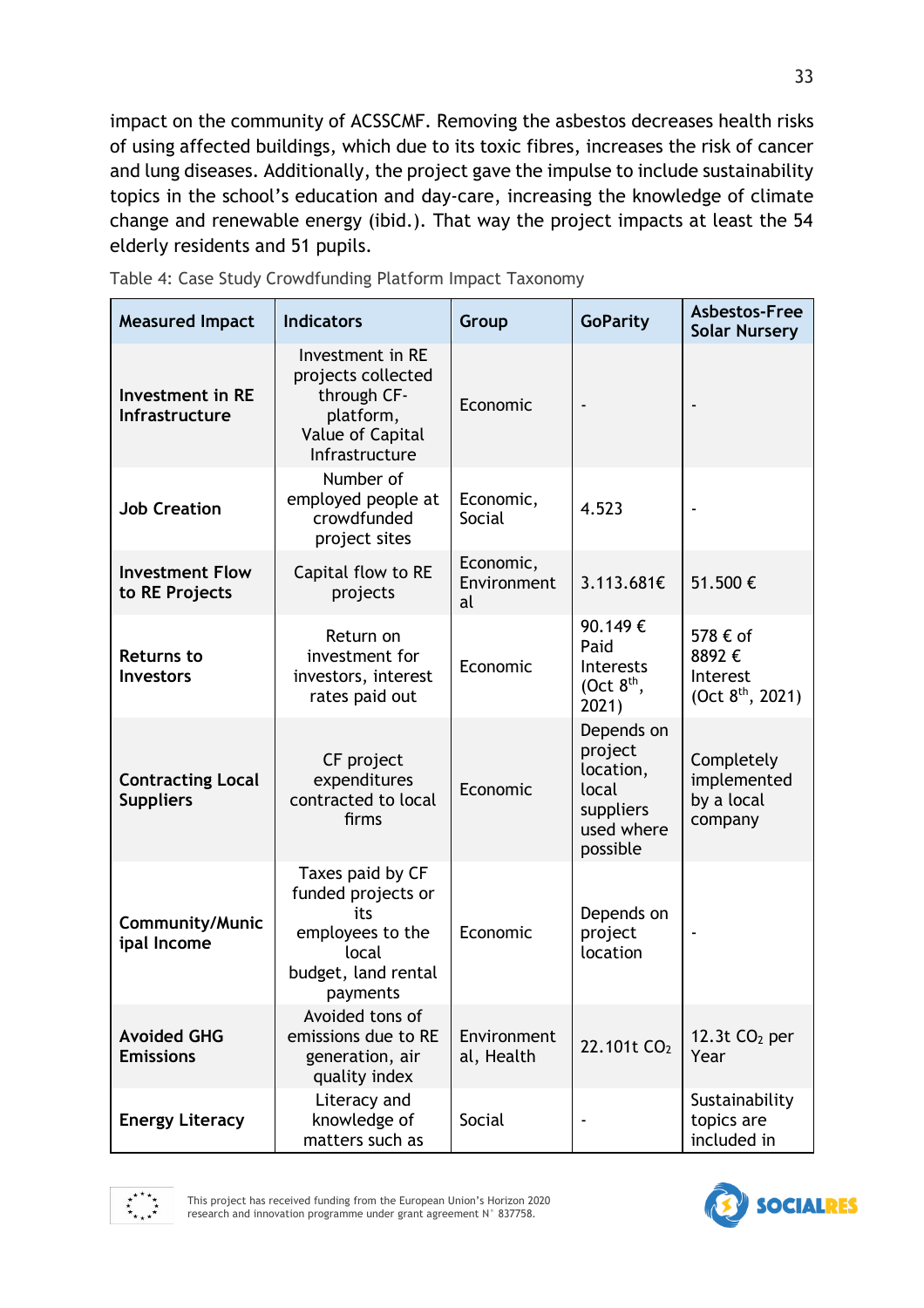impact on the community of ACSSCMF. Removing the asbestos decreases health risks of using affected buildings, which due to its toxic fibres, increases the risk of cancer and lung diseases. Additionally, the project gave the impulse to include sustainability topics in the school's education and day-care, increasing the knowledge of climate change and renewable energy (ibid.). That way the project impacts at least the 54 elderly residents and 51 pupils.

Table 4: Case Study Crowdfunding Platform Impact Taxonomy

| Measured Impact | Indicators | Group | GoParity | Asbestos-Free Solar Nursery |
|---|---|---|---|---|
| **Investment in RE Infrastructure** | Investment in RE projects collected through CF-platform, Value of Capital Infrastructure | Economic | - | - |
| **Job Creation** | Number of employed people at crowdfunded project sites | Economic, Social | 4.523 | - |
| **Investment Flow to RE Projects** | Capital flow to RE projects | Economic, Environmental | 3.113.681€ | 51.500 € |
| **Returns to Investors** | Return on investment for investors, interest rates paid out | Economic | 90.149 € Paid Interests (Oct 8th, 2021) | 578 € of 8892 € Interest (Oct 8th, 2021) |
| **Contracting Local Suppliers** | CF project expenditures contracted to local firms | Economic | Depends on project location, local suppliers used where possible | Completely implemented by a local company |
| **Community/Municipal Income** | Taxes paid by CF funded projects or its employees to the local budget, land rental payments | Economic | Depends on project location | - |
| **Avoided GHG Emissions** | Avoided tons of emissions due to RE generation, air quality index | Environmental, Health | 22.101t $CO_2$ | 12.3t $CO_2$ per Year |
| **Energy Literacy** | Literacy and knowledge of matters such as | Social | - | Sustainability topics are included in |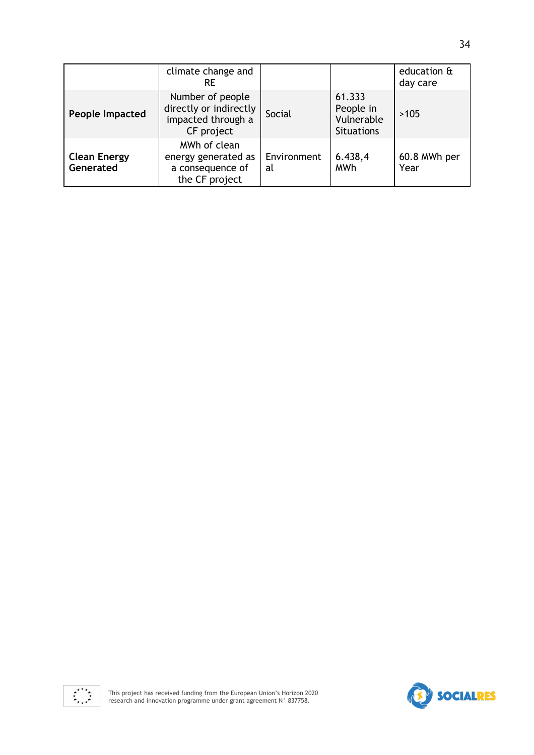| | climate change and RE | | | education & day care |
|---|---|---|---|---|
| **People Impacted** | Number of people directly or indirectly impacted through a CF project | Social | 61.333 People in Vulnerable Situations | >105 |
| **Clean Energy Generated** | MWh of clean energy generated as a consequence of the CF project | Environmental | 6.438,4 MWh | 60.8 MWh per Year |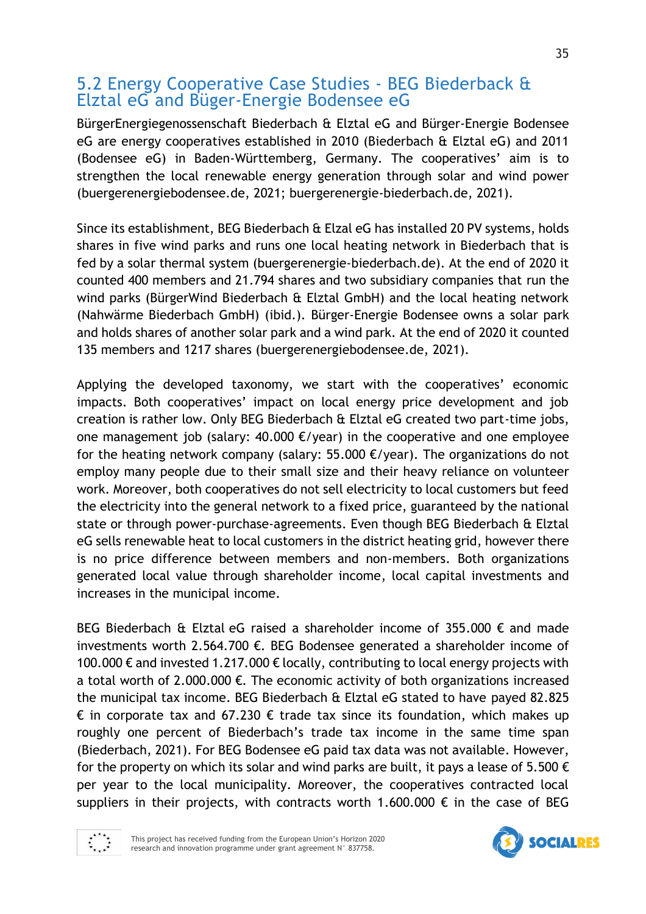## 5.2 Energy Cooperative Case Studies - BEG Biederback & Elztal eG and Büger-Energie Bodensee eG

BürgerEnergiegenossenschaft Biederbach & Elztal eG and Bürger-Energie Bodensee eG are energy cooperatives established in 2010 (Biederbach & Elztal eG) and 2011 (Bodensee eG) in Baden-Württemberg, Germany. The cooperatives' aim is to strengthen the local renewable energy generation through solar and wind power (buergerenergiebodensee.de, 2021; buergerenergie-biederbach.de, 2021).

Since its establishment, BEG Biederbach & Elzal eG has installed 20 PV systems, holds shares in five wind parks and runs one local heating network in Biederbach that is fed by a solar thermal system (buergerenergie-biederbach.de). At the end of 2020 it counted 400 members and 21.794 shares and two subsidiary companies that run the wind parks (BürgerWind Biederbach & Elztal GmbH) and the local heating network (Nahwärme Biederbach GmbH) (ibid.). Bürger-Energie Bodensee owns a solar park and holds shares of another solar park and a wind park. At the end of 2020 it counted 135 members and 1217 shares (buergerenergiebodensee.de, 2021).

Applying the developed taxonomy, we start with the cooperatives' economic impacts. Both cooperatives' impact on local energy price development and job creation is rather low. Only BEG Biederbach & Elztal eG created two part-time jobs, one management job (salary: 40.000 €/year) in the cooperative and one employee for the heating network company (salary: 55.000 €/year). The organizations do not employ many people due to their small size and their heavy reliance on volunteer work. Moreover, both cooperatives do not sell electricity to local customers but feed the electricity into the general network to a fixed price, guaranteed by the national state or through power-purchase-agreements. Even though BEG Biederbach & Elztal eG sells renewable heat to local customers in the district heating grid, however there is no price difference between members and non-members. Both organizations generated local value through shareholder income, local capital investments and increases in the municipal income.

BEG Biederbach & Elztal eG raised a shareholder income of 355.000 € and made investments worth 2.564.700 €. BEG Bodensee generated a shareholder income of 100.000 € and invested 1.217.000 € locally, contributing to local energy projects with a total worth of 2.000.000 €. The economic activity of both organizations increased the municipal tax income. BEG Biederbach & Elztal eG stated to have payed 82.825 € in corporate tax and 67.230 € trade tax since its foundation, which makes up roughly one percent of Biederbach's trade tax income in the same time span (Biederbach, 2021). For BEG Bodensee eG paid tax data was not available. However, for the property on which its solar and wind parks are built, it pays a lease of 5.500 € per year to the local municipality. Moreover, the cooperatives contracted local suppliers in their projects, with contracts worth 1.600.000 € in the case of BEG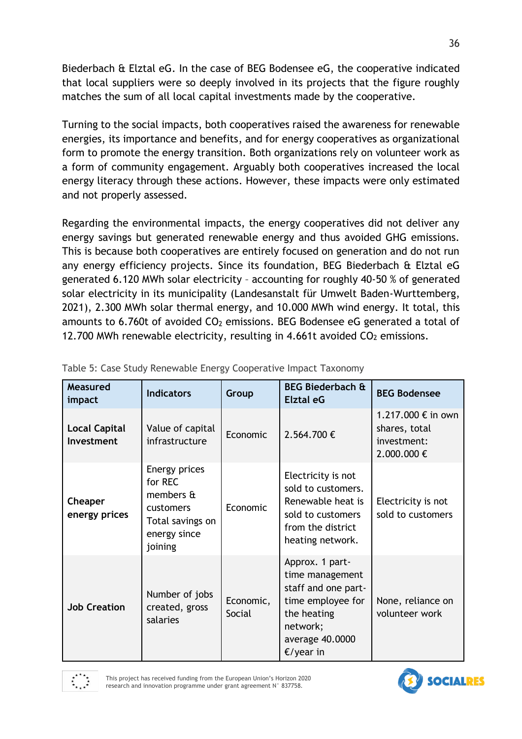Biederbach & Elztal eG. In the case of BEG Bodensee eG, the cooperative indicated that local suppliers were so deeply involved in its projects that the figure roughly matches the sum of all local capital investments made by the cooperative.

Turning to the social impacts, both cooperatives raised the awareness for renewable energies, its importance and benefits, and for energy cooperatives as organizational form to promote the energy transition. Both organizations rely on volunteer work as a form of community engagement. Arguably both cooperatives increased the local energy literacy through these actions. However, these impacts were only estimated and not properly assessed.

Regarding the environmental impacts, the energy cooperatives did not deliver any energy savings but generated renewable energy and thus avoided GHG emissions. This is because both cooperatives are entirely focused on generation and do not run any energy efficiency projects. Since its foundation, BEG Biederbach & Elztal eG generated 6.120 MWh solar electricity – accounting for roughly 40-50 % of generated solar electricity in its municipality (Landesanstalt für Umwelt Baden-Wurttemberg, 2021), 2.300 MWh solar thermal energy, and 10.000 MWh wind energy. It total, this amounts to 6.760t of avoided $CO_2$ emissions. BEG Bodensee eG generated a total of 12.700 MWh renewable electricity, resulting in 4.661t avoided $CO_2$ emissions.

Table 5: Case Study Renewable Energy Cooperative Impact Taxonomy

| Measured impact | Indicators | Group | BEG Biederbach & Elztal eG | BEG Bodensee |
|---|---|---|---|---|
| **Local Capital Investment** | Value of capital infrastructure | Economic | 2.564.700 € | 1.217.000 € in own shares, total investment: 2.000.000 € |
| **Cheaper energy prices** | Energy prices for REC members & customers Total savings on energy since joining | Economic | Electricity is not sold to customers. Renewable heat is sold to customers from the district heating network. | Electricity is not sold to customers |
| **Job Creation** | Number of jobs created, gross salaries | Economic, Social | Approx. 1 part-time management staff and one part-time employee for the heating network; average 40.0000 €/year in | None, reliance on volunteer work |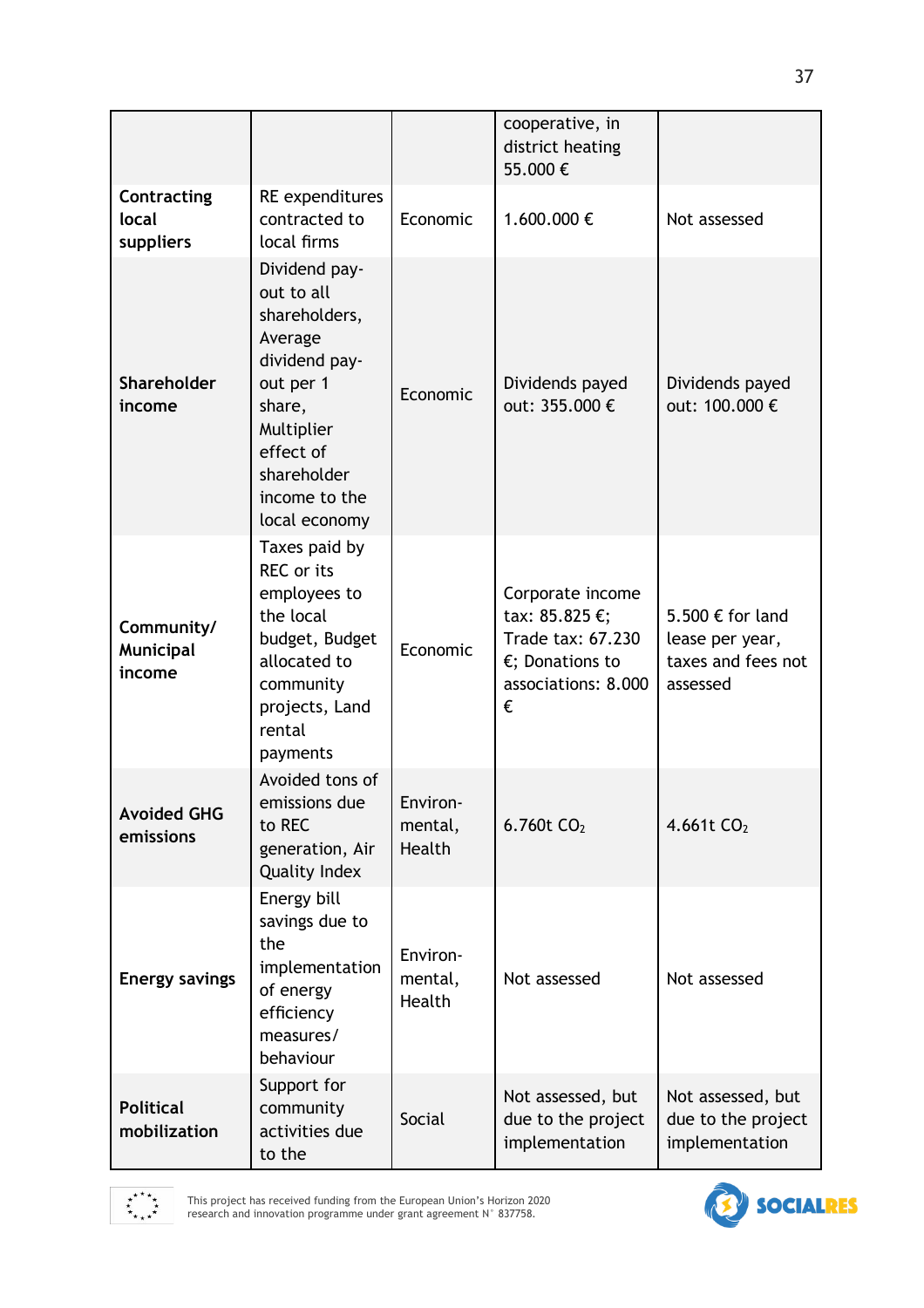| | | | cooperative, in district heating 55.000 € | |
|---|---|---|---|---|
| **Contracting local suppliers** | RE expenditures contracted to local firms | Economic | 1.600.000 € | Not assessed |
| **Shareholder income** | Dividend pay-out to all shareholders, Average dividend pay-out per 1 share, Multiplier effect of shareholder income to the local economy | Economic | Dividends payed out: 355.000 € | Dividends payed out: 100.000 € |
| **Community/ Municipal income** | Taxes paid by REC or its employees to the local budget, Budget allocated to community projects, Land rental payments | Economic | Corporate income tax: 85.825 €; Trade tax: 67.230 €; Donations to associations: 8.000 € | 5.500 € for land lease per year, taxes and fees not assessed |
| **Avoided GHG emissions** | Avoided tons of emissions due to REC generation, Air Quality Index | Environ-mental, Health | 6.760t $CO_2$ | 4.661t $CO_2$ |
| **Energy savings** | Energy bill savings due to the implementation of energy efficiency measures/ behaviour | Environ-mental, Health | Not assessed | Not assessed |
| **Political mobilization** | Support for community activities due to the | Social | Not assessed, but due to the project implementation | Not assessed, but due to the project implementation |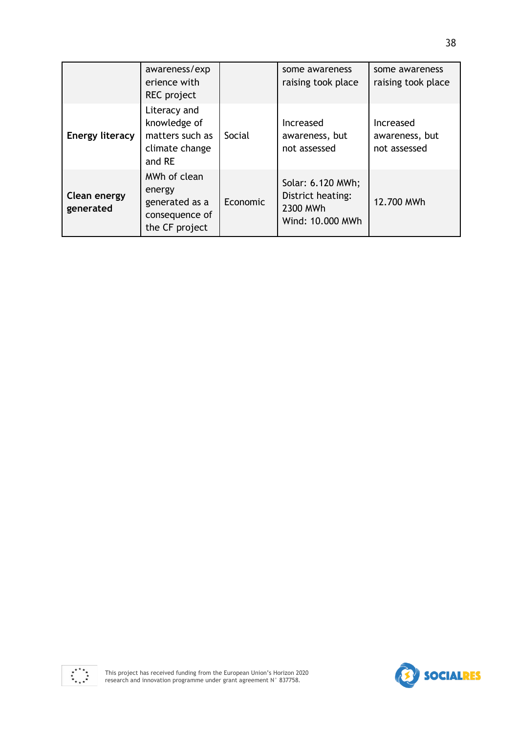| | | | | |
|---|---|---|---|---|
| | awareness/experience with REC project | | some awareness raising took place | some awareness raising took place |
| **Energy literacy** | Literacy and knowledge of matters such as climate change and RE | Social | Increased awareness, but not assessed | Increased awareness, but not assessed |
| **Clean energy generated** | MWh of clean energy generated as a consequence of the CF project | Economic | Solar: 6.120 MWh; District heating: 2300 MWh Wind: 10.000 MWh | 12.700 MWh |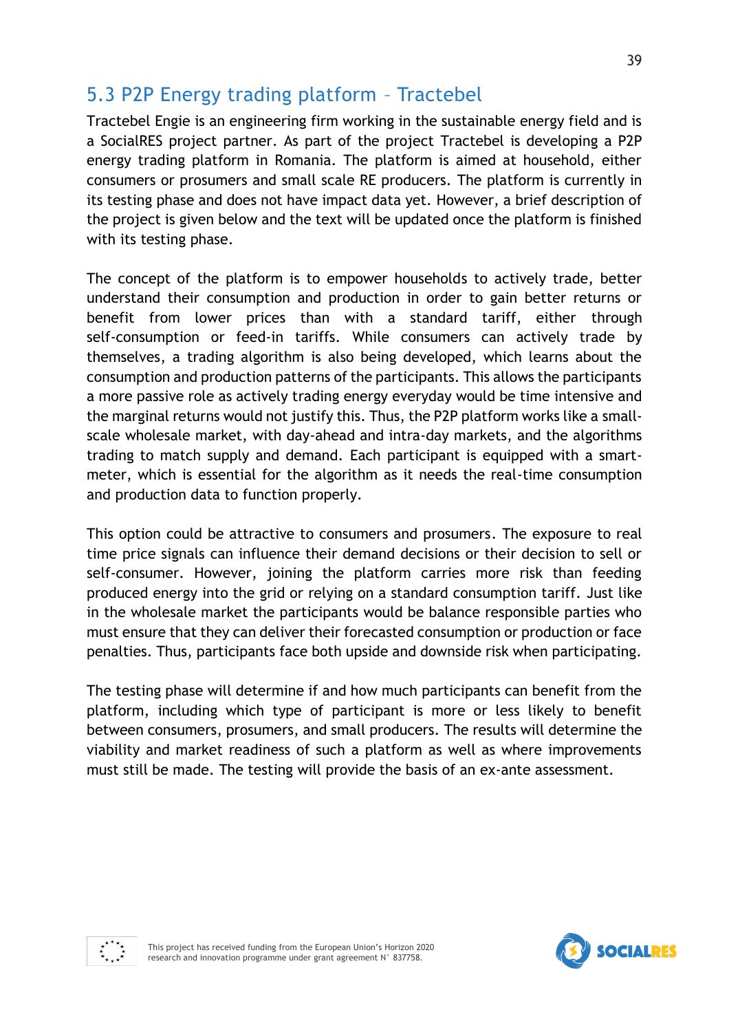## 5.3 P2P Energy trading platform – Tractebel

Tractebel Engie is an engineering firm working in the sustainable energy field and is a SocialRES project partner. As part of the project Tractebel is developing a P2P energy trading platform in Romania. The platform is aimed at household, either consumers or prosumers and small scale RE producers. The platform is currently in its testing phase and does not have impact data yet. However, a brief description of the project is given below and the text will be updated once the platform is finished with its testing phase.

The concept of the platform is to empower households to actively trade, better understand their consumption and production in order to gain better returns or benefit from lower prices than with a standard tariff, either through self-consumption or feed-in tariffs. While consumers can actively trade by themselves, a trading algorithm is also being developed, which learns about the consumption and production patterns of the participants. This allows the participants a more passive role as actively trading energy everyday would be time intensive and the marginal returns would not justify this. Thus, the P2P platform works like a small-scale wholesale market, with day-ahead and intra-day markets, and the algorithms trading to match supply and demand. Each participant is equipped with a smart-meter, which is essential for the algorithm as it needs the real-time consumption and production data to function properly.

This option could be attractive to consumers and prosumers. The exposure to real time price signals can influence their demand decisions or their decision to sell or self-consumer. However, joining the platform carries more risk than feeding produced energy into the grid or relying on a standard consumption tariff. Just like in the wholesale market the participants would be balance responsible parties who must ensure that they can deliver their forecasted consumption or production or face penalties. Thus, participants face both upside and downside risk when participating.

The testing phase will determine if and how much participants can benefit from the platform, including which type of participant is more or less likely to benefit between consumers, prosumers, and small producers. The results will determine the viability and market readiness of such a platform as well as where improvements must still be made. The testing will provide the basis of an ex-ante assessment.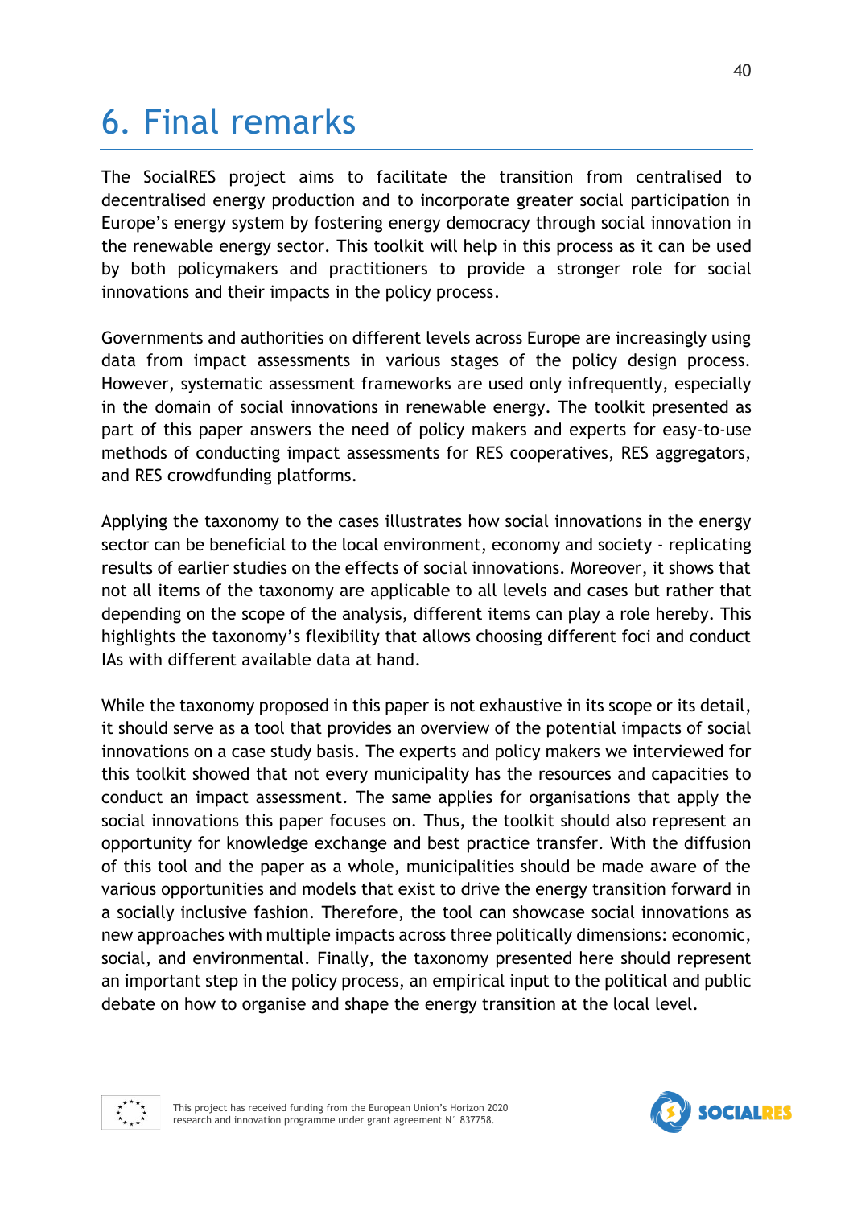# 6. Final remarks

The SocialRES project aims to facilitate the transition from centralised to decentralised energy production and to incorporate greater social participation in Europe's energy system by fostering energy democracy through social innovation in the renewable energy sector. This toolkit will help in this process as it can be used by both policymakers and practitioners to provide a stronger role for social innovations and their impacts in the policy process.

Governments and authorities on different levels across Europe are increasingly using data from impact assessments in various stages of the policy design process. However, systematic assessment frameworks are used only infrequently, especially in the domain of social innovations in renewable energy. The toolkit presented as part of this paper answers the need of policy makers and experts for easy-to-use methods of conducting impact assessments for RES cooperatives, RES aggregators, and RES crowdfunding platforms.

Applying the taxonomy to the cases illustrates how social innovations in the energy sector can be beneficial to the local environment, economy and society - replicating results of earlier studies on the effects of social innovations. Moreover, it shows that not all items of the taxonomy are applicable to all levels and cases but rather that depending on the scope of the analysis, different items can play a role hereby. This highlights the taxonomy's flexibility that allows choosing different foci and conduct IAs with different available data at hand.

While the taxonomy proposed in this paper is not exhaustive in its scope or its detail, it should serve as a tool that provides an overview of the potential impacts of social innovations on a case study basis. The experts and policy makers we interviewed for this toolkit showed that not every municipality has the resources and capacities to conduct an impact assessment. The same applies for organisations that apply the social innovations this paper focuses on. Thus, the toolkit should also represent an opportunity for knowledge exchange and best practice transfer. With the diffusion of this tool and the paper as a whole, municipalities should be made aware of the various opportunities and models that exist to drive the energy transition forward in a socially inclusive fashion. Therefore, the tool can showcase social innovations as new approaches with multiple impacts across three politically dimensions: economic, social, and environmental. Finally, the taxonomy presented here should represent an important step in the policy process, an empirical input to the political and public debate on how to organise and shape the energy transition at the local level.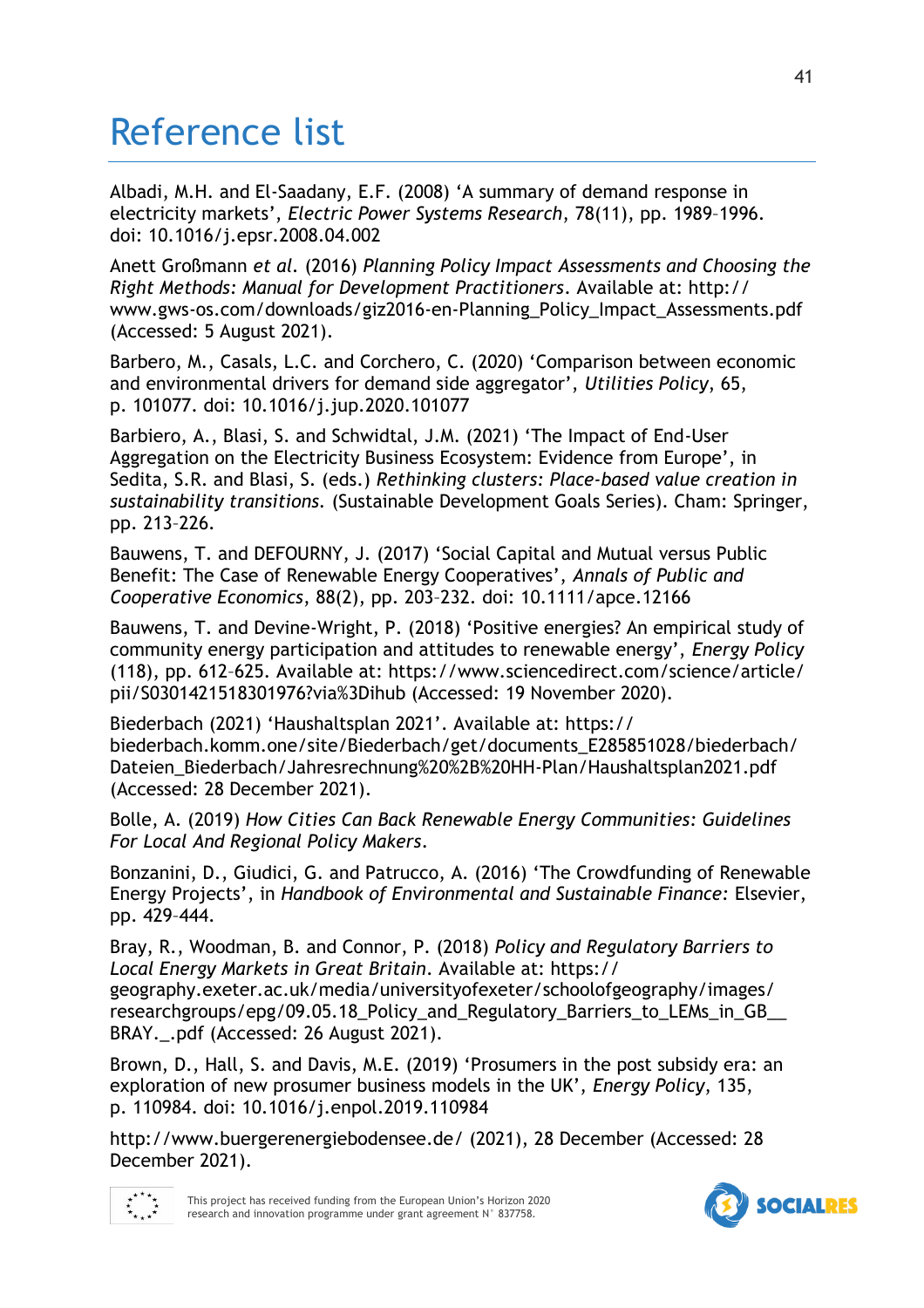# Reference list

Albadi, M.H. and El-Saadany, E.F. (2008) 'A summary of demand response in electricity markets', *Electric Power Systems Research*, 78(11), pp. 1989–1996. doi: 10.1016/j.epsr.2008.04.002

Anett Großmann *et al.* (2016) *Planning Policy Impact Assessments and Choosing the Right Methods: Manual for Development Practitioners*. Available at: http://www.gws-os.com/downloads/giz2016-en-Planning_Policy_Impact_Assessments.pdf (Accessed: 5 August 2021).

Barbero, M., Casals, L.C. and Corchero, C. (2020) 'Comparison between economic and environmental drivers for demand side aggregator', *Utilities Policy*, 65, p. 101077. doi: 10.1016/j.jup.2020.101077

Barbiero, A., Blasi, S. and Schwidtal, J.M. (2021) 'The Impact of End-User Aggregation on the Electricity Business Ecosystem: Evidence from Europe', in Sedita, S.R. and Blasi, S. (eds.) *Rethinking clusters: Place-based value creation in sustainability transitions.* (Sustainable Development Goals Series). Cham: Springer, pp. 213–226.

Bauwens, T. and DEFOURNY, J. (2017) 'Social Capital and Mutual versus Public Benefit: The Case of Renewable Energy Cooperatives', *Annals of Public and Cooperative Economics*, 88(2), pp. 203–232. doi: 10.1111/apce.12166

Bauwens, T. and Devine-Wright, P. (2018) 'Positive energies? An empirical study of community energy participation and attitudes to renewable energy', *Energy Policy* (118), pp. 612–625. Available at: https://www.sciencedirect.com/science/article/pii/S0301421518301976?via%3Dihub (Accessed: 19 November 2020).

Biederbach (2021) 'Haushaltsplan 2021'. Available at: https://biederbach.komm.one/site/Biederbach/get/documents_E285851028/biederbach/Dateien_Biederbach/Jahresrechnung%20%2B%20HH-Plan/Haushaltsplan2021.pdf (Accessed: 28 December 2021).

Bolle, A. (2019) *How Cities Can Back Renewable Energy Communities: Guidelines For Local And Regional Policy Makers*.

Bonzanini, D., Giudici, G. and Patrucco, A. (2016) 'The Crowdfunding of Renewable Energy Projects', in *Handbook of Environmental and Sustainable Finance:* Elsevier, pp. 429–444.

Bray, R., Woodman, B. and Connor, P. (2018) *Policy and Regulatory Barriers to Local Energy Markets in Great Britain*. Available at: https://geography.exeter.ac.uk/media/universityofexeter/schoolofgeography/images/researchgroups/epg/09.05.18_Policy_and_Regulatory_Barriers_to_LEMs_in_GB__BRAY._.pdf (Accessed: 26 August 2021).

Brown, D., Hall, S. and Davis, M.E. (2019) 'Prosumers in the post subsidy era: an exploration of new prosumer business models in the UK', *Energy Policy*, 135, p. 110984. doi: 10.1016/j.enpol.2019.110984

http://www.buergerenergiebodensee.de/ (2021), 28 December (Accessed: 28 December 2021).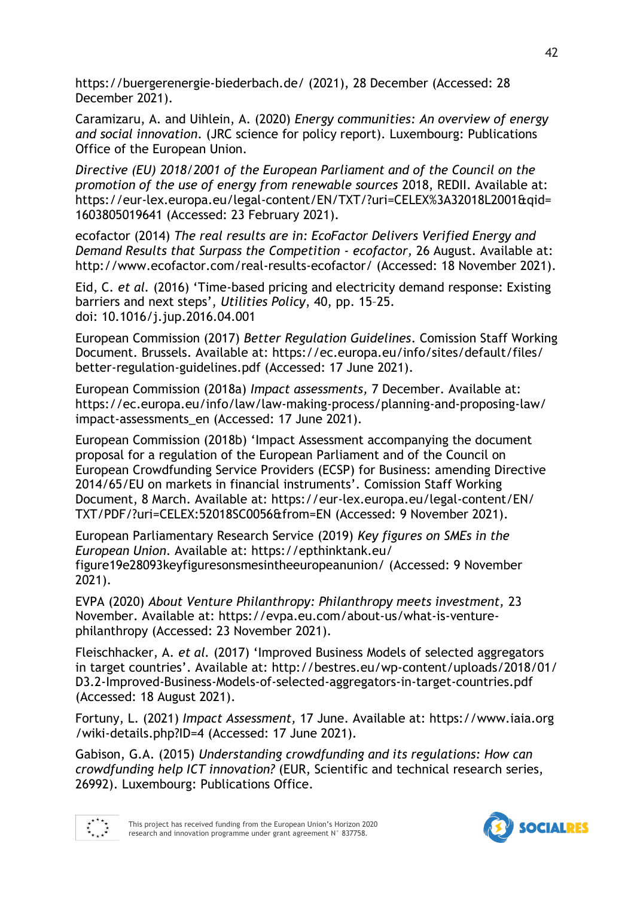https://buergerenergie-biederbach.de/ (2021), 28 December (Accessed: 28 December 2021).

Caramizaru, A. and Uihlein, A. (2020) *Energy communities: An overview of energy and social innovation*. (JRC science for policy report). Luxembourg: Publications Office of the European Union.

*Directive (EU) 2018/2001 of the European Parliament and of the Council on the promotion of the use of energy from renewable sources* 2018, REDII. Available at: https://eur-lex.europa.eu/legal-content/EN/TXT/?uri=CELEX%3A32018L2001&qid=1603805019641 (Accessed: 23 February 2021).

ecofactor (2014) *The real results are in: EcoFactor Delivers Verified Energy and Demand Results that Surpass the Competition - ecofactor*, 26 August. Available at: http://www.ecofactor.com/real-results-ecofactor/ (Accessed: 18 November 2021).

Eid, C. *et al.* (2016) 'Time-based pricing and electricity demand response: Existing barriers and next steps', *Utilities Policy*, 40, pp. 15–25. doi: 10.1016/j.jup.2016.04.001

European Commission (2017) *Better Regulation Guidelines*. Comission Staff Working Document. Brussels. Available at: https://ec.europa.eu/info/sites/default/files/better-regulation-guidelines.pdf (Accessed: 17 June 2021).

European Commission (2018a) *Impact assessments*, 7 December. Available at: https://ec.europa.eu/info/law/law-making-process/planning-and-proposing-law/impact-assessments_en (Accessed: 17 June 2021).

European Commission (2018b) 'Impact Assessment accompanying the document proposal for a regulation of the European Parliament and of the Council on European Crowdfunding Service Providers (ECSP) for Business: amending Directive 2014/65/EU on markets in financial instruments'. Comission Staff Working Document, 8 March. Available at: https://eur-lex.europa.eu/legal-content/EN/TXT/PDF/?uri=CELEX:52018SC0056&from=EN (Accessed: 9 November 2021).

European Parliamentary Research Service (2019) *Key figures on SMEs in the European Union*. Available at: https://epthinktank.eu/figure19e28093keyfiguresonsmesintheeuropeanunion/ (Accessed: 9 November 2021).

EVPA (2020) *About Venture Philanthropy: Philanthropy meets investment*, 23 November. Available at: https://evpa.eu.com/about-us/what-is-venture-philanthropy (Accessed: 23 November 2021).

Fleischhacker, A. *et al.* (2017) 'Improved Business Models of selected aggregators in target countries'. Available at: http://bestres.eu/wp-content/uploads/2018/01/D3.2-Improved-Business-Models-of-selected-aggregators-in-target-countries.pdf (Accessed: 18 August 2021).

Fortuny, L. (2021) *Impact Assessment*, 17 June. Available at: https://www.iaia.org/wiki-details.php?ID=4 (Accessed: 17 June 2021).

Gabison, G.A. (2015) *Understanding crowdfunding and its regulations: How can crowdfunding help ICT innovation?* (EUR, Scientific and technical research series, 26992). Luxembourg: Publications Office.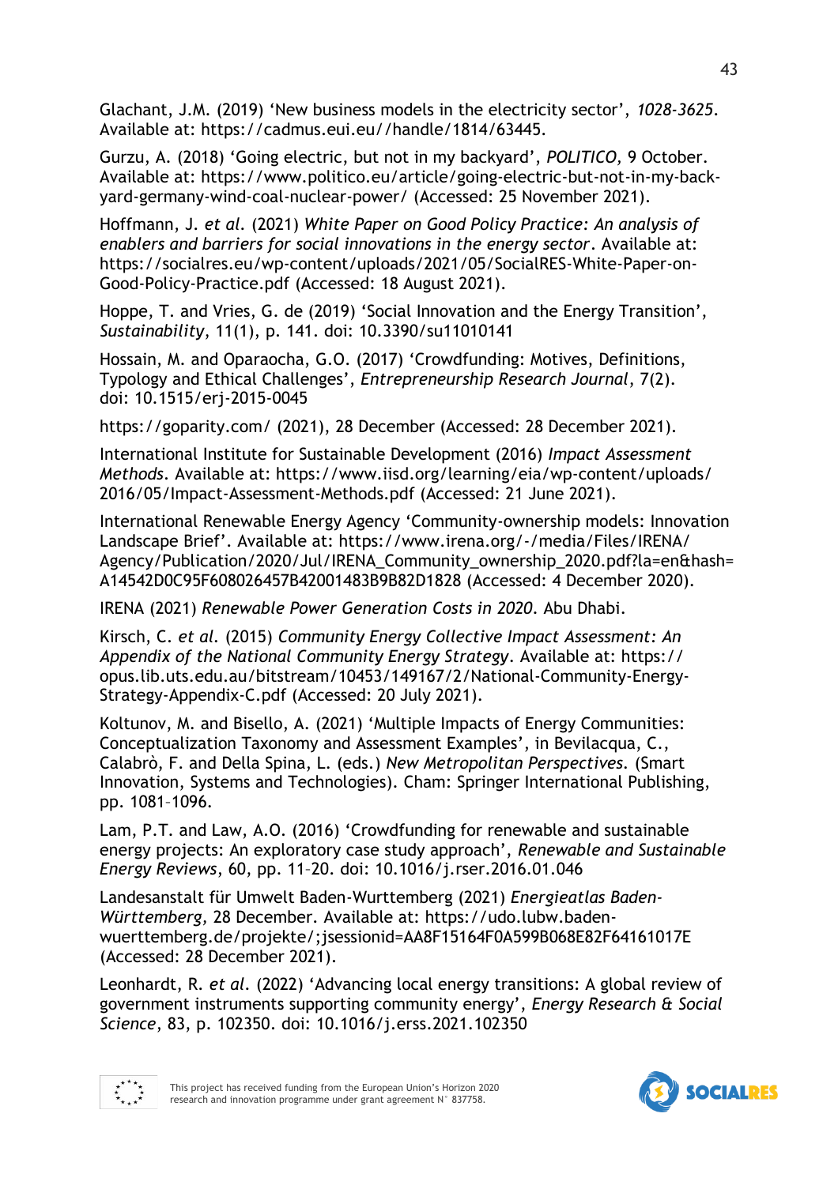Glachant, J.M. (2019) ‘New business models in the electricity sector’, *1028-3625*. Available at: https://cadmus.eui.eu//handle/1814/63445.

Gurzu, A. (2018) ‘Going electric, but not in my backyard’, *POLITICO,* 9 October. Available at: https://www.politico.eu/article/going-electric-but-not-in-my-back-yard-germany-wind-coal-nuclear-power/ (Accessed: 25 November 2021).

Hoffmann, J. *et al.* (2021) *White Paper on Good Policy Practice: An analysis of enablers and barriers for social innovations in the energy sector*. Available at: https://socialres.eu/wp-content/uploads/2021/05/SocialRES-White-Paper-on-Good-Policy-Practice.pdf (Accessed: 18 August 2021).

Hoppe, T. and Vries, G. de (2019) ‘Social Innovation and the Energy Transition’, *Sustainability*, 11(1), p. 141. doi: 10.3390/su11010141

Hossain, M. and Oparaocha, G.O. (2017) ‘Crowdfunding: Motives, Definitions, Typology and Ethical Challenges’, *Entrepreneurship Research Journal*, 7(2). doi: 10.1515/erj-2015-0045

https://goparity.com/ (2021), 28 December (Accessed: 28 December 2021).

International Institute for Sustainable Development (2016) *Impact Assessment Methods*. Available at: https://www.iisd.org/learning/eia/wp-content/uploads/2016/05/Impact-Assessment-Methods.pdf (Accessed: 21 June 2021).

International Renewable Energy Agency ‘Community-ownership models: Innovation Landscape Brief’. Available at: https://www.irena.org/-/media/Files/IRENA/Agency/Publication/2020/Jul/IRENA_Community_ownership_2020.pdf?la=en&hash=A14542D0C95F608026457B42001483B9B82D1828 (Accessed: 4 December 2020).

IRENA (2021) *Renewable Power Generation Costs in 2020*. Abu Dhabi.

Kirsch, C. *et al.* (2015) *Community Energy Collective Impact Assessment: An Appendix of the National Community Energy Strategy*. Available at: https://opus.lib.uts.edu.au/bitstream/10453/149167/2/National-Community-Energy-Strategy-Appendix-C.pdf (Accessed: 20 July 2021).

Koltunov, M. and Bisello, A. (2021) ‘Multiple Impacts of Energy Communities: Conceptualization Taxonomy and Assessment Examples’, in Bevilacqua, C., Calabrò, F. and Della Spina, L. (eds.) *New Metropolitan Perspectives*. (Smart Innovation, Systems and Technologies). Cham: Springer International Publishing, pp. 1081–1096.

Lam, P.T. and Law, A.O. (2016) ‘Crowdfunding for renewable and sustainable energy projects: An exploratory case study approach’, *Renewable and Sustainable Energy Reviews*, 60, pp. 11–20. doi: 10.1016/j.rser.2016.01.046

Landesanstalt für Umwelt Baden-Wurttemberg (2021) *Energieatlas Baden-Württemberg,* 28 December. Available at: https://udo.lubw.baden-wuerttemberg.de/projekte/;jsessionid=AA8F15164F0A599B068E82F64161017E (Accessed: 28 December 2021).

Leonhardt, R. *et al.* (2022) ‘Advancing local energy transitions: A global review of government instruments supporting community energy’, *Energy Research & Social Science*, 83, p. 102350. doi: 10.1016/j.erss.2021.102350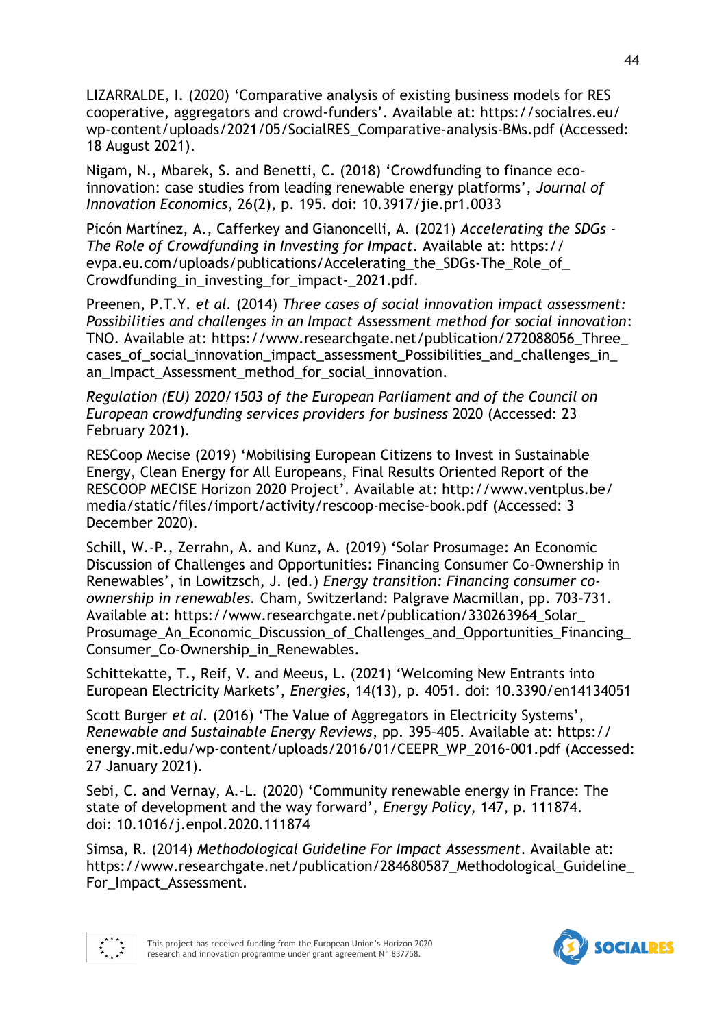LIZARRALDE, I. (2020) 'Comparative analysis of existing business models for RES cooperative, aggregators and crowd-funders'. Available at: https://socialres.eu/wp-content/uploads/2021/05/SocialRES_Comparative-analysis-BMs.pdf (Accessed: 18 August 2021).

Nigam, N., Mbarek, S. and Benetti, C. (2018) 'Crowdfunding to finance eco-innovation: case studies from leading renewable energy platforms', *Journal of Innovation Economics*, 26(2), p. 195. doi: 10.3917/jie.pr1.0033

Picón Martínez, A., Cafferkey and Gianoncelli, A. (2021) *Accelerating the SDGs - The Role of Crowdfunding in Investing for Impact*. Available at: https://evpa.eu.com/uploads/publications/Accelerating_the_SDGs-The_Role_of_Crowdfunding_in_investing_for_impact-_2021.pdf.

Preenen, P.T.Y. *et al.* (2014) *Three cases of social innovation impact assessment: Possibilities and challenges in an Impact Assessment method for social innovation*: TNO. Available at: https://www.researchgate.net/publication/272088056_Three_cases_of_social_innovation_impact_assessment_Possibilities_and_challenges_in_an_Impact_Assessment_method_for_social_innovation.

*Regulation (EU) 2020/1503 of the European Parliament and of the Council on European crowdfunding services providers for business* 2020 (Accessed: 23 February 2021).

RESCoop Mecise (2019) 'Mobilising European Citizens to Invest in Sustainable Energy, Clean Energy for All Europeans, Final Results Oriented Report of the RESCOOP MECISE Horizon 2020 Project'. Available at: http://www.ventplus.be/media/static/files/import/activity/rescoop-mecise-book.pdf (Accessed: 3 December 2020).

Schill, W.-P., Zerrahn, A. and Kunz, A. (2019) 'Solar Prosumage: An Economic Discussion of Challenges and Opportunities: Financing Consumer Co-Ownership in Renewables', in Lowitzsch, J. (ed.) *Energy transition: Financing consumer co-ownership in renewables*. Cham, Switzerland: Palgrave Macmillan, pp. 703–731. Available at: https://www.researchgate.net/publication/330263964_Solar_Prosumage_An_Economic_Discussion_of_Challenges_and_Opportunities_Financing_Consumer_Co-Ownership_in_Renewables.

Schittekatte, T., Reif, V. and Meeus, L. (2021) 'Welcoming New Entrants into European Electricity Markets', *Energies*, 14(13), p. 4051. doi: 10.3390/en14134051

Scott Burger *et al.* (2016) 'The Value of Aggregators in Electricity Systems', *Renewable and Sustainable Energy Reviews*, pp. 395–405. Available at: https://energy.mit.edu/wp-content/uploads/2016/01/CEEPR_WP_2016-001.pdf (Accessed: 27 January 2021).

Sebi, C. and Vernay, A.-L. (2020) 'Community renewable energy in France: The state of development and the way forward', *Energy Policy*, 147, p. 111874. doi: 10.1016/j.enpol.2020.111874

Simsa, R. (2014) *Methodological Guideline For Impact Assessment*. Available at: https://www.researchgate.net/publication/284680587_Methodological_Guideline_For_Impact_Assessment.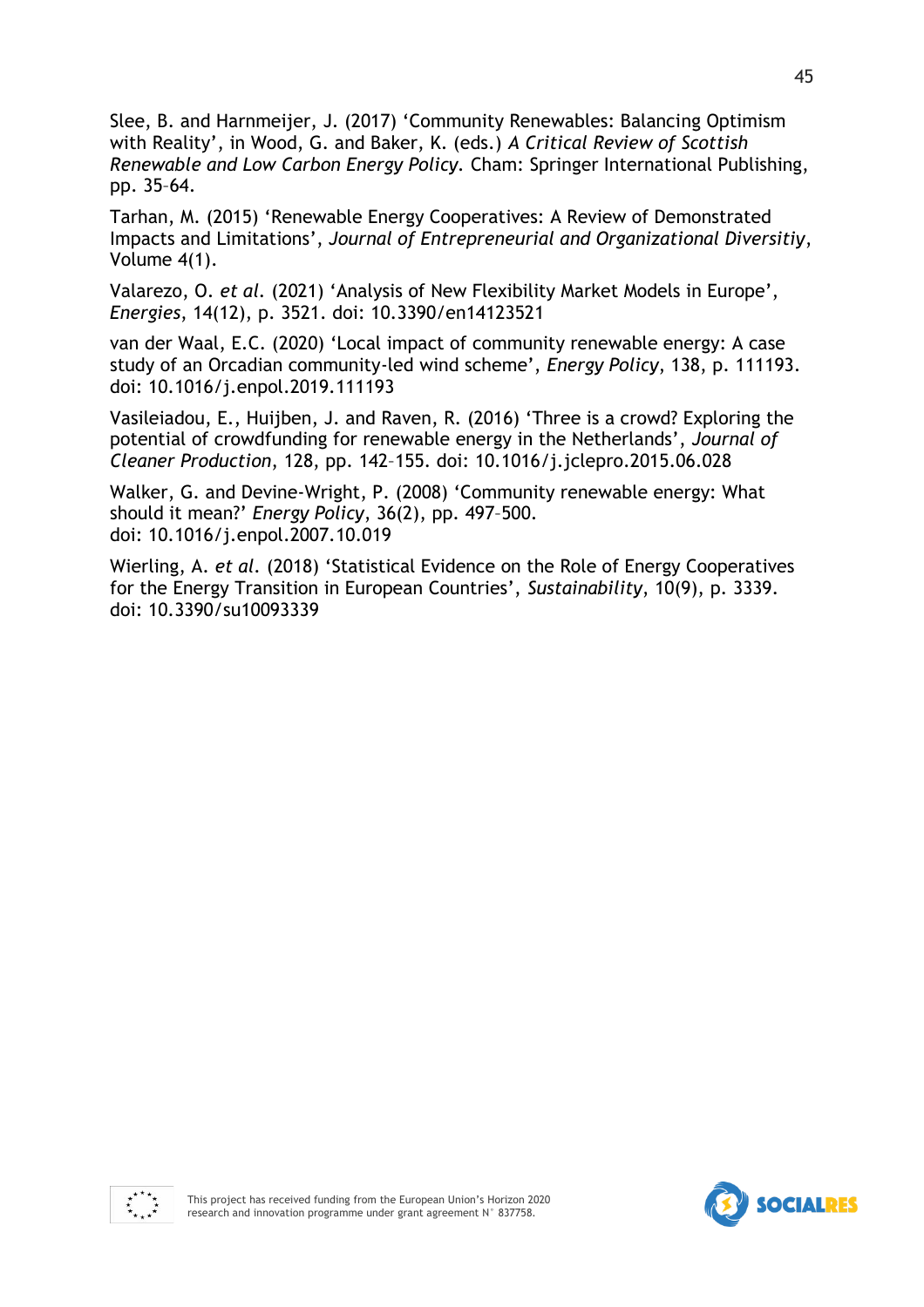Slee, B. and Harnmeijer, J. (2017) 'Community Renewables: Balancing Optimism with Reality', in Wood, G. and Baker, K. (eds.) *A Critical Review of Scottish Renewable and Low Carbon Energy Policy*. Cham: Springer International Publishing, pp. 35–64.

Tarhan, M. (2015) 'Renewable Energy Cooperatives: A Review of Demonstrated Impacts and Limitations', *Journal of Entrepreneurial and Organizational Diversitiy*, Volume 4(1).

Valarezo, O. *et al*. (2021) 'Analysis of New Flexibility Market Models in Europe', *Energies*, 14(12), p. 3521. doi: 10.3390/en14123521

van der Waal, E.C. (2020) 'Local impact of community renewable energy: A case study of an Orcadian community-led wind scheme', *Energy Policy*, 138, p. 111193. doi: 10.1016/j.enpol.2019.111193

Vasileiadou, E., Huijben, J. and Raven, R. (2016) 'Three is a crowd? Exploring the potential of crowdfunding for renewable energy in the Netherlands', *Journal of Cleaner Production*, 128, pp. 142–155. doi: 10.1016/j.jclepro.2015.06.028

Walker, G. and Devine-Wright, P. (2008) 'Community renewable energy: What should it mean?' *Energy Policy*, 36(2), pp. 497–500. doi: 10.1016/j.enpol.2007.10.019

Wierling, A. *et al*. (2018) 'Statistical Evidence on the Role of Energy Cooperatives for the Energy Transition in European Countries', *Sustainability*, 10(9), p. 3339. doi: 10.3390/su10093339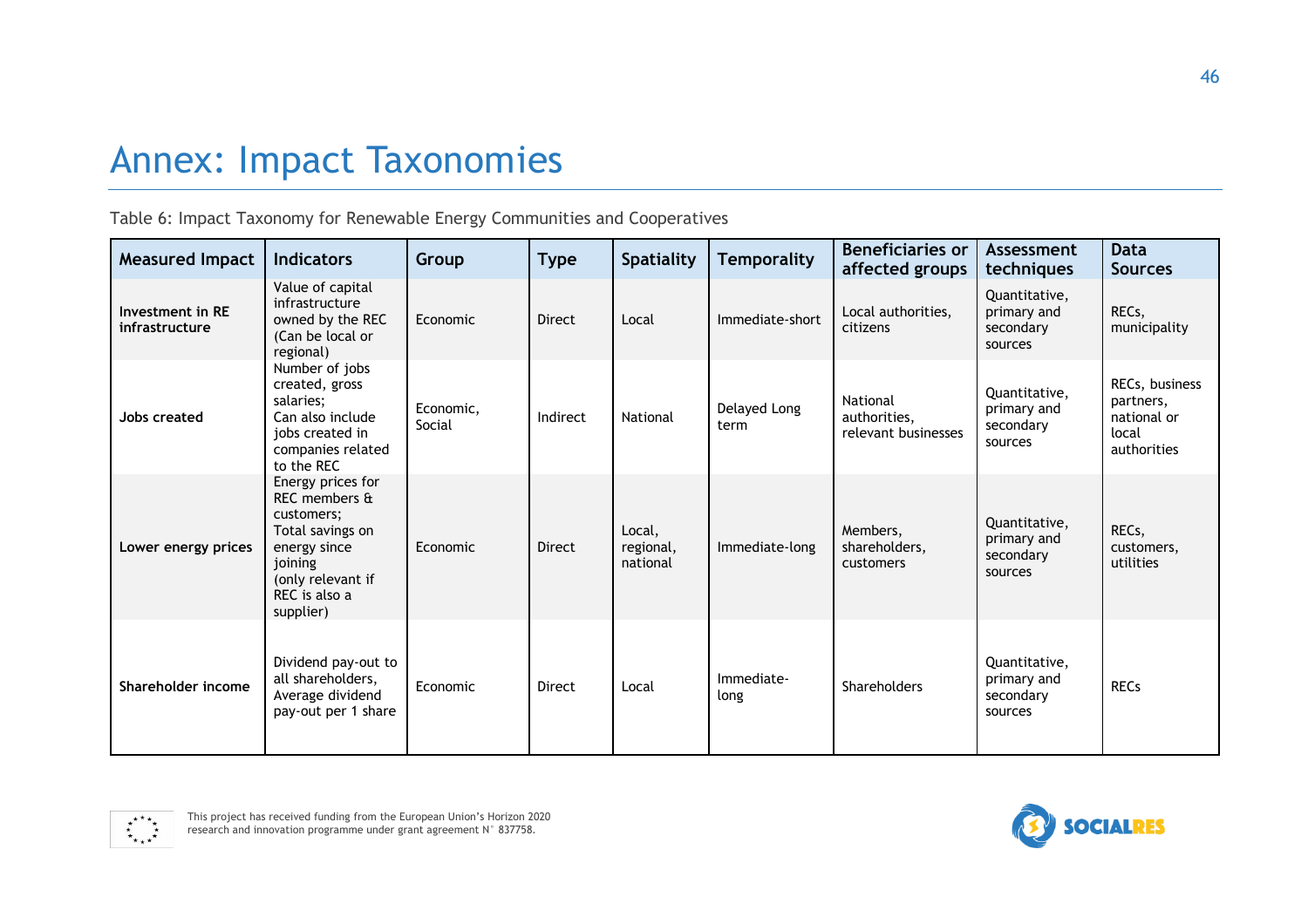# Annex: Impact Taxonomies

Table 6: Impact Taxonomy for Renewable Energy Communities and Cooperatives

| Measured Impact | Indicators | Group | Type | Spatiality | Temporality | Beneficiaries or affected groups | Assessment techniques | Data Sources |
|---|---|---|---|---|---|---|---|---|
| **Investment in RE infrastructure** | Value of capital infrastructure owned by the REC (Can be local or regional) | Economic | Direct | Local | Immediate-short | Local authorities, citizens | Quantitative, primary and secondary sources | RECs, municipality |
| **Jobs created** | Number of jobs created, gross salaries; Can also include jobs created in companies related to the REC | Economic, Social | Indirect | National | Delayed Long term | National authorities, relevant businesses | Quantitative, primary and secondary sources | RECs, business partners, national or local authorities |
| **Lower energy prices** | Energy prices for REC members & customers; Total savings on energy since joining (only relevant if REC is also a supplier) | Economic | Direct | Local, regional, national | Immediate-long | Members, shareholders, customers | Quantitative, primary and secondary sources | RECs, customers, utilities |
| **Shareholder income** | Dividend pay-out to all shareholders, Average dividend pay-out per 1 share | Economic | Direct | Local | Immediate-long | Shareholders | Quantitative, primary and secondary sources | RECs |

This project has received funding from the European Union's Horizon 2020 research and innovation programme under grant agreement N° 837758.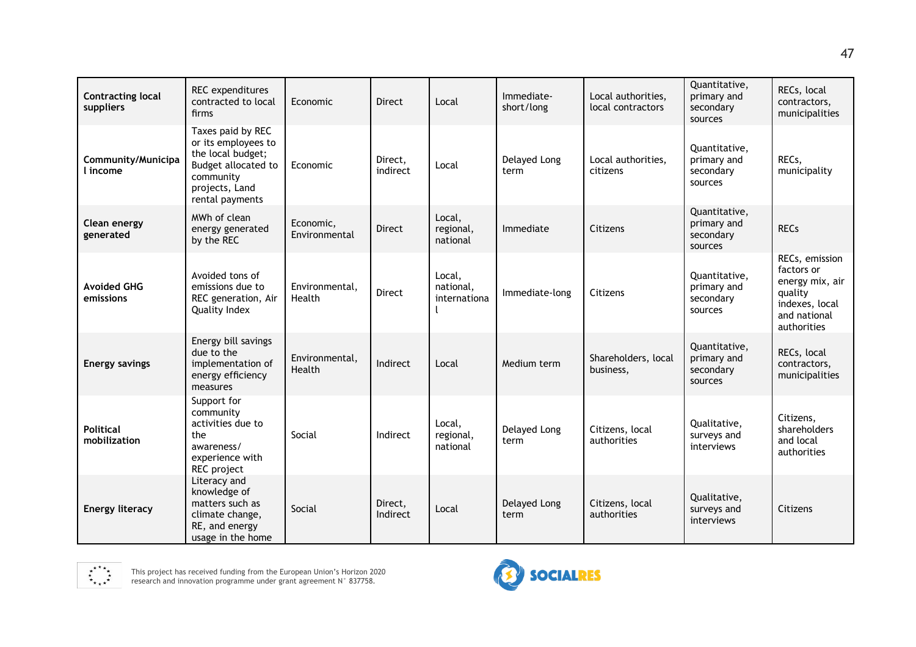| **Contracting local suppliers** | REC expenditures contracted to local firms | Economic | Direct | Local | Immediate-short/long | Local authorities, local contractors | Quantitative, primary and secondary sources | RECs, local contractors, municipalities |
|---|---|---|---|---|---|---|---|---|
| **Community/Municipal income** | Taxes paid by REC or its employees to the local budget; Budget allocated to community projects, Land rental payments | Economic | Direct, indirect | Local | Delayed Long term | Local authorities, citizens | Quantitative, primary and secondary sources | RECs, municipality |
| **Clean energy generated** | MWh of clean energy generated by the REC | Economic, Environmental | Direct | Local, regional, national | Immediate | Citizens | Quantitative, primary and secondary sources | RECs |
| **Avoided GHG emissions** | Avoided tons of emissions due to REC generation, Air Quality Index | Environmental, Health | Direct | Local, national, international | Immediate-long | Citizens | Quantitative, primary and secondary sources | RECs, emission factors or energy mix, air quality indexes, local and national authorities |
| **Energy savings** | Energy bill savings due to the implementation of energy efficiency measures | Environmental, Health | Indirect | Local | Medium term | Shareholders, local business, | Quantitative, primary and secondary sources | RECs, local contractors, municipalities |
| **Political mobilization** | Support for community activities due to the awareness/ experience with REC project | Social | Indirect | Local, regional, national | Delayed Long term | Citizens, local authorities | Qualitative, surveys and interviews | Citizens, shareholders and local authorities |
| **Energy literacy** | Literacy and knowledge of matters such as climate change, RE, and energy usage in the home | Social | Direct, Indirect | Local | Delayed Long term | Citizens, local authorities | Qualitative, surveys and interviews | Citizens |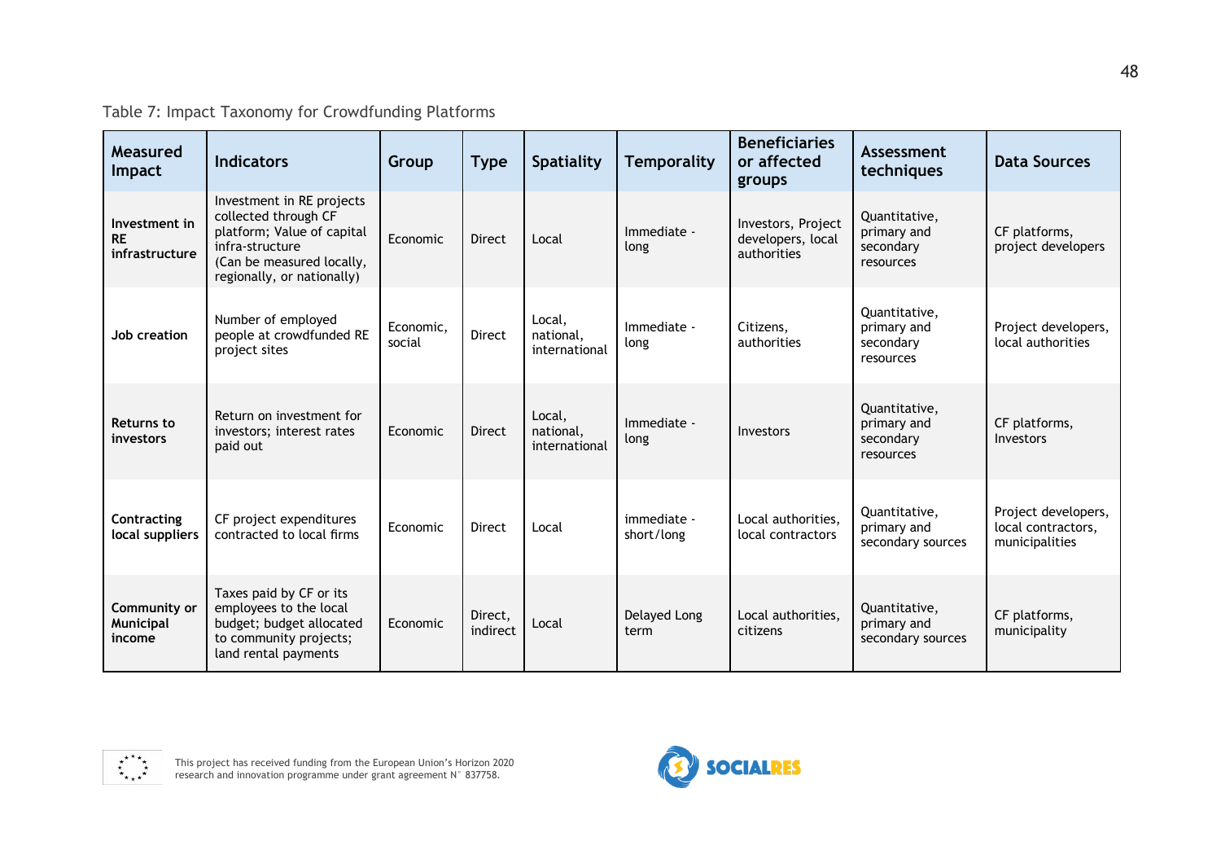Table 7: Impact Taxonomy for Crowdfunding Platforms

| Measured Impact | Indicators | Group | Type | Spatiality | Temporality | Beneficiaries or affected groups | Assessment techniques | Data Sources |
|---|---|---|---|---|---|---|---|---|
| **Investment in RE infrastructure** | Investment in RE projects collected through CF platform; Value of capital infra-structure (Can be measured locally, regionally, or nationally) | Economic | Direct | Local | Immediate - long | Investors, Project developers, local authorities | Quantitative, primary and secondary resources | CF platforms, project developers |
| **Job creation** | Number of employed people at crowdfunded RE project sites | Economic, social | Direct | Local, national, international | Immediate - long | Citizens, authorities | Quantitative, primary and secondary resources | Project developers, local authorities |
| **Returns to investors** | Return on investment for investors; interest rates paid out | Economic | Direct | Local, national, international | Immediate - long | Investors | Quantitative, primary and secondary resources | CF platforms, Investors |
| **Contracting local suppliers** | CF project expenditures contracted to local firms | Economic | Direct | Local | immediate - short/long | Local authorities, local contractors | Quantitative, primary and secondary sources | Project developers, local contractors, municipalities |
| **Community or Municipal income** | Taxes paid by CF or its employees to the local budget; budget allocated to community projects; land rental payments | Economic | Direct, indirect | Local | Delayed Long term | Local authorities, citizens | Quantitative, primary and secondary sources | CF platforms, municipality |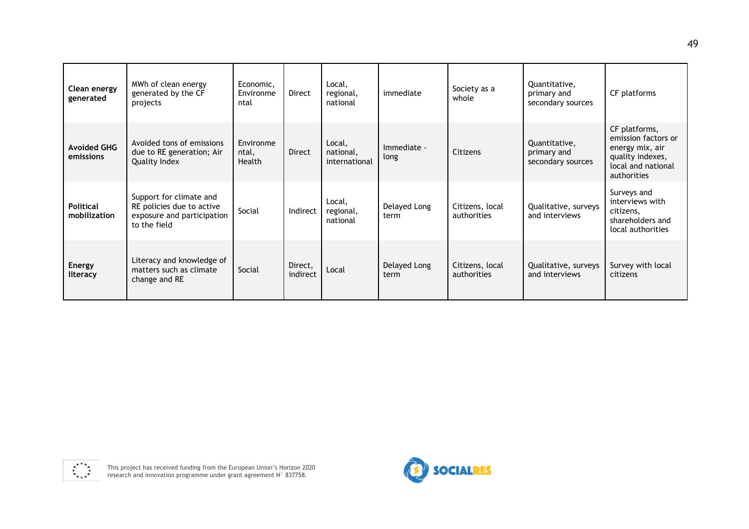| **Clean energy generated** | MWh of clean energy generated by the CF projects | Economic, Environmental | Direct | Local, regional, national | immediate | Society as a whole | Quantitative, primary and secondary sources | CF platforms |
|---|---|---|---|---|---|---|---|---|
| **Avoided GHG emissions** | Avoided tons of emissions due to RE generation; Air Quality Index | Environmental, Health | Direct | Local, national, international | Immediate - long | Citizens | Quantitative, primary and secondary sources | CF platforms, emission factors or energy mix, air quality indexes, local and national authorities |
| **Political mobilization** | Support for climate and RE policies due to active exposure and participation to the field | Social | Indirect | Local, regional, national | Delayed Long term | Citizens, local authorities | Qualitative, surveys and interviews | Surveys and interviews with citizens, shareholders and local authorities |
| **Energy literacy** | Literacy and knowledge of matters such as climate change and RE | Social | Direct, indirect | Local | Delayed Long term | Citizens, local authorities | Qualitative, surveys and interviews | Survey with local citizens |

This project has received funding from the European Union's Horizon 2020 research and innovation programme under grant agreement N° 837758.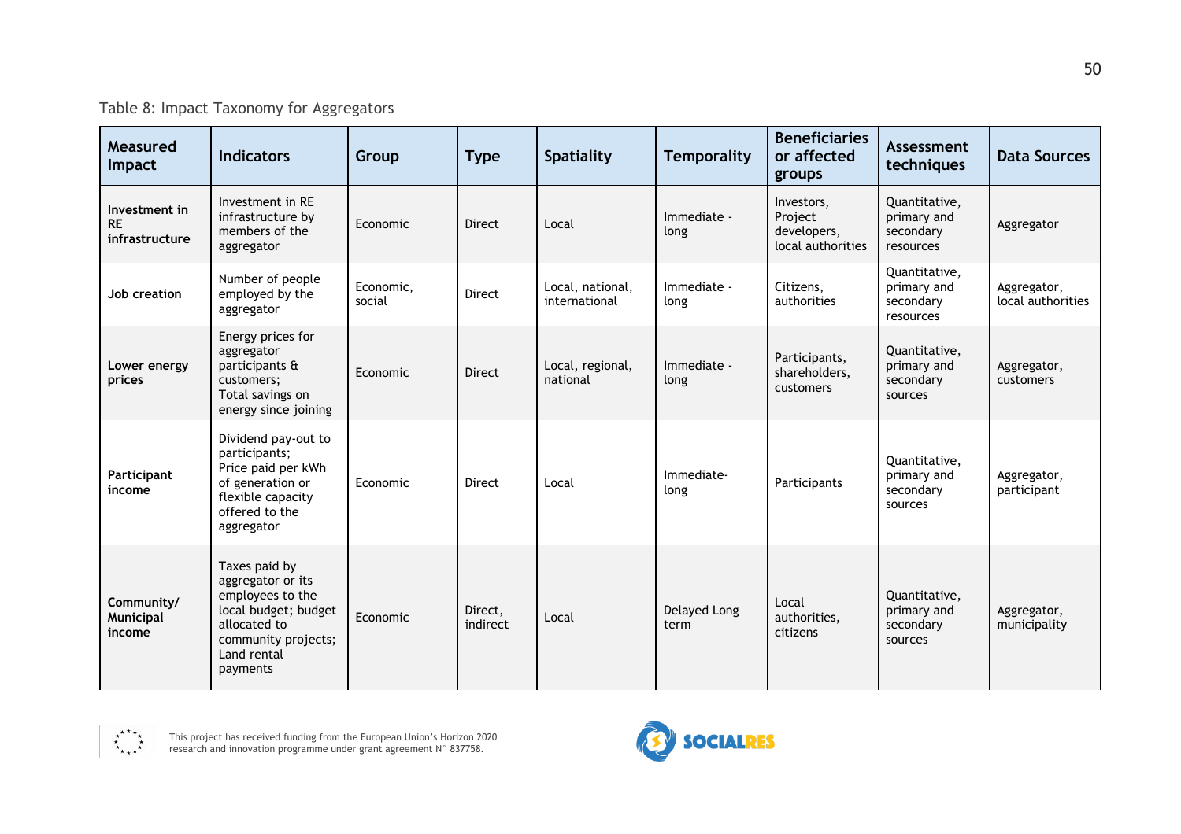Table 8: Impact Taxonomy for Aggregators

| Measured Impact | Indicators | Group | Type | Spatiality | Temporality | Beneficiaries or affected groups | Assessment techniques | Data Sources |
|---|---|---|---|---|---|---|---|---|
| **Investment in RE infrastructure** | Investment in RE infrastructure by members of the aggregator | Economic | Direct | Local | Immediate - long | Investors, Project developers, local authorities | Quantitative, primary and secondary resources | Aggregator |
| **Job creation** | Number of people employed by the aggregator | Economic, social | Direct | Local, national, international | Immediate - long | Citizens, authorities | Quantitative, primary and secondary resources | Aggregator, local authorities |
| **Lower energy prices** | Energy prices for aggregator participants & customers; Total savings on energy since joining | Economic | Direct | Local, regional, national | Immediate - long | Participants, shareholders, customers | Quantitative, primary and secondary sources | Aggregator, customers |
| **Participant income** | Dividend pay-out to participants; Price paid per kWh of generation or flexible capacity offered to the aggregator | Economic | Direct | Local | Immediate-long | Participants | Quantitative, primary and secondary sources | Aggregator, participant |
| **Community/ Municipal income** | Taxes paid by aggregator or its employees to the local budget; budget allocated to community projects; Land rental payments | Economic | Direct, indirect | Local | Delayed Long term | Local authorities, citizens | Quantitative, primary and secondary sources | Aggregator, municipality |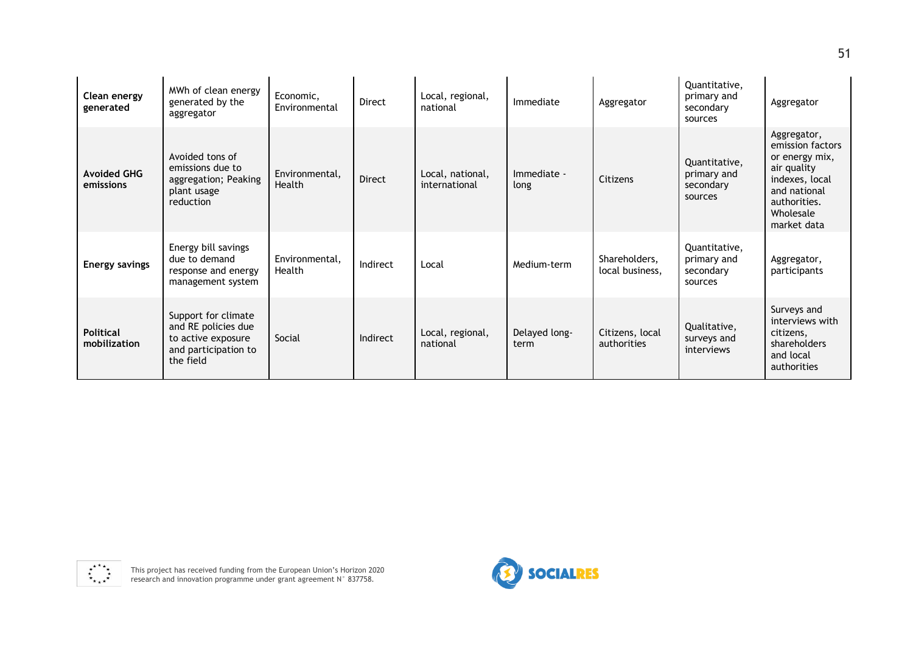| | | | | | | | | |
|---|---|---|---|---|---|---|---|---|
| **Clean energy generated** | MWh of clean energy generated by the aggregator | Economic, Environmental | Direct | Local, regional, national | Immediate | Aggregator | Quantitative, primary and secondary sources | Aggregator |
| **Avoided GHG emissions** | Avoided tons of emissions due to aggregation; Peaking plant usage reduction | Environmental, Health | Direct | Local, national, international | Immediate - long | Citizens | Quantitative, primary and secondary sources | Aggregator, emission factors or energy mix, air quality indexes, local and national authorities. Wholesale market data |
| **Energy savings** | Energy bill savings due to demand response and energy management system | Environmental, Health | Indirect | Local | Medium-term | Shareholders, local business, | Quantitative, primary and secondary sources | Aggregator, participants |
| **Political mobilization** | Support for climate and RE policies due to active exposure and participation to the field | Social | Indirect | Local, regional, national | Delayed long-term | Citizens, local authorities | Qualitative, surveys and interviews | Surveys and interviews with citizens, shareholders and local authorities |

This project has received funding from the European Union's Horizon 2020 research and innovation programme under grant agreement N° 837758.